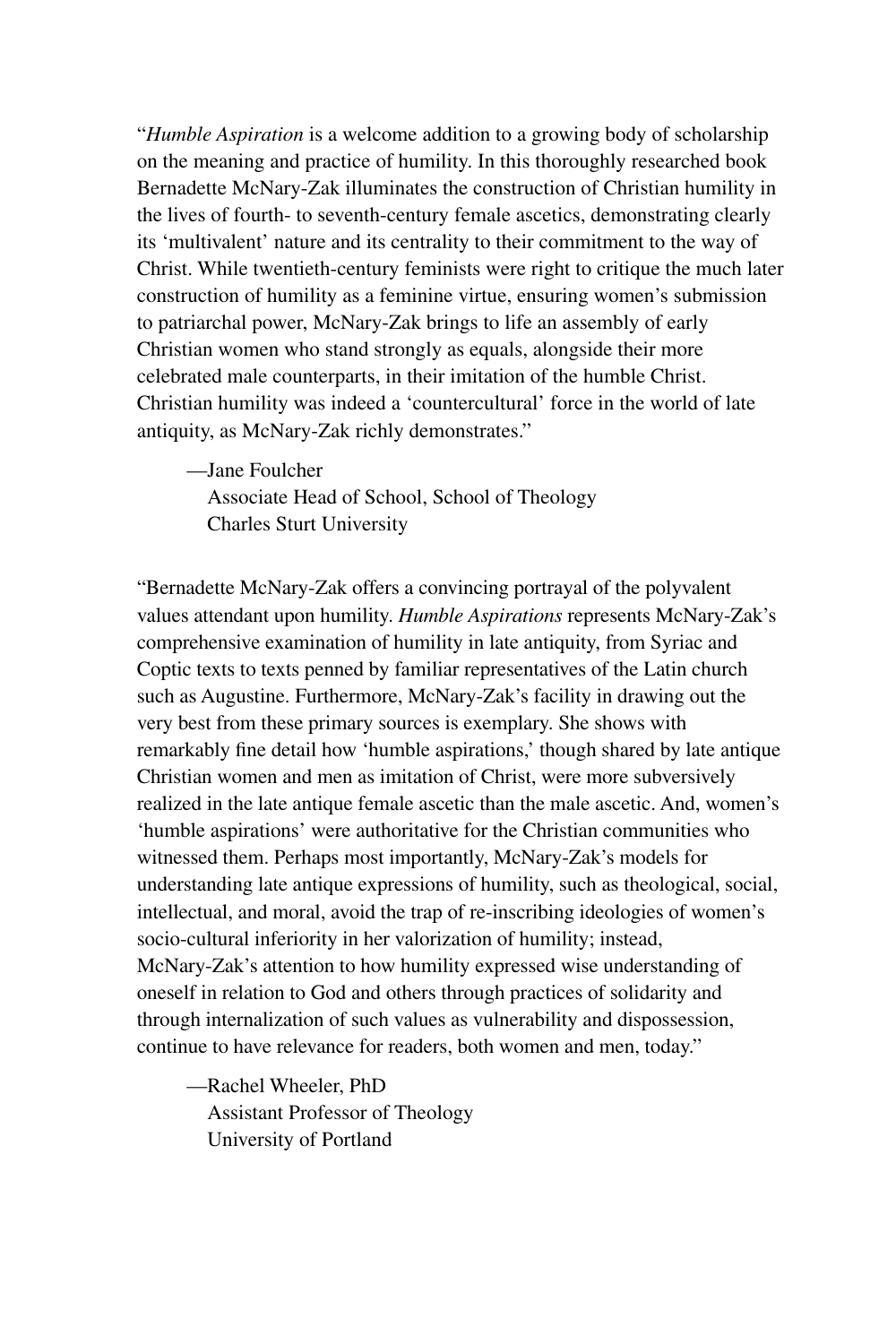"*Humble Aspiration* is a welcome addition to a growing body of scholarship on the meaning and practice of humility. In this thoroughly researched book Bernadette McNary-Zak illuminates the construction of Christian humility in the lives of fourth- to seventh-century female ascetics, demonstrating clearly its 'multivalent' nature and its centrality to their commitment to the way of Christ. While twentieth-century feminists were right to critique the much later construction of humility as a feminine virtue, ensuring women's submission to patriarchal power, McNary-Zak brings to life an assembly of early Christian women who stand strongly as equals, alongside their more celebrated male counterparts, in their imitation of the humble Christ. Christian humility was indeed a 'countercultural' force in the world of late antiquity, as McNary-Zak richly demonstrates."

—Jane Foulcher
Associate Head of School, School of Theology
Charles Sturt University

"Bernadette McNary-Zak offers a convincing portrayal of the polyvalent values attendant upon humility. *Humble Aspirations* represents McNary-Zak's comprehensive examination of humility in late antiquity, from Syriac and Coptic texts to texts penned by familiar representatives of the Latin church such as Augustine. Furthermore, McNary-Zak's facility in drawing out the very best from these primary sources is exemplary. She shows with remarkably fine detail how 'humble aspirations,' though shared by late antique Christian women and men as imitation of Christ, were more subversively realized in the late antique female ascetic than the male ascetic. And, women's 'humble aspirations' were authoritative for the Christian communities who witnessed them. Perhaps most importantly, McNary-Zak's models for understanding late antique expressions of humility, such as theological, social, intellectual, and moral, avoid the trap of re-inscribing ideologies of women's socio-cultural inferiority in her valorization of humility; instead, McNary-Zak's attention to how humility expressed wise understanding of oneself in relation to God and others through practices of solidarity and through internalization of such values as vulnerability and dispossession, continue to have relevance for readers, both women and men, today."

—Rachel Wheeler, PhD
Assistant Professor of Theology
University of Portland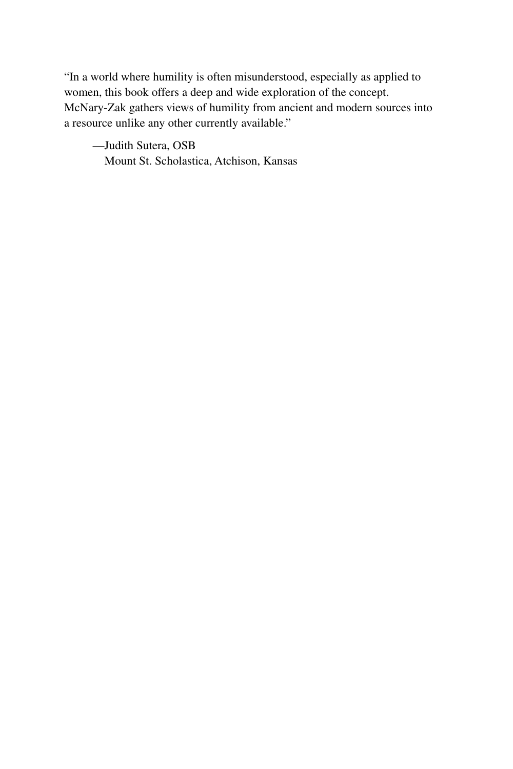"In a world where humility is often misunderstood, especially as applied to women, this book offers a deep and wide exploration of the concept. McNary-Zak gathers views of humility from ancient and modern sources into a resource unlike any other currently available."

—Judith Sutera, OSB  
Mount St. Scholastica, Atchison, Kansas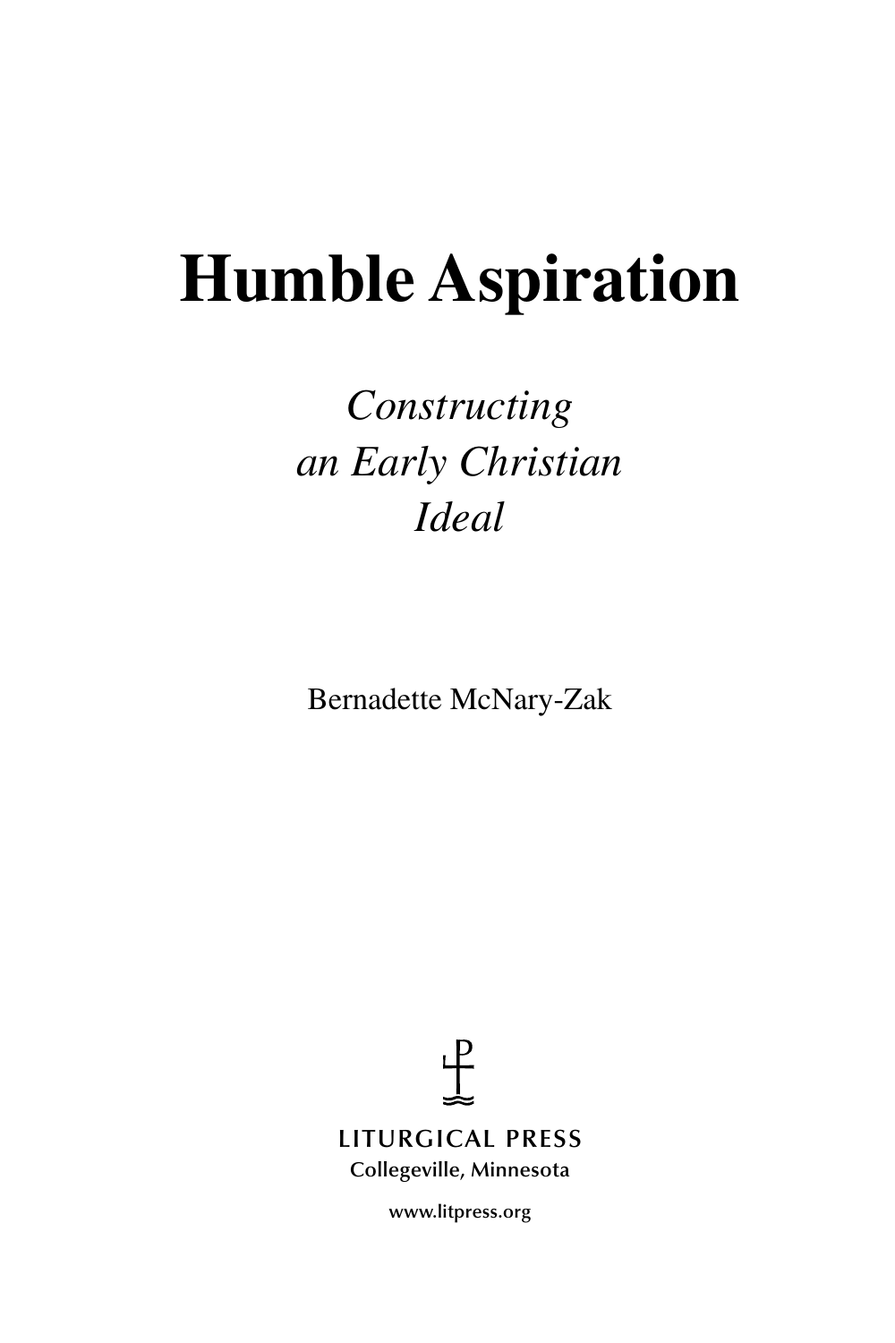# Humble Aspiration

*Constructing*
*an Early Christian*
*Ideal*

Bernadette McNary-Zak

LITURGICAL PRESS
Collegeville, Minnesota

www.litpress.org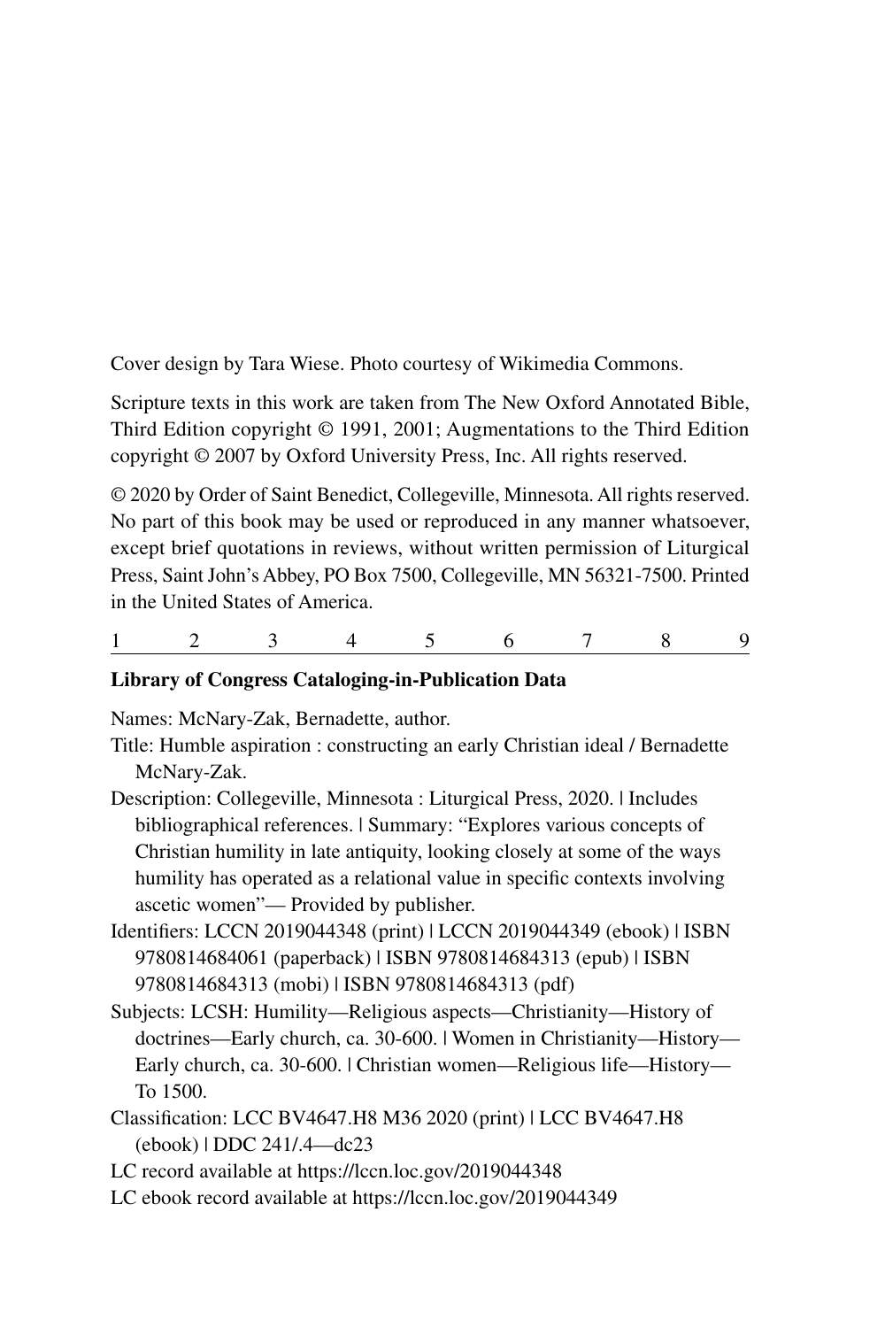Cover design by Tara Wiese. Photo courtesy of Wikimedia Commons.

Scripture texts in this work are taken from The New Oxford Annotated Bible, Third Edition copyright © 1991, 2001; Augmentations to the Third Edition copyright © 2007 by Oxford University Press, Inc. All rights reserved.

© 2020 by Order of Saint Benedict, Collegeville, Minnesota. All rights reserved. No part of this book may be used or reproduced in any manner whatsoever, except brief quotations in reviews, without written permission of Liturgical Press, Saint John's Abbey, PO Box 7500, Collegeville, MN 56321-7500. Printed in the United States of America.

1 2 3 4 5 6 7 8 9

**Library of Congress Cataloging-in-Publication Data**

Names: McNary-Zak, Bernadette, author.

Title: Humble aspiration : constructing an early Christian ideal / Bernadette McNary-Zak.

Description: Collegeville, Minnesota : Liturgical Press, 2020. | Includes bibliographical references. | Summary: "Explores various concepts of Christian humility in late antiquity, looking closely at some of the ways humility has operated as a relational value in specific contexts involving ascetic women"— Provided by publisher.

Identifiers: LCCN 2019044348 (print) | LCCN 2019044349 (ebook) | ISBN 9780814684061 (paperback) | ISBN 9780814684313 (epub) | ISBN 9780814684313 (mobi) | ISBN 9780814684313 (pdf)

Subjects: LCSH: Humility—Religious aspects—Christianity—History of doctrines—Early church, ca. 30-600. | Women in Christianity—History—Early church, ca. 30-600. | Christian women—Religious life—History—To 1500.

Classification: LCC BV4647.H8 M36 2020 (print) | LCC BV4647.H8 (ebook) | DDC 241/.4—dc23

LC record available at https://lccn.loc.gov/2019044348

LC ebook record available at https://lccn.loc.gov/2019044349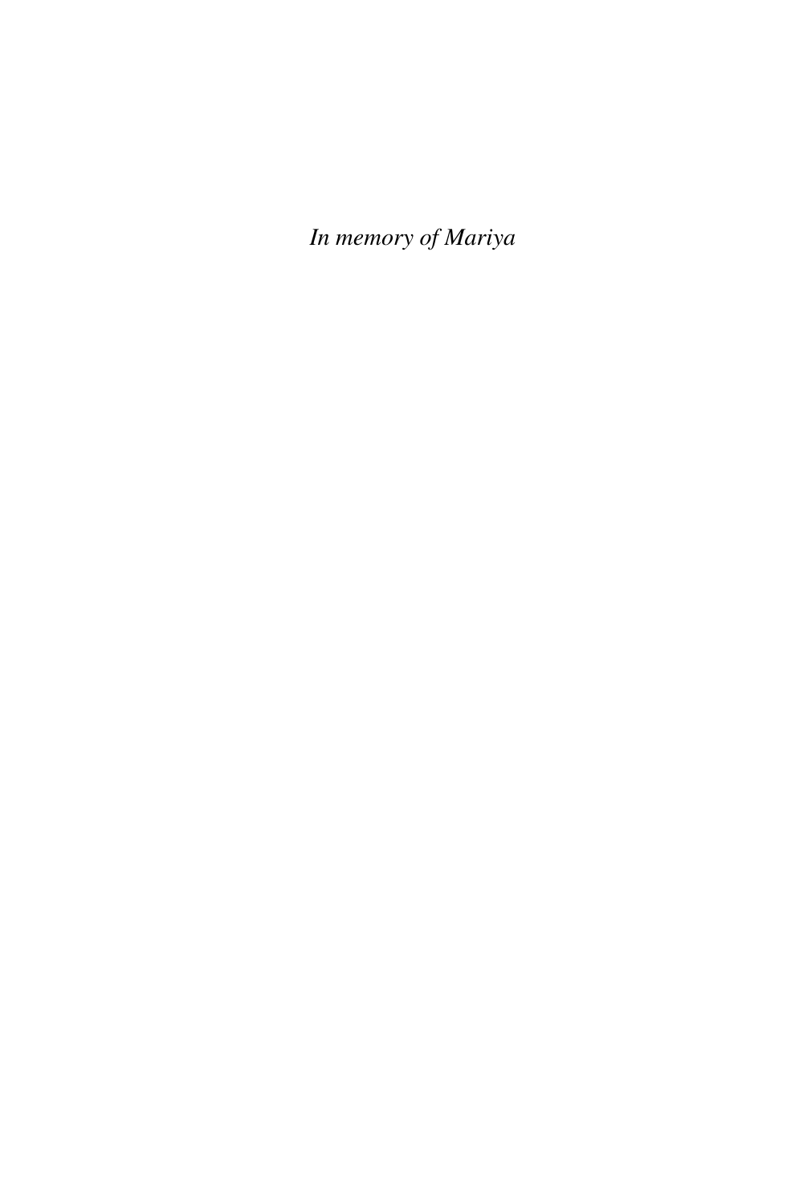*In memory of Mariya*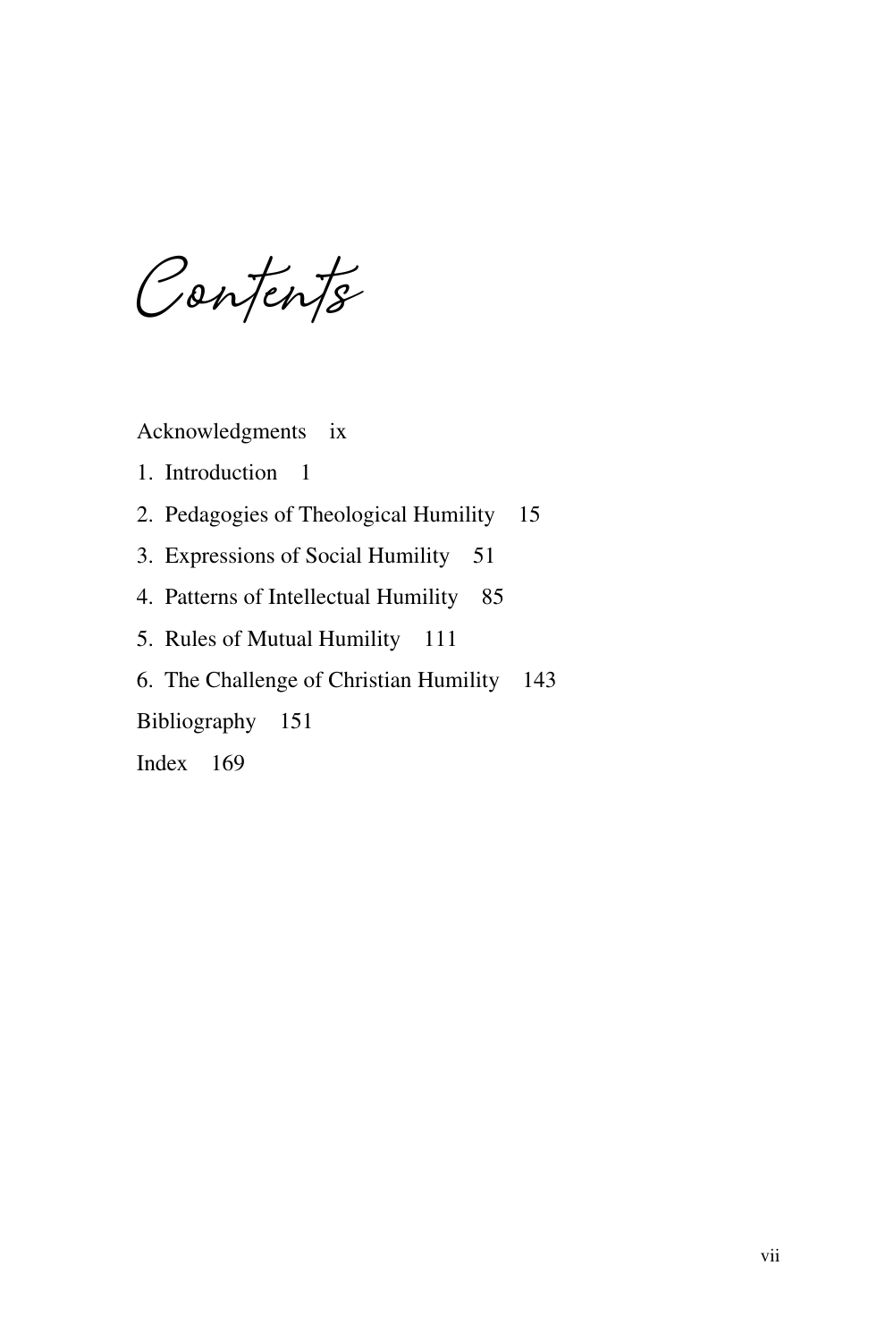# Contents

Acknowledgments ix

1. Introduction 1
2. Pedagogies of Theological Humility 15
3. Expressions of Social Humility 51
4. Patterns of Intellectual Humility 85
5. Rules of Mutual Humility 111
6. The Challenge of Christian Humility 143

Bibliography 151

Index 169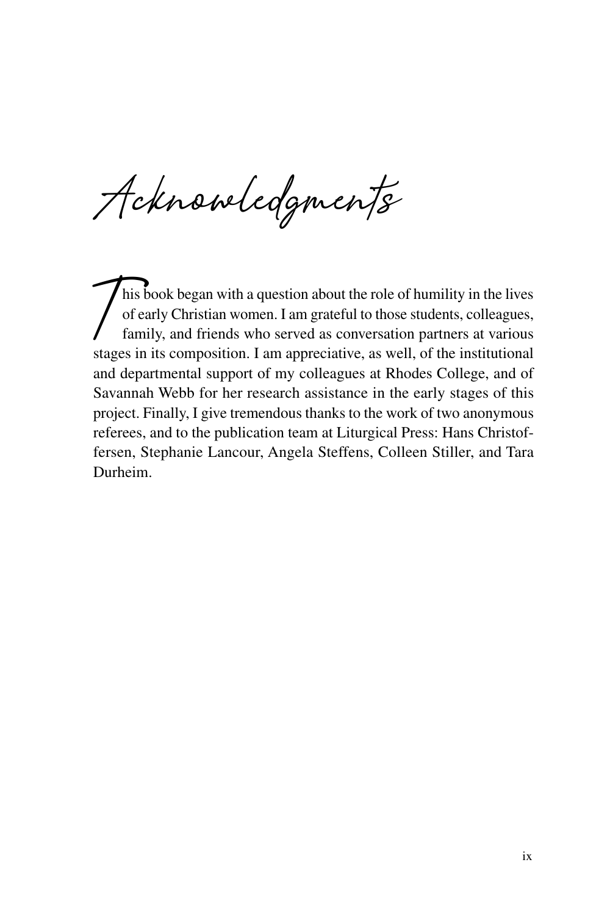# Acknowledgments

This book began with a question about the role of humility in the lives of early Christian women. I am grateful to those students, colleagues, family, and friends who served as conversation partners at various stages in its composition. I am appreciative, as well, of the institutional and departmental support of my colleagues at Rhodes College, and of Savannah Webb for her research assistance in the early stages of this project. Finally, I give tremendous thanks to the work of two anonymous referees, and to the publication team at Liturgical Press: Hans Christoffersen, Stephanie Lancour, Angela Steffens, Colleen Stiller, and Tara Durheim.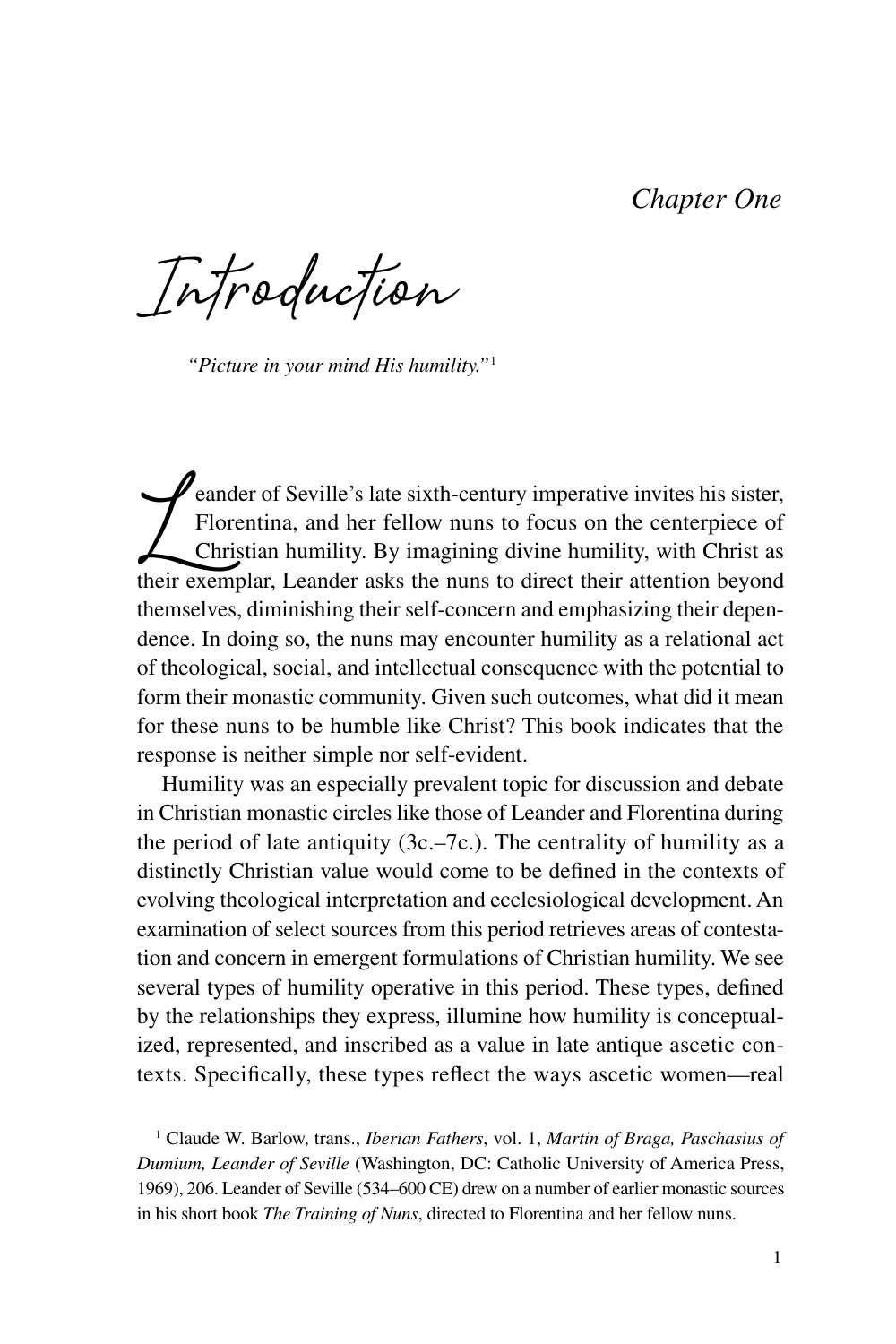*Chapter One*

# Introduction

*"Picture in your mind His humility."*[1]

Leander of Seville's late sixth-century imperative invites his sister, Florentina, and her fellow nuns to focus on the centerpiece of Christian humility. By imagining divine humility, with Christ as their exemplar, Leander asks the nuns to direct their attention beyond themselves, diminishing their self-concern and emphasizing their dependence. In doing so, the nuns may encounter humility as a relational act of theological, social, and intellectual consequence with the potential to form their monastic community. Given such outcomes, what did it mean for these nuns to be humble like Christ? This book indicates that the response is neither simple nor self-evident.

Humility was an especially prevalent topic for discussion and debate in Christian monastic circles like those of Leander and Florentina during the period of late antiquity (3c.–7c.). The centrality of humility as a distinctly Christian value would come to be defined in the contexts of evolving theological interpretation and ecclesiological development. An examination of select sources from this period retrieves areas of contestation and concern in emergent formulations of Christian humility. We see several types of humility operative in this period. These types, defined by the relationships they express, illumine how humility is conceptualized, represented, and inscribed as a value in late antique ascetic contexts. Specifically, these types reflect the ways ascetic women—real

[1] Claude W. Barlow, trans., *Iberian Fathers*, vol. 1, *Martin of Braga, Paschasius of Dumium, Leander of Seville* (Washington, DC: Catholic University of America Press, 1969), 206. Leander of Seville (534–600 CE) drew on a number of earlier monastic sources in his short book *The Training of Nuns*, directed to Florentina and her fellow nuns.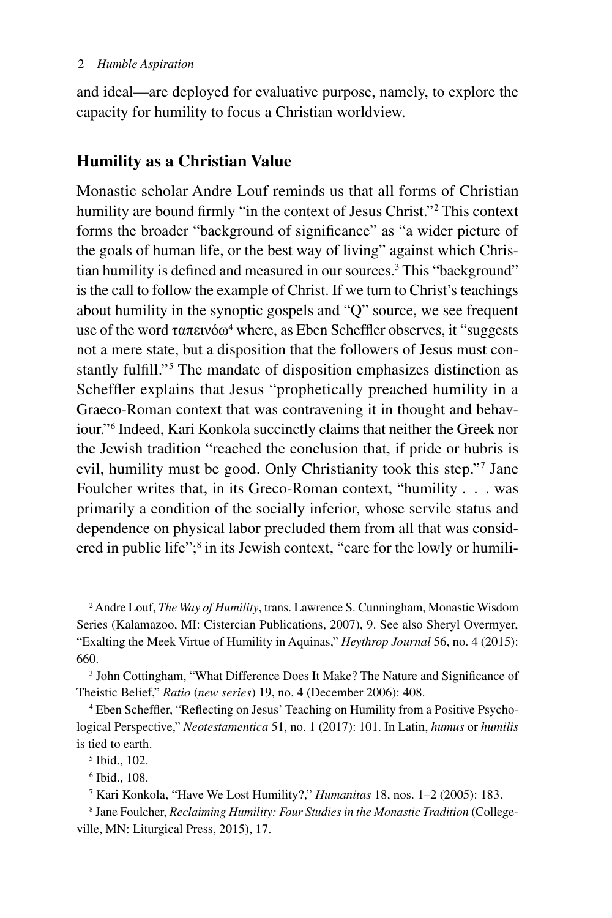and ideal—are deployed for evaluative purpose, namely, to explore the capacity for humility to focus a Christian worldview.

## Humility as a Christian Value

Monastic scholar Andre Louf reminds us that all forms of Christian humility are bound firmly "in the context of Jesus Christ."[2] This context forms the broader "background of significance" as "a wider picture of the goals of human life, or the best way of living" against which Christian humility is defined and measured in our sources.[3] This "background" is the call to follow the example of Christ. If we turn to Christ's teachings about humility in the synoptic gospels and "Q" source, we see frequent use of the word ταπεινόω[4] where, as Eben Scheffler observes, it "suggests not a mere state, but a disposition that the followers of Jesus must constantly fulfill."[5] The mandate of disposition emphasizes distinction as Scheffler explains that Jesus "prophetically preached humility in a Graeco-Roman context that was contravening it in thought and behaviour."[6] Indeed, Kari Konkola succinctly claims that neither the Greek nor the Jewish tradition "reached the conclusion that, if pride or hubris is evil, humility must be good. Only Christianity took this step."[7] Jane Foulcher writes that, in its Greco-Roman context, "humility . . . was primarily a condition of the socially inferior, whose servile status and dependence on physical labor precluded them from all that was considered in public life";[8] in its Jewish context, "care for the lowly or humili-

[2] Andre Louf, *The Way of Humility*, trans. Lawrence S. Cunningham, Monastic Wisdom Series (Kalamazoo, MI: Cistercian Publications, 2007), 9. See also Sheryl Overmyer, "Exalting the Meek Virtue of Humility in Aquinas," *Heythrop Journal* 56, no. 4 (2015): 660.

[3] John Cottingham, "What Difference Does It Make? The Nature and Significance of Theistic Belief," *Ratio* (*new series*) 19, no. 4 (December 2006): 408.

[4] Eben Scheffler, "Reflecting on Jesus' Teaching on Humility from a Positive Psychological Perspective," *Neotestamentica* 51, no. 1 (2017): 101. In Latin, *humus* or *humilis* is tied to earth.

[5] Ibid., 102.

[6] Ibid., 108.

[7] Kari Konkola, "Have We Lost Humility?," *Humanitas* 18, nos. 1–2 (2005): 183.

[8] Jane Foulcher, *Reclaiming Humility: Four Studies in the Monastic Tradition* (Collegeville, MN: Liturgical Press, 2015), 17.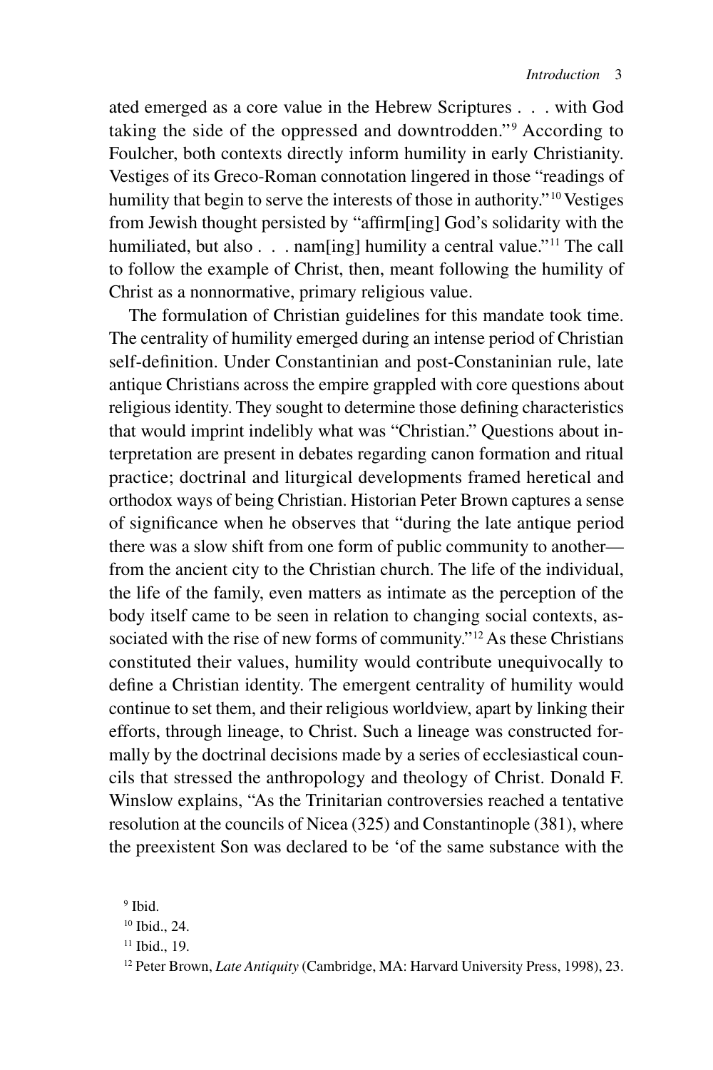ated emerged as a core value in the Hebrew Scriptures . . . with God taking the side of the oppressed and downtrodden."[9] According to Foulcher, both contexts directly inform humility in early Christianity. Vestiges of its Greco-Roman connotation lingered in those "readings of humility that begin to serve the interests of those in authority."[10] Vestiges from Jewish thought persisted by "affirm[ing] God's solidarity with the humiliated, but also . . . nam[ing] humility a central value."[11] The call to follow the example of Christ, then, meant following the humility of Christ as a nonnormative, primary religious value.

The formulation of Christian guidelines for this mandate took time. The centrality of humility emerged during an intense period of Christian self-definition. Under Constantinian and post-Constaninian rule, late antique Christians across the empire grappled with core questions about religious identity. They sought to determine those defining characteristics that would imprint indelibly what was "Christian." Questions about interpretation are present in debates regarding canon formation and ritual practice; doctrinal and liturgical developments framed heretical and orthodox ways of being Christian. Historian Peter Brown captures a sense of significance when he observes that "during the late antique period there was a slow shift from one form of public community to another—from the ancient city to the Christian church. The life of the individual, the life of the family, even matters as intimate as the perception of the body itself came to be seen in relation to changing social contexts, associated with the rise of new forms of community."[12] As these Christians constituted their values, humility would contribute unequivocally to define a Christian identity. The emergent centrality of humility would continue to set them, and their religious worldview, apart by linking their efforts, through lineage, to Christ. Such a lineage was constructed formally by the doctrinal decisions made by a series of ecclesiastical councils that stressed the anthropology and theology of Christ. Donald F. Winslow explains, "As the Trinitarian controversies reached a tentative resolution at the councils of Nicea (325) and Constantinople (381), where the preexistent Son was declared to be 'of the same substance with the

[9] Ibid.

[10] Ibid., 24.

[11] Ibid., 19.

[12] Peter Brown, *Late Antiquity* (Cambridge, MA: Harvard University Press, 1998), 23.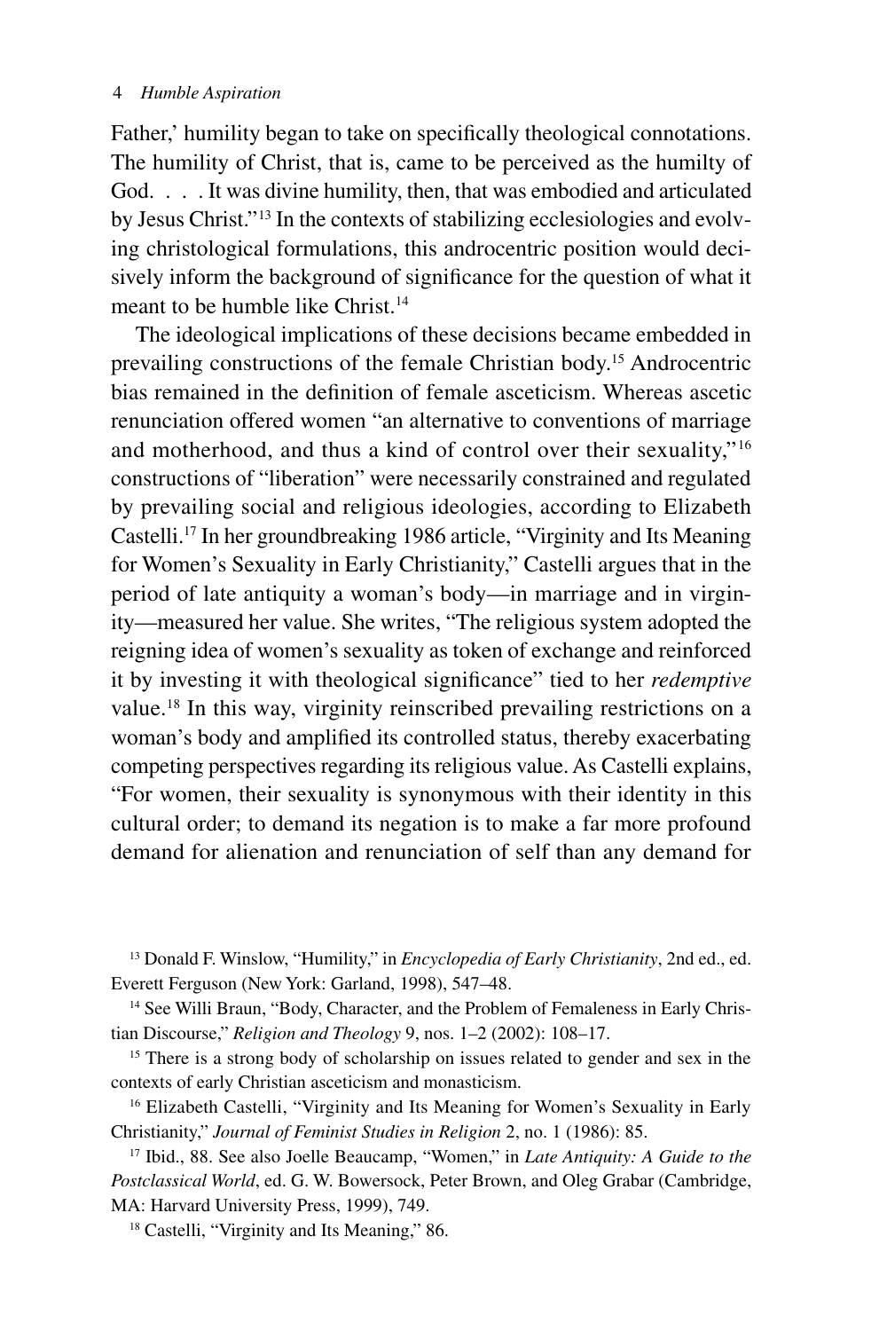Father,' humility began to take on specifically theological connotations. The humility of Christ, that is, came to be perceived as the humilty of God. . . . It was divine humility, then, that was embodied and articulated by Jesus Christ."[13] In the contexts of stabilizing ecclesiologies and evolving christological formulations, this androcentric position would decisively inform the background of significance for the question of what it meant to be humble like Christ.[14]

The ideological implications of these decisions became embedded in prevailing constructions of the female Christian body.[15] Androcentric bias remained in the definition of female asceticism. Whereas ascetic renunciation offered women "an alternative to conventions of marriage and motherhood, and thus a kind of control over their sexuality,"[16] constructions of "liberation" were necessarily constrained and regulated by prevailing social and religious ideologies, according to Elizabeth Castelli.[17] In her groundbreaking 1986 article, "Virginity and Its Meaning for Women's Sexuality in Early Christianity," Castelli argues that in the period of late antiquity a woman's body—in marriage and in virginity—measured her value. She writes, "The religious system adopted the reigning idea of women's sexuality as token of exchange and reinforced it by investing it with theological significance" tied to her *redemptive* value.[18] In this way, virginity reinscribed prevailing restrictions on a woman's body and amplified its controlled status, thereby exacerbating competing perspectives regarding its religious value. As Castelli explains, "For women, their sexuality is synonymous with their identity in this cultural order; to demand its negation is to make a far more profound demand for alienation and renunciation of self than any demand for

[13] Donald F. Winslow, "Humility," in *Encyclopedia of Early Christianity*, 2nd ed., ed. Everett Ferguson (New York: Garland, 1998), 547–48.

[14] See Willi Braun, "Body, Character, and the Problem of Femaleness in Early Christian Discourse," *Religion and Theology* 9, nos. 1–2 (2002): 108–17.

[15] There is a strong body of scholarship on issues related to gender and sex in the contexts of early Christian asceticism and monasticism.

[16] Elizabeth Castelli, "Virginity and Its Meaning for Women's Sexuality in Early Christianity," *Journal of Feminist Studies in Religion* 2, no. 1 (1986): 85.

[17] Ibid., 88. See also Joelle Beaucamp, "Women," in *Late Antiquity: A Guide to the Postclassical World*, ed. G. W. Bowersock, Peter Brown, and Oleg Grabar (Cambridge, MA: Harvard University Press, 1999), 749.

[18] Castelli, "Virginity and Its Meaning," 86.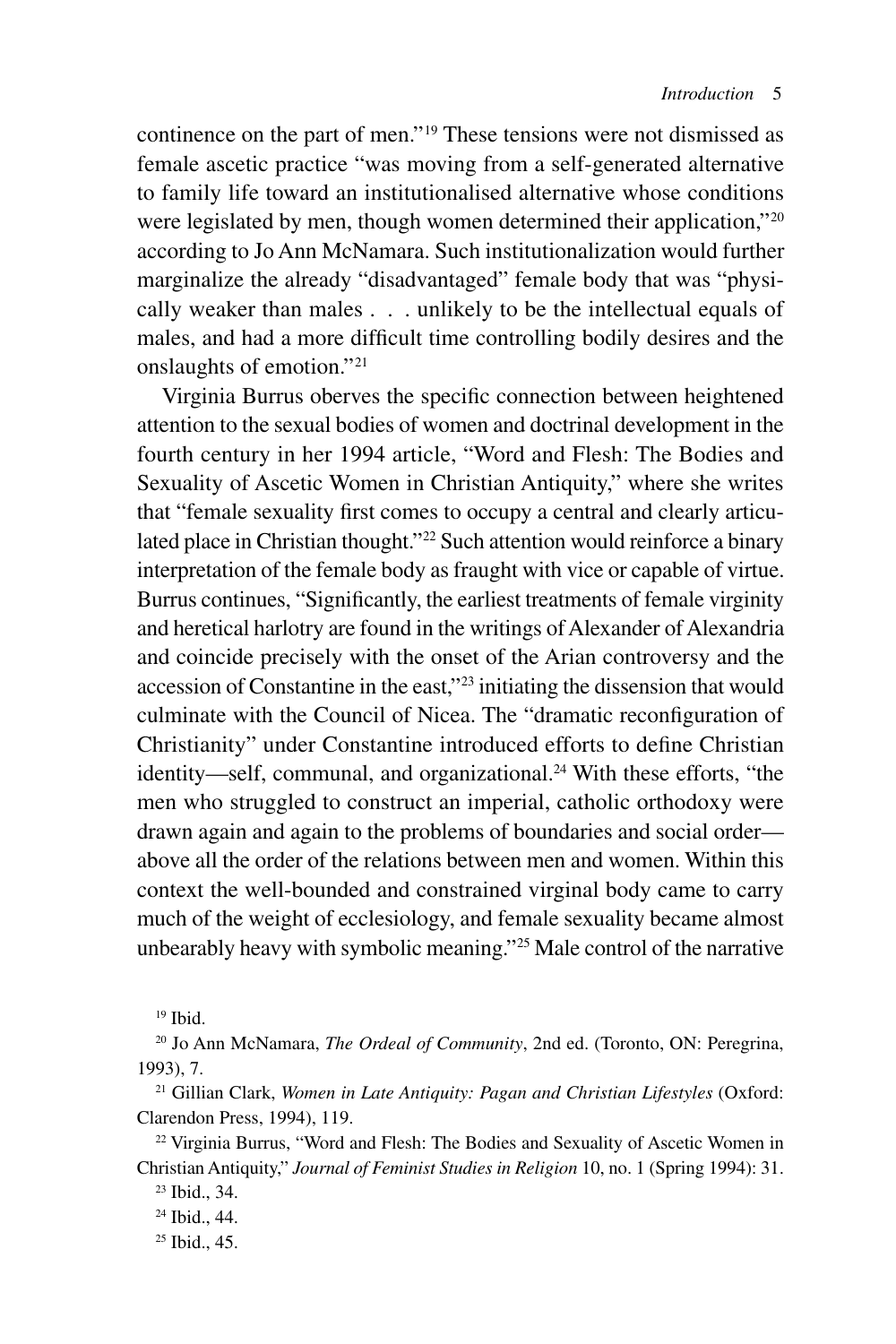continence on the part of men."[19] These tensions were not dismissed as female ascetic practice "was moving from a self-generated alternative to family life toward an institutionalised alternative whose conditions were legislated by men, though women determined their application,"[20] according to Jo Ann McNamara. Such institutionalization would further marginalize the already "disadvantaged" female body that was "physically weaker than males . . . unlikely to be the intellectual equals of males, and had a more difficult time controlling bodily desires and the onslaughts of emotion."[21]

Virginia Burrus oberves the specific connection between heightened attention to the sexual bodies of women and doctrinal development in the fourth century in her 1994 article, "Word and Flesh: The Bodies and Sexuality of Ascetic Women in Christian Antiquity," where she writes that "female sexuality first comes to occupy a central and clearly articulated place in Christian thought."[22] Such attention would reinforce a binary interpretation of the female body as fraught with vice or capable of virtue. Burrus continues, "Significantly, the earliest treatments of female virginity and heretical harlotry are found in the writings of Alexander of Alexandria and coincide precisely with the onset of the Arian controversy and the accession of Constantine in the east,"[23] initiating the dissension that would culminate with the Council of Nicea. The "dramatic reconfiguration of Christianity" under Constantine introduced efforts to define Christian identity—self, communal, and organizational.[24] With these efforts, "the men who struggled to construct an imperial, catholic orthodoxy were drawn again and again to the problems of boundaries and social order—above all the order of the relations between men and women. Within this context the well-bounded and constrained virginal body came to carry much of the weight of ecclesiology, and female sexuality became almost unbearably heavy with symbolic meaning."[25] Male control of the narrative

[19] Ibid.

[20] Jo Ann McNamara, *The Ordeal of Community*, 2nd ed. (Toronto, ON: Peregrina, 1993), 7.

[21] Gillian Clark, *Women in Late Antiquity: Pagan and Christian Lifestyles* (Oxford: Clarendon Press, 1994), 119.

[22] Virginia Burrus, "Word and Flesh: The Bodies and Sexuality of Ascetic Women in Christian Antiquity," *Journal of Feminist Studies in Religion* 10, no. 1 (Spring 1994): 31.

[23] Ibid., 34.

[24] Ibid., 44.

[25] Ibid., 45.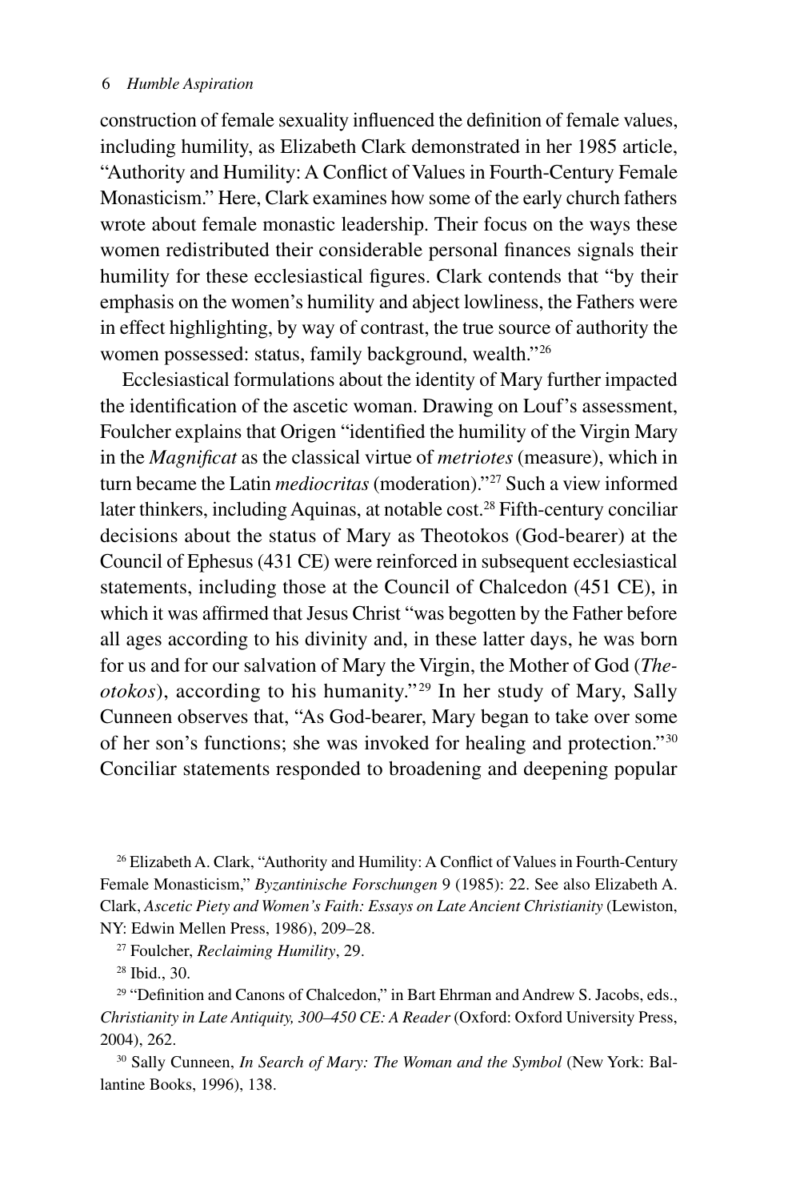construction of female sexuality influenced the definition of female values, including humility, as Elizabeth Clark demonstrated in her 1985 article, "Authority and Humility: A Conflict of Values in Fourth-Century Female Monasticism." Here, Clark examines how some of the early church fathers wrote about female monastic leadership. Their focus on the ways these women redistributed their considerable personal finances signals their humility for these ecclesiastical figures. Clark contends that "by their emphasis on the women's humility and abject lowliness, the Fathers were in effect highlighting, by way of contrast, the true source of authority the women possessed: status, family background, wealth."[26]

Ecclesiastical formulations about the identity of Mary further impacted the identification of the ascetic woman. Drawing on Louf's assessment, Foulcher explains that Origen "identified the humility of the Virgin Mary in the *Magnificat* as the classical virtue of *metriotes* (measure), which in turn became the Latin *mediocritas* (moderation)."[27] Such a view informed later thinkers, including Aquinas, at notable cost.[28] Fifth-century conciliar decisions about the status of Mary as Theotokos (God-bearer) at the Council of Ephesus (431 CE) were reinforced in subsequent ecclesiastical statements, including those at the Council of Chalcedon (451 CE), in which it was affirmed that Jesus Christ "was begotten by the Father before all ages according to his divinity and, in these latter days, he was born for us and for our salvation of Mary the Virgin, the Mother of God (*Theotokos*), according to his humanity."[29] In her study of Mary, Sally Cunneen observes that, "As God-bearer, Mary began to take over some of her son's functions; she was invoked for healing and protection."[30] Conciliar statements responded to broadening and deepening popular

[26] Elizabeth A. Clark, "Authority and Humility: A Conflict of Values in Fourth-Century Female Monasticism," *Byzantinische Forschungen* 9 (1985): 22. See also Elizabeth A. Clark, *Ascetic Piety and Women's Faith: Essays on Late Ancient Christianity* (Lewiston, NY: Edwin Mellen Press, 1986), 209–28.

[27] Foulcher, *Reclaiming Humility*, 29.

[28] Ibid., 30.

[29] "Definition and Canons of Chalcedon," in Bart Ehrman and Andrew S. Jacobs, eds., *Christianity in Late Antiquity, 300–450 CE: A Reader* (Oxford: Oxford University Press, 2004), 262.

[30] Sally Cunneen, *In Search of Mary: The Woman and the Symbol* (New York: Ballantine Books, 1996), 138.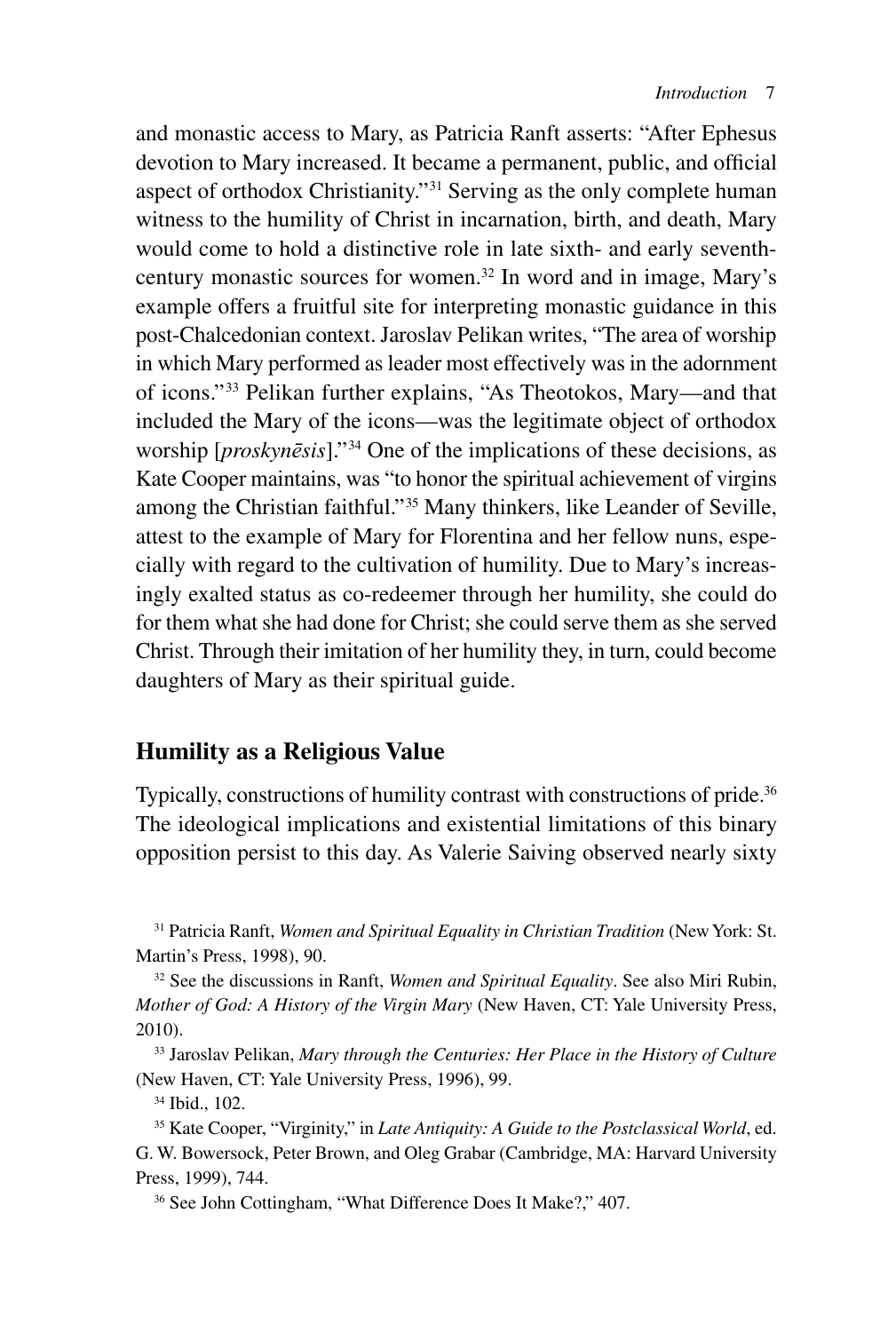and monastic access to Mary, as Patricia Ranft asserts: "After Ephesus devotion to Mary increased. It became a permanent, public, and official aspect of orthodox Christianity."[31] Serving as the only complete human witness to the humility of Christ in incarnation, birth, and death, Mary would come to hold a distinctive role in late sixth- and early seventh-century monastic sources for women.[32] In word and in image, Mary's example offers a fruitful site for interpreting monastic guidance in this post-Chalcedonian context. Jaroslav Pelikan writes, "The area of worship in which Mary performed as leader most effectively was in the adornment of icons."[33] Pelikan further explains, "As Theotokos, Mary—and that included the Mary of the icons—was the legitimate object of orthodox worship [*proskynēsis*]."[34] One of the implications of these decisions, as Kate Cooper maintains, was "to honor the spiritual achievement of virgins among the Christian faithful."[35] Many thinkers, like Leander of Seville, attest to the example of Mary for Florentina and her fellow nuns, especially with regard to the cultivation of humility. Due to Mary's increasingly exalted status as co-redeemer through her humility, she could do for them what she had done for Christ; she could serve them as she served Christ. Through their imitation of her humility they, in turn, could become daughters of Mary as their spiritual guide.

## Humility as a Religious Value

Typically, constructions of humility contrast with constructions of pride.[36] The ideological implications and existential limitations of this binary opposition persist to this day. As Valerie Saiving observed nearly sixty

[31] Patricia Ranft, *Women and Spiritual Equality in Christian Tradition* (New York: St. Martin's Press, 1998), 90.

[32] See the discussions in Ranft, *Women and Spiritual Equality*. See also Miri Rubin, *Mother of God: A History of the Virgin Mary* (New Haven, CT: Yale University Press, 2010).

[33] Jaroslav Pelikan, *Mary through the Centuries: Her Place in the History of Culture* (New Haven, CT: Yale University Press, 1996), 99.

[34] Ibid., 102.

[35] Kate Cooper, "Virginity," in *Late Antiquity: A Guide to the Postclassical World*, ed. G. W. Bowersock, Peter Brown, and Oleg Grabar (Cambridge, MA: Harvard University Press, 1999), 744.

[36] See John Cottingham, "What Difference Does It Make?," 407.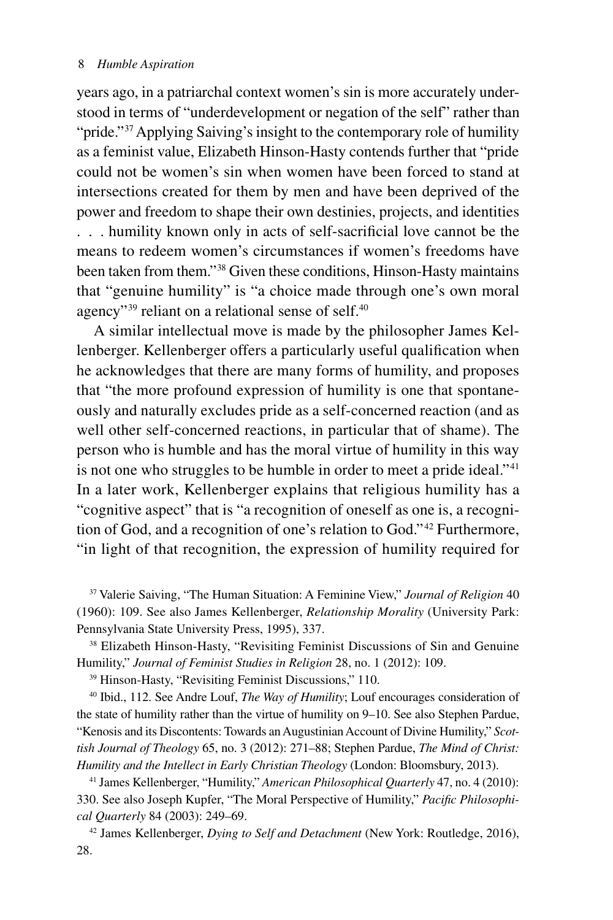years ago, in a patriarchal context women's sin is more accurately understood in terms of "underdevelopment or negation of the self" rather than "pride."[37] Applying Saiving's insight to the contemporary role of humility as a feminist value, Elizabeth Hinson-Hasty contends further that "pride could not be women's sin when women have been forced to stand at intersections created for them by men and have been deprived of the power and freedom to shape their own destinies, projects, and identities . . . humility known only in acts of self-sacrificial love cannot be the means to redeem women's circumstances if women's freedoms have been taken from them."[38] Given these conditions, Hinson-Hasty maintains that "genuine humility" is "a choice made through one's own moral agency"[39] reliant on a relational sense of self.[40]

A similar intellectual move is made by the philosopher James Kellenberger. Kellenberger offers a particularly useful qualification when he acknowledges that there are many forms of humility, and proposes that "the more profound expression of humility is one that spontaneously and naturally excludes pride as a self-concerned reaction (and as well other self-concerned reactions, in particular that of shame). The person who is humble and has the moral virtue of humility in this way is not one who struggles to be humble in order to meet a pride ideal."[41] In a later work, Kellenberger explains that religious humility has a "cognitive aspect" that is "a recognition of oneself as one is, a recognition of God, and a recognition of one's relation to God."[42] Furthermore, "in light of that recognition, the expression of humility required for

---

[37] Valerie Saiving, "The Human Situation: A Feminine View," *Journal of Religion* 40 (1960): 109. See also James Kellenberger, *Relationship Morality* (University Park: Pennsylvania State University Press, 1995), 337.

[38] Elizabeth Hinson-Hasty, "Revisiting Feminist Discussions of Sin and Genuine Humility," *Journal of Feminist Studies in Religion* 28, no. 1 (2012): 109.

[39] Hinson-Hasty, "Revisiting Feminist Discussions," 110.

[40] Ibid., 112. See Andre Louf, *The Way of Humility*; Louf encourages consideration of the state of humility rather than the virtue of humility on 9–10. See also Stephen Pardue, "Kenosis and its Discontents: Towards an Augustinian Account of Divine Humility," *Scottish Journal of Theology* 65, no. 3 (2012): 271–88; Stephen Pardue, *The Mind of Christ: Humility and the Intellect in Early Christian Theology* (London: Bloomsbury, 2013).

[41] James Kellenberger, "Humility," *American Philosophical Quarterly* 47, no. 4 (2010): 330. See also Joseph Kupfer, "The Moral Perspective of Humility," *Pacific Philosophical Quarterly* 84 (2003): 249–69.

[42] James Kellenberger, *Dying to Self and Detachment* (New York: Routledge, 2016), 28.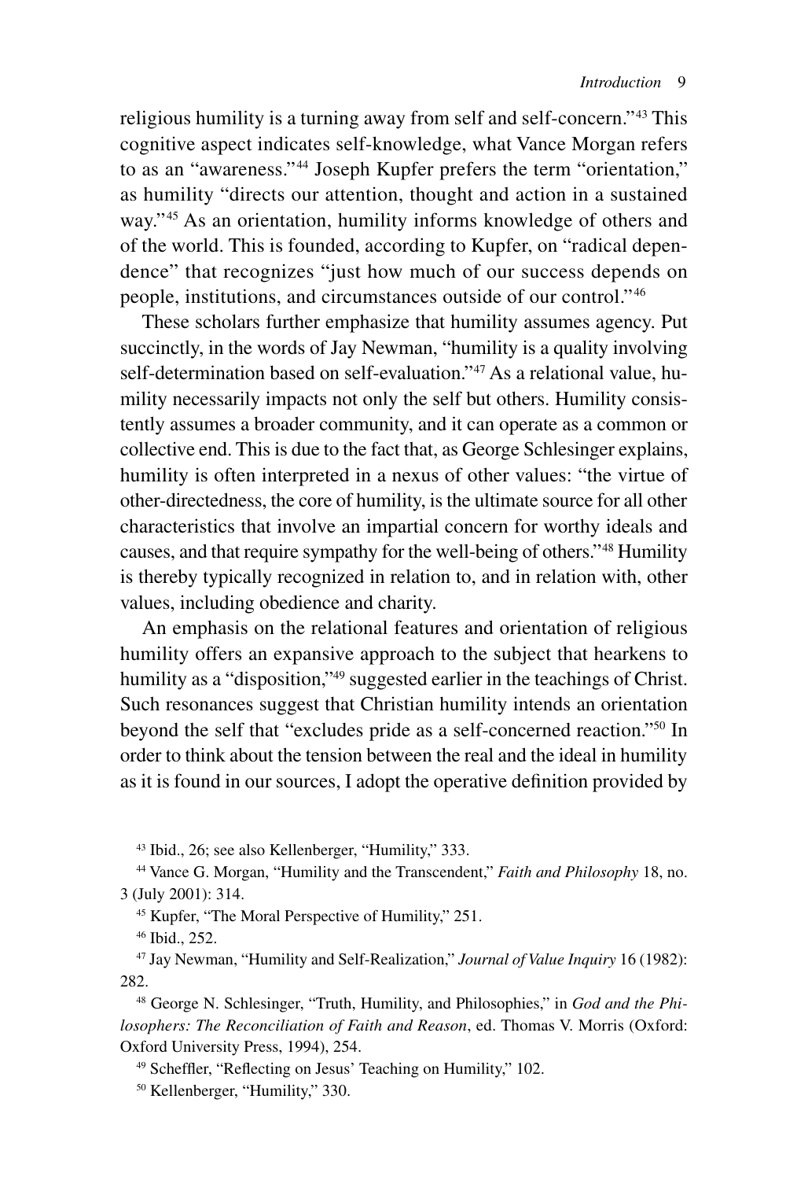religious humility is a turning away from self and self-concern."[43] This cognitive aspect indicates self-knowledge, what Vance Morgan refers to as an "awareness."[44] Joseph Kupfer prefers the term "orientation," as humility "directs our attention, thought and action in a sustained way."[45] As an orientation, humility informs knowledge of others and of the world. This is founded, according to Kupfer, on "radical dependence" that recognizes "just how much of our success depends on people, institutions, and circumstances outside of our control."[46]

These scholars further emphasize that humility assumes agency. Put succinctly, in the words of Jay Newman, "humility is a quality involving self-determination based on self-evaluation."[47] As a relational value, humility necessarily impacts not only the self but others. Humility consistently assumes a broader community, and it can operate as a common or collective end. This is due to the fact that, as George Schlesinger explains, humility is often interpreted in a nexus of other values: "the virtue of other-directedness, the core of humility, is the ultimate source for all other characteristics that involve an impartial concern for worthy ideals and causes, and that require sympathy for the well-being of others."[48] Humility is thereby typically recognized in relation to, and in relation with, other values, including obedience and charity.

An emphasis on the relational features and orientation of religious humility offers an expansive approach to the subject that hearkens to humility as a "disposition,"[49] suggested earlier in the teachings of Christ. Such resonances suggest that Christian humility intends an orientation beyond the self that "excludes pride as a self-concerned reaction."[50] In order to think about the tension between the real and the ideal in humility as it is found in our sources, I adopt the operative definition provided by

[43] Ibid., 26; see also Kellenberger, "Humility," 333.

[44] Vance G. Morgan, "Humility and the Transcendent," *Faith and Philosophy* 18, no. 3 (July 2001): 314.

[45] Kupfer, "The Moral Perspective of Humility," 251.

[46] Ibid., 252.

[47] Jay Newman, "Humility and Self-Realization," *Journal of Value Inquiry* 16 (1982): 282.

[48] George N. Schlesinger, "Truth, Humility, and Philosophies," in *God and the Philosophers: The Reconciliation of Faith and Reason*, ed. Thomas V. Morris (Oxford: Oxford University Press, 1994), 254.

[49] Scheffler, "Reflecting on Jesus' Teaching on Humility," 102.

[50] Kellenberger, "Humility," 330.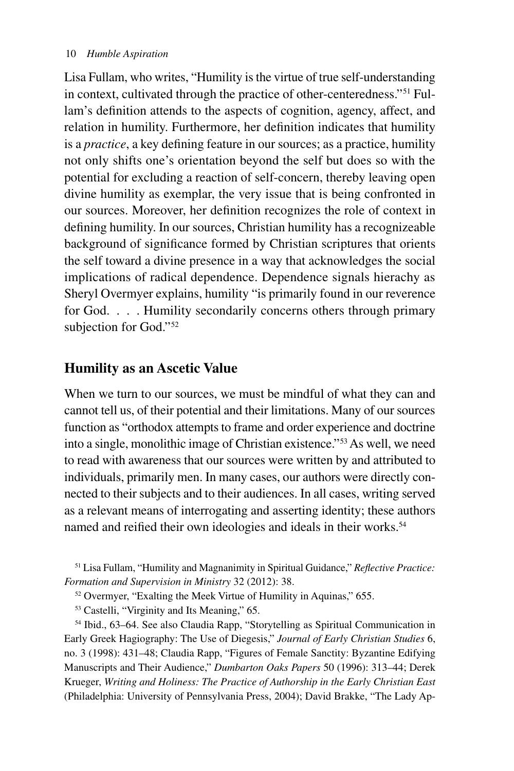Lisa Fullam, who writes, "Humility is the virtue of true self-understanding in context, cultivated through the practice of other-centeredness."[51] Fullam's definition attends to the aspects of cognition, agency, affect, and relation in humility. Furthermore, her definition indicates that humility is a *practice*, a key defining feature in our sources; as a practice, humility not only shifts one's orientation beyond the self but does so with the potential for excluding a reaction of self-concern, thereby leaving open divine humility as exemplar, the very issue that is being confronted in our sources. Moreover, her definition recognizes the role of context in defining humility. In our sources, Christian humility has a recognizeable background of significance formed by Christian scriptures that orients the self toward a divine presence in a way that acknowledges the social implications of radical dependence. Dependence signals hierachy as Sheryl Overmyer explains, humility "is primarily found in our reverence for God. . . . Humility secondarily concerns others through primary subjection for God."[52]

## Humility as an Ascetic Value

When we turn to our sources, we must be mindful of what they can and cannot tell us, of their potential and their limitations. Many of our sources function as "orthodox attempts to frame and order experience and doctrine into a single, monolithic image of Christian existence."[53] As well, we need to read with awareness that our sources were written by and attributed to individuals, primarily men. In many cases, our authors were directly connected to their subjects and to their audiences. In all cases, writing served as a relevant means of interrogating and asserting identity; these authors named and reified their own ideologies and ideals in their works.[54]

[51] Lisa Fullam, "Humility and Magnanimity in Spiritual Guidance," *Reflective Practice: Formation and Supervision in Ministry* 32 (2012): 38.

[52] Overmyer, "Exalting the Meek Virtue of Humility in Aquinas," 655.

[53] Castelli, "Virginity and Its Meaning," 65.

[54] Ibid., 63–64. See also Claudia Rapp, "Storytelling as Spiritual Communication in Early Greek Hagiography: The Use of Diegesis," *Journal of Early Christian Studies* 6, no. 3 (1998): 431–48; Claudia Rapp, "Figures of Female Sanctity: Byzantine Edifying Manuscripts and Their Audience," *Dumbarton Oaks Papers* 50 (1996): 313–44; Derek Krueger, *Writing and Holiness: The Practice of Authorship in the Early Christian East* (Philadelphia: University of Pennsylvania Press, 2004); David Brakke, "The Lady Ap-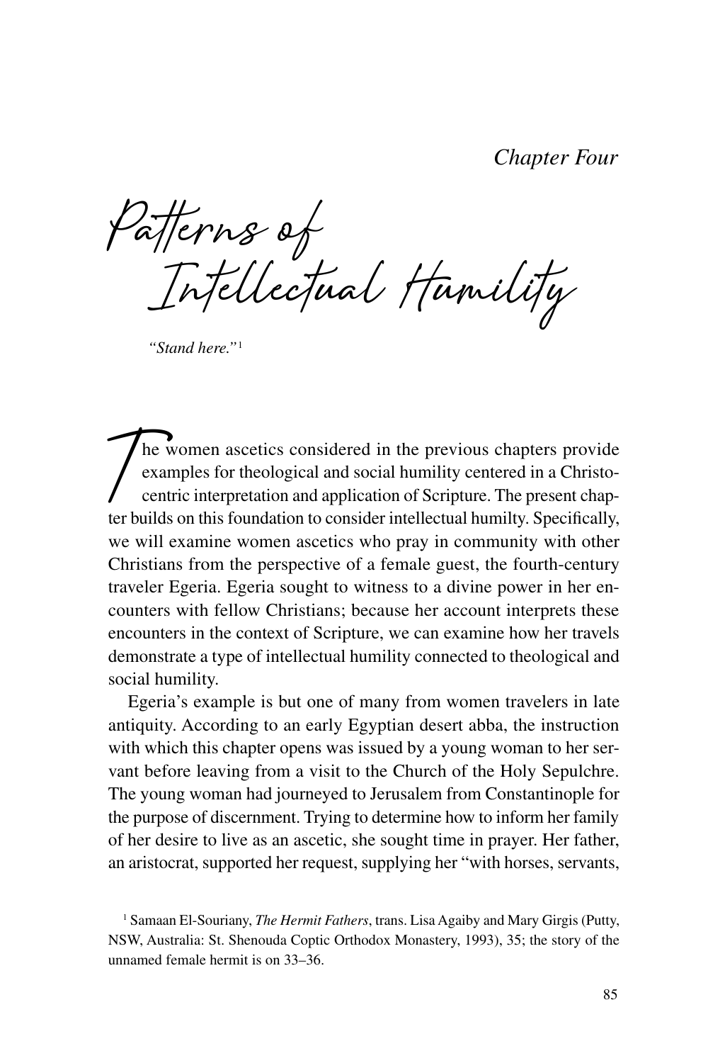*Chapter Four*

# Patterns of Intellectual Humility

*"Stand here."*[1]

The women ascetics considered in the previous chapters provide examples for theological and social humility centered in a Christocentric interpretation and application of Scripture. The present chapter builds on this foundation to consider intellectual humilty. Specifically, we will examine women ascetics who pray in community with other Christians from the perspective of a female guest, the fourth-century traveler Egeria. Egeria sought to witness to a divine power in her encounters with fellow Christians; because her account interprets these encounters in the context of Scripture, we can examine how her travels demonstrate a type of intellectual humility connected to theological and social humility.

Egeria's example is but one of many from women travelers in late antiquity. According to an early Egyptian desert abba, the instruction with which this chapter opens was issued by a young woman to her servant before leaving from a visit to the Church of the Holy Sepulchre. The young woman had journeyed to Jerusalem from Constantinople for the purpose of discernment. Trying to determine how to inform her family of her desire to live as an ascetic, she sought time in prayer. Her father, an aristocrat, supported her request, supplying her "with horses, servants,

[1] Samaan El-Souriany, *The Hermit Fathers*, trans. Lisa Agaiby and Mary Girgis (Putty, NSW, Australia: St. Shenouda Coptic Orthodox Monastery, 1993), 35; the story of the unnamed female hermit is on 33–36.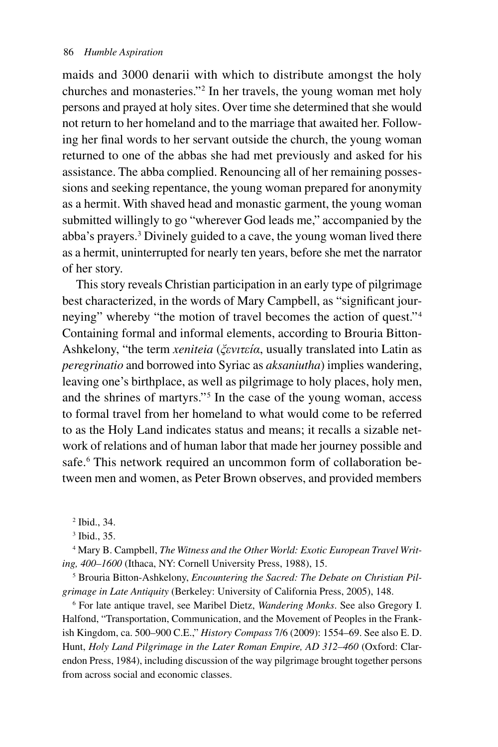maids and 3000 denarii with which to distribute amongst the holy churches and monasteries."[2] In her travels, the young woman met holy persons and prayed at holy sites. Over time she determined that she would not return to her homeland and to the marriage that awaited her. Following her final words to her servant outside the church, the young woman returned to one of the abbas she had met previously and asked for his assistance. The abba complied. Renouncing all of her remaining possessions and seeking repentance, the young woman prepared for anonymity as a hermit. With shaved head and monastic garment, the young woman submitted willingly to go "wherever God leads me," accompanied by the abba's prayers.[3] Divinely guided to a cave, the young woman lived there as a hermit, uninterrupted for nearly ten years, before she met the narrator of her story.

This story reveals Christian participation in an early type of pilgrimage best characterized, in the words of Mary Campbell, as "significant journeying" whereby "the motion of travel becomes the action of quest."[4] Containing formal and informal elements, according to Brouria Bitton-Ashkelony, "the term *xeniteia* (*ξενιτεία*, usually translated into Latin as *peregrinatio* and borrowed into Syriac as *aksaniutha*) implies wandering, leaving one's birthplace, as well as pilgrimage to holy places, holy men, and the shrines of martyrs."[5] In the case of the young woman, access to formal travel from her homeland to what would come to be referred to as the Holy Land indicates status and means; it recalls a sizable network of relations and of human labor that made her journey possible and safe.[6] This network required an uncommon form of collaboration between men and women, as Peter Brown observes, and provided members

[2] Ibid., 34.

[3] Ibid., 35.

[4] Mary B. Campbell, *The Witness and the Other World: Exotic European Travel Writing, 400–1600* (Ithaca, NY: Cornell University Press, 1988), 15.

[5] Brouria Bitton-Ashkelony, *Encountering the Sacred: The Debate on Christian Pilgrimage in Late Antiquity* (Berkeley: University of California Press, 2005), 148.

[6] For late antique travel, see Maribel Dietz, *Wandering Monks*. See also Gregory I. Halfond, "Transportation, Communication, and the Movement of Peoples in the Frankish Kingdom, ca. 500–900 C.E.," *History Compass* 7/6 (2009): 1554–69. See also E. D. Hunt, *Holy Land Pilgrimage in the Later Roman Empire, AD 312–460* (Oxford: Clarendon Press, 1984), including discussion of the way pilgrimage brought together persons from across social and economic classes.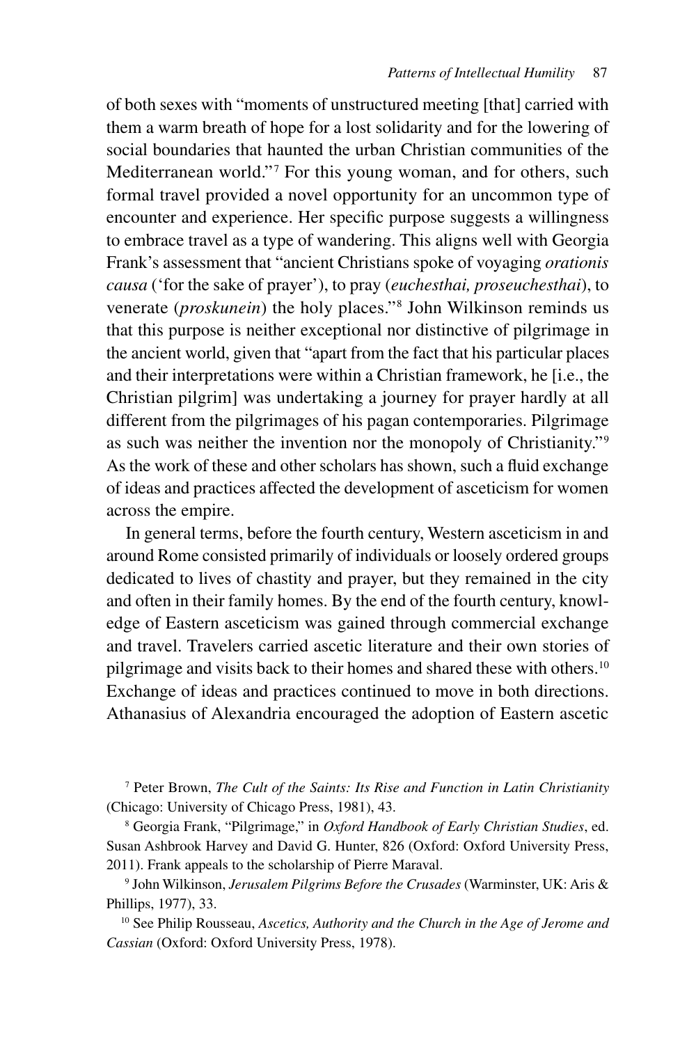of both sexes with "moments of unstructured meeting [that] carried with them a warm breath of hope for a lost solidarity and for the lowering of social boundaries that haunted the urban Christian communities of the Mediterranean world."[7] For this young woman, and for others, such formal travel provided a novel opportunity for an uncommon type of encounter and experience. Her specific purpose suggests a willingness to embrace travel as a type of wandering. This aligns well with Georgia Frank's assessment that "ancient Christians spoke of voyaging *orationis causa* ('for the sake of prayer'), to pray (*euchesthai, proseuchesthai*), to venerate (*proskunein*) the holy places."[8] John Wilkinson reminds us that this purpose is neither exceptional nor distinctive of pilgrimage in the ancient world, given that "apart from the fact that his particular places and their interpretations were within a Christian framework, he [i.e., the Christian pilgrim] was undertaking a journey for prayer hardly at all different from the pilgrimages of his pagan contemporaries. Pilgrimage as such was neither the invention nor the monopoly of Christianity."[9] As the work of these and other scholars has shown, such a fluid exchange of ideas and practices affected the development of asceticism for women across the empire.

In general terms, before the fourth century, Western asceticism in and around Rome consisted primarily of individuals or loosely ordered groups dedicated to lives of chastity and prayer, but they remained in the city and often in their family homes. By the end of the fourth century, knowledge of Eastern asceticism was gained through commercial exchange and travel. Travelers carried ascetic literature and their own stories of pilgrimage and visits back to their homes and shared these with others.[10] Exchange of ideas and practices continued to move in both directions. Athanasius of Alexandria encouraged the adoption of Eastern ascetic

[7] Peter Brown, *The Cult of the Saints: Its Rise and Function in Latin Christianity* (Chicago: University of Chicago Press, 1981), 43.

[8] Georgia Frank, "Pilgrimage," in *Oxford Handbook of Early Christian Studies*, ed. Susan Ashbrook Harvey and David G. Hunter, 826 (Oxford: Oxford University Press, 2011). Frank appeals to the scholarship of Pierre Maraval.

[9] John Wilkinson, *Jerusalem Pilgrims Before the Crusades* (Warminster, UK: Aris & Phillips, 1977), 33.

[10] See Philip Rousseau, *Ascetics, Authority and the Church in the Age of Jerome and Cassian* (Oxford: Oxford University Press, 1978).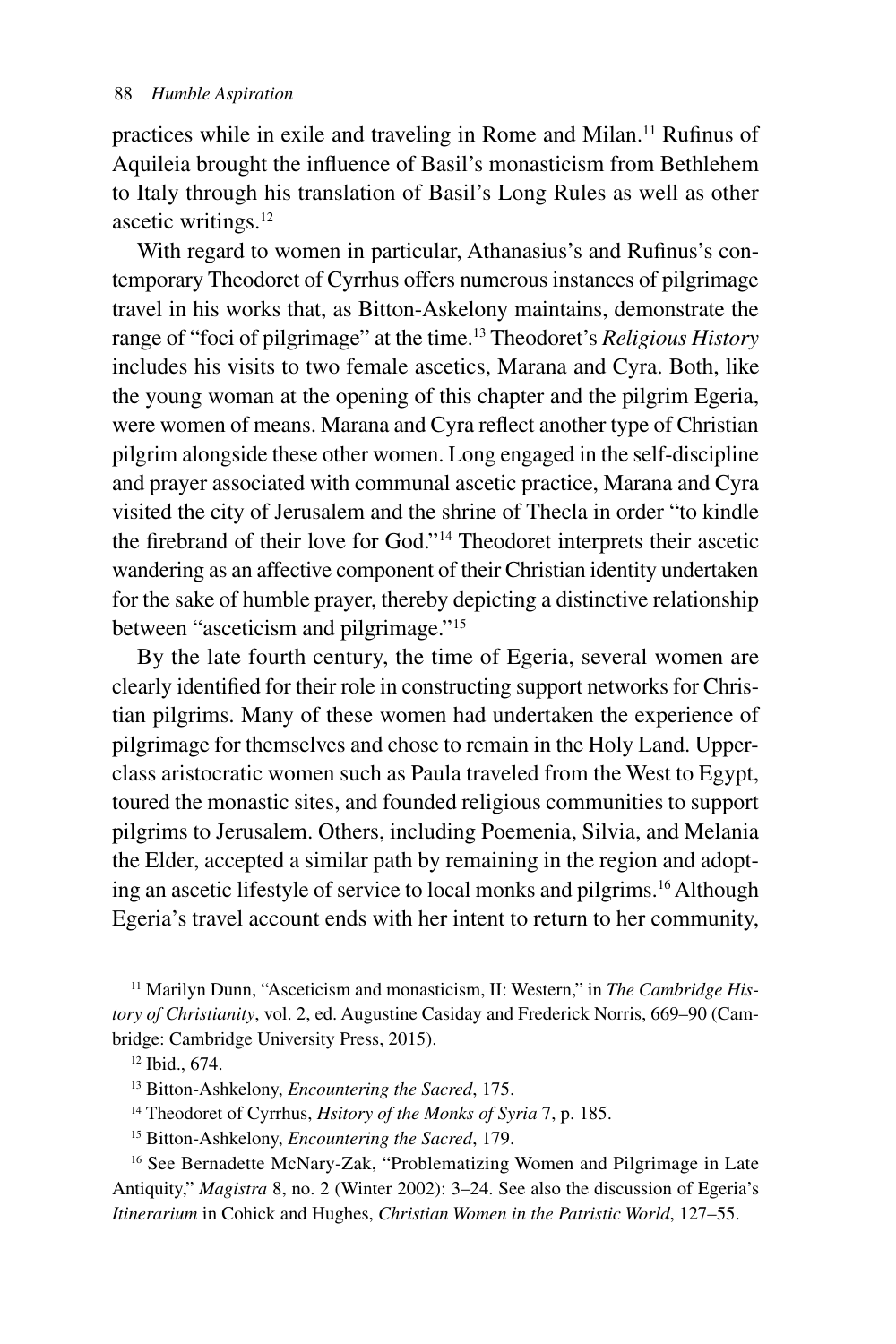practices while in exile and traveling in Rome and Milan.[11] Rufinus of Aquileia brought the influence of Basil's monasticism from Bethlehem to Italy through his translation of Basil's Long Rules as well as other ascetic writings.[12]

With regard to women in particular, Athanasius's and Rufinus's contemporary Theodoret of Cyrrhus offers numerous instances of pilgrimage travel in his works that, as Bitton-Askelony maintains, demonstrate the range of "foci of pilgrimage" at the time.[13] Theodoret's *Religious History* includes his visits to two female ascetics, Marana and Cyra. Both, like the young woman at the opening of this chapter and the pilgrim Egeria, were women of means. Marana and Cyra reflect another type of Christian pilgrim alongside these other women. Long engaged in the self-discipline and prayer associated with communal ascetic practice, Marana and Cyra visited the city of Jerusalem and the shrine of Thecla in order "to kindle the firebrand of their love for God."[14] Theodoret interprets their ascetic wandering as an affective component of their Christian identity undertaken for the sake of humble prayer, thereby depicting a distinctive relationship between "asceticism and pilgrimage."[15]

By the late fourth century, the time of Egeria, several women are clearly identified for their role in constructing support networks for Christian pilgrims. Many of these women had undertaken the experience of pilgrimage for themselves and chose to remain in the Holy Land. Upper-class aristocratic women such as Paula traveled from the West to Egypt, toured the monastic sites, and founded religious communities to support pilgrims to Jerusalem. Others, including Poemenia, Silvia, and Melania the Elder, accepted a similar path by remaining in the region and adopting an ascetic lifestyle of service to local monks and pilgrims.[16] Although Egeria's travel account ends with her intent to return to her community,

[11] Marilyn Dunn, "Asceticism and monasticism, II: Western," in *The Cambridge History of Christianity*, vol. 2, ed. Augustine Casiday and Frederick Norris, 669–90 (Cambridge: Cambridge University Press, 2015).

[12] Ibid., 674.

[13] Bitton-Ashkelony, *Encountering the Sacred*, 175.

[14] Theodoret of Cyrrhus, *Hsitory of the Monks of Syria* 7, p. 185.

[15] Bitton-Ashkelony, *Encountering the Sacred*, 179.

[16] See Bernadette McNary-Zak, "Problematizing Women and Pilgrimage in Late Antiquity," *Magistra* 8, no. 2 (Winter 2002): 3–24. See also the discussion of Egeria's *Itinerarium* in Cohick and Hughes, *Christian Women in the Patristic World*, 127–55.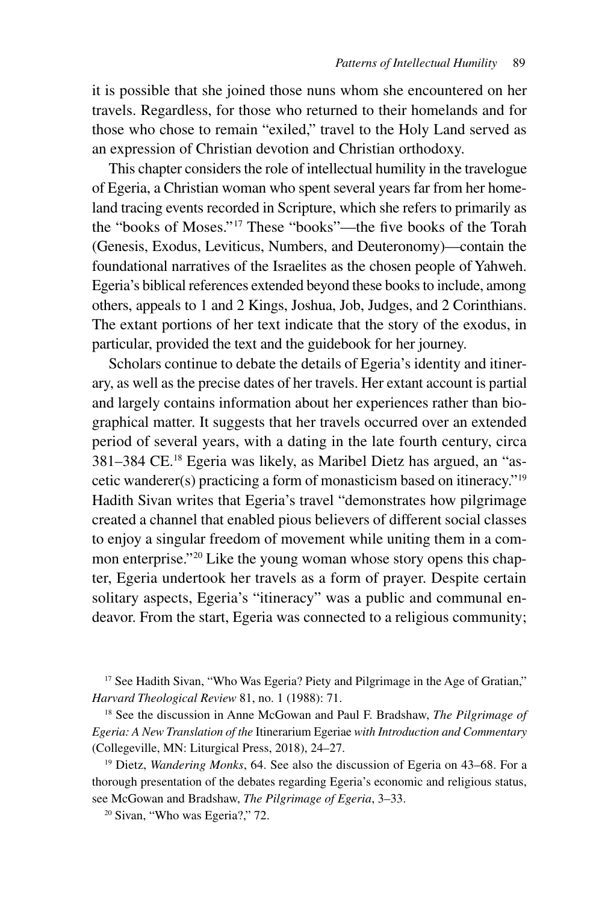it is possible that she joined those nuns whom she encountered on her travels. Regardless, for those who returned to their homelands and for those who chose to remain "exiled," travel to the Holy Land served as an expression of Christian devotion and Christian orthodoxy.

This chapter considers the role of intellectual humility in the travelogue of Egeria, a Christian woman who spent several years far from her homeland tracing events recorded in Scripture, which she refers to primarily as the "books of Moses."[17] These "books"—the five books of the Torah (Genesis, Exodus, Leviticus, Numbers, and Deuteronomy)—contain the foundational narratives of the Israelites as the chosen people of Yahweh. Egeria's biblical references extended beyond these books to include, among others, appeals to 1 and 2 Kings, Joshua, Job, Judges, and 2 Corinthians. The extant portions of her text indicate that the story of the exodus, in particular, provided the text and the guidebook for her journey.

Scholars continue to debate the details of Egeria's identity and itinerary, as well as the precise dates of her travels. Her extant account is partial and largely contains information about her experiences rather than biographical matter. It suggests that her travels occurred over an extended period of several years, with a dating in the late fourth century, circa 381–384 CE.[18] Egeria was likely, as Maribel Dietz has argued, an "ascetic wanderer(s) practicing a form of monasticism based on itineracy."[19] Hadith Sivan writes that Egeria's travel "demonstrates how pilgrimage created a channel that enabled pious believers of different social classes to enjoy a singular freedom of movement while uniting them in a common enterprise."[20] Like the young woman whose story opens this chapter, Egeria undertook her travels as a form of prayer. Despite certain solitary aspects, Egeria's "itineracy" was a public and communal endeavor. From the start, Egeria was connected to a religious community;

[17] See Hadith Sivan, "Who Was Egeria? Piety and Pilgrimage in the Age of Gratian," *Harvard Theological Review* 81, no. 1 (1988): 71.

[18] See the discussion in Anne McGowan and Paul F. Bradshaw, *The Pilgrimage of Egeria: A New Translation of the* Itinerarium Egeriae *with Introduction and Commentary* (Collegeville, MN: Liturgical Press, 2018), 24–27.

[19] Dietz, *Wandering Monks*, 64. See also the discussion of Egeria on 43–68. For a thorough presentation of the debates regarding Egeria's economic and religious status, see McGowan and Bradshaw, *The Pilgrimage of Egeria*, 3–33.

[20] Sivan, "Who was Egeria?," 72.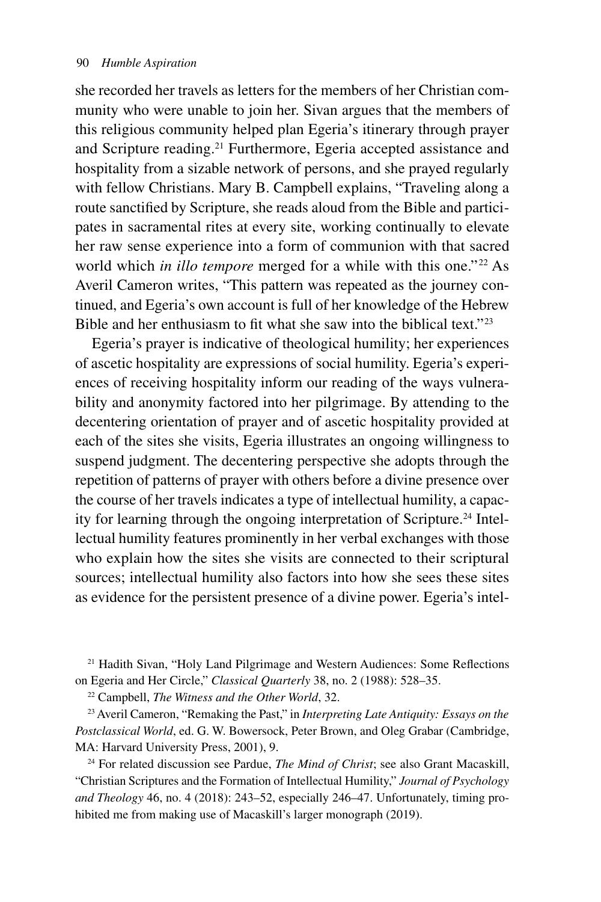she recorded her travels as letters for the members of her Christian community who were unable to join her. Sivan argues that the members of this religious community helped plan Egeria's itinerary through prayer and Scripture reading.[21] Furthermore, Egeria accepted assistance and hospitality from a sizable network of persons, and she prayed regularly with fellow Christians. Mary B. Campbell explains, "Traveling along a route sanctified by Scripture, she reads aloud from the Bible and participates in sacramental rites at every site, working continually to elevate her raw sense experience into a form of communion with that sacred world which *in illo tempore* merged for a while with this one."[22] As Averil Cameron writes, "This pattern was repeated as the journey continued, and Egeria's own account is full of her knowledge of the Hebrew Bible and her enthusiasm to fit what she saw into the biblical text."[23]

Egeria's prayer is indicative of theological humility; her experiences of ascetic hospitality are expressions of social humility. Egeria's experiences of receiving hospitality inform our reading of the ways vulnerability and anonymity factored into her pilgrimage. By attending to the decentering orientation of prayer and of ascetic hospitality provided at each of the sites she visits, Egeria illustrates an ongoing willingness to suspend judgment. The decentering perspective she adopts through the repetition of patterns of prayer with others before a divine presence over the course of her travels indicates a type of intellectual humility, a capacity for learning through the ongoing interpretation of Scripture.[24] Intellectual humility features prominently in her verbal exchanges with those who explain how the sites she visits are connected to their scriptural sources; intellectual humility also factors into how she sees these sites as evidence for the persistent presence of a divine power. Egeria's intel-

[21] Hadith Sivan, "Holy Land Pilgrimage and Western Audiences: Some Reflections on Egeria and Her Circle," *Classical Quarterly* 38, no. 2 (1988): 528–35.

[22] Campbell, *The Witness and the Other World*, 32.

[23] Averil Cameron, "Remaking the Past," in *Interpreting Late Antiquity: Essays on the Postclassical World*, ed. G. W. Bowersock, Peter Brown, and Oleg Grabar (Cambridge, MA: Harvard University Press, 2001), 9.

[24] For related discussion see Pardue, *The Mind of Christ*; see also Grant Macaskill, "Christian Scriptures and the Formation of Intellectual Humility," *Journal of Psychology and Theology* 46, no. 4 (2018): 243–52, especially 246–47. Unfortunately, timing prohibited me from making use of Macaskill's larger monograph (2019).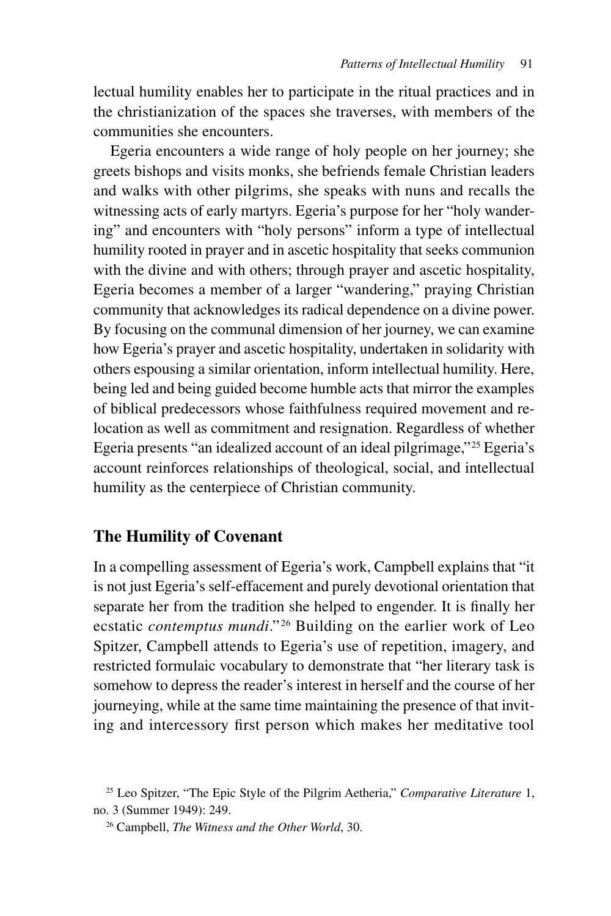lectual humility enables her to participate in the ritual practices and in the christianization of the spaces she traverses, with members of the communities she encounters.

Egeria encounters a wide range of holy people on her journey; she greets bishops and visits monks, she befriends female Christian leaders and walks with other pilgrims, she speaks with nuns and recalls the witnessing acts of early martyrs. Egeria's purpose for her "holy wandering" and encounters with "holy persons" inform a type of intellectual humility rooted in prayer and in ascetic hospitality that seeks communion with the divine and with others; through prayer and ascetic hospitality, Egeria becomes a member of a larger "wandering," praying Christian community that acknowledges its radical dependence on a divine power. By focusing on the communal dimension of her journey, we can examine how Egeria's prayer and ascetic hospitality, undertaken in solidarity with others espousing a similar orientation, inform intellectual humility. Here, being led and being guided become humble acts that mirror the examples of biblical predecessors whose faithfulness required movement and relocation as well as commitment and resignation. Regardless of whether Egeria presents "an idealized account of an ideal pilgrimage,"[25] Egeria's account reinforces relationships of theological, social, and intellectual humility as the centerpiece of Christian community.

## The Humility of Covenant

In a compelling assessment of Egeria's work, Campbell explains that "it is not just Egeria's self-effacement and purely devotional orientation that separate her from the tradition she helped to engender. It is finally her ecstatic *contemptus mundi*."[26] Building on the earlier work of Leo Spitzer, Campbell attends to Egeria's use of repetition, imagery, and restricted formulaic vocabulary to demonstrate that "her literary task is somehow to depress the reader's interest in herself and the course of her journeying, while at the same time maintaining the presence of that inviting and intercessory first person which makes her meditative tool

[25] Leo Spitzer, "The Epic Style of the Pilgrim Aetheria," *Comparative Literature* 1, no. 3 (Summer 1949): 249.

[26] Campbell, *The Witness and the Other World*, 30.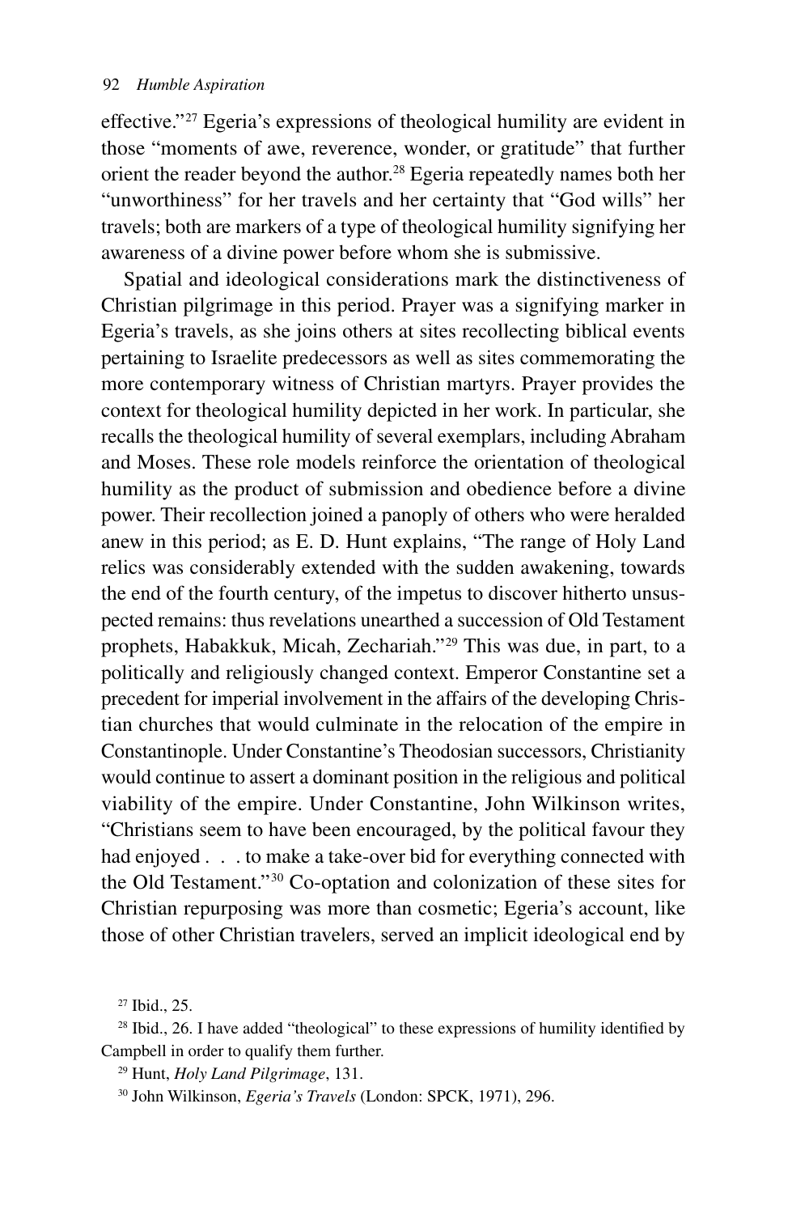effective."[27] Egeria's expressions of theological humility are evident in those "moments of awe, reverence, wonder, or gratitude" that further orient the reader beyond the author.[28] Egeria repeatedly names both her "unworthiness" for her travels and her certainty that "God wills" her travels; both are markers of a type of theological humility signifying her awareness of a divine power before whom she is submissive.

Spatial and ideological considerations mark the distinctiveness of Christian pilgrimage in this period. Prayer was a signifying marker in Egeria's travels, as she joins others at sites recollecting biblical events pertaining to Israelite predecessors as well as sites commemorating the more contemporary witness of Christian martyrs. Prayer provides the context for theological humility depicted in her work. In particular, she recalls the theological humility of several exemplars, including Abraham and Moses. These role models reinforce the orientation of theological humility as the product of submission and obedience before a divine power. Their recollection joined a panoply of others who were heralded anew in this period; as E. D. Hunt explains, "The range of Holy Land relics was considerably extended with the sudden awakening, towards the end of the fourth century, of the impetus to discover hitherto unsuspected remains: thus revelations unearthed a succession of Old Testament prophets, Habakkuk, Micah, Zechariah."[29] This was due, in part, to a politically and religiously changed context. Emperor Constantine set a precedent for imperial involvement in the affairs of the developing Christian churches that would culminate in the relocation of the empire in Constantinople. Under Constantine's Theodosian successors, Christianity would continue to assert a dominant position in the religious and political viability of the empire. Under Constantine, John Wilkinson writes, "Christians seem to have been encouraged, by the political favour they had enjoyed . . . to make a take-over bid for everything connected with the Old Testament."[30] Co-optation and colonization of these sites for Christian repurposing was more than cosmetic; Egeria's account, like those of other Christian travelers, served an implicit ideological end by

[27] Ibid., 25.

[28] Ibid., 26. I have added "theological" to these expressions of humility identified by Campbell in order to qualify them further.

[29] Hunt, *Holy Land Pilgrimage*, 131.

[30] John Wilkinson, *Egeria's Travels* (London: SPCK, 1971), 296.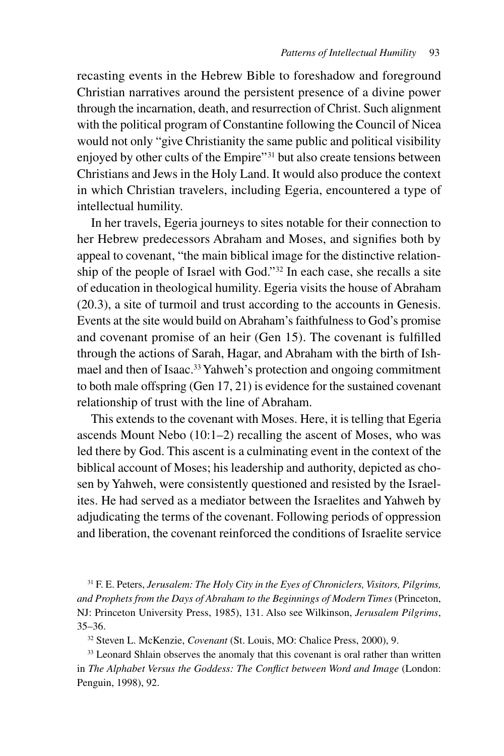recasting events in the Hebrew Bible to foreshadow and foreground Christian narratives around the persistent presence of a divine power through the incarnation, death, and resurrection of Christ. Such alignment with the political program of Constantine following the Council of Nicea would not only "give Christianity the same public and political visibility enjoyed by other cults of the Empire"[31] but also create tensions between Christians and Jews in the Holy Land. It would also produce the context in which Christian travelers, including Egeria, encountered a type of intellectual humility.

In her travels, Egeria journeys to sites notable for their connection to her Hebrew predecessors Abraham and Moses, and signifies both by appeal to covenant, "the main biblical image for the distinctive relationship of the people of Israel with God."[32] In each case, she recalls a site of education in theological humility. Egeria visits the house of Abraham (20.3), a site of turmoil and trust according to the accounts in Genesis. Events at the site would build on Abraham's faithfulness to God's promise and covenant promise of an heir (Gen 15). The covenant is fulfilled through the actions of Sarah, Hagar, and Abraham with the birth of Ishmael and then of Isaac.[33] Yahweh's protection and ongoing commitment to both male offspring (Gen 17, 21) is evidence for the sustained covenant relationship of trust with the line of Abraham.

This extends to the covenant with Moses. Here, it is telling that Egeria ascends Mount Nebo (10:1–2) recalling the ascent of Moses, who was led there by God. This ascent is a culminating event in the context of the biblical account of Moses; his leadership and authority, depicted as chosen by Yahweh, were consistently questioned and resisted by the Israelites. He had served as a mediator between the Israelites and Yahweh by adjudicating the terms of the covenant. Following periods of oppression and liberation, the covenant reinforced the conditions of Israelite service

[31] F. E. Peters, *Jerusalem: The Holy City in the Eyes of Chroniclers, Visitors, Pilgrims, and Prophets from the Days of Abraham to the Beginnings of Modern Times* (Princeton, NJ: Princeton University Press, 1985), 131. Also see Wilkinson, *Jerusalem Pilgrims*, 35–36.

[32] Steven L. McKenzie, *Covenant* (St. Louis, MO: Chalice Press, 2000), 9.

[33] Leonard Shlain observes the anomaly that this covenant is oral rather than written in *The Alphabet Versus the Goddess: The Conflict between Word and Image* (London: Penguin, 1998), 92.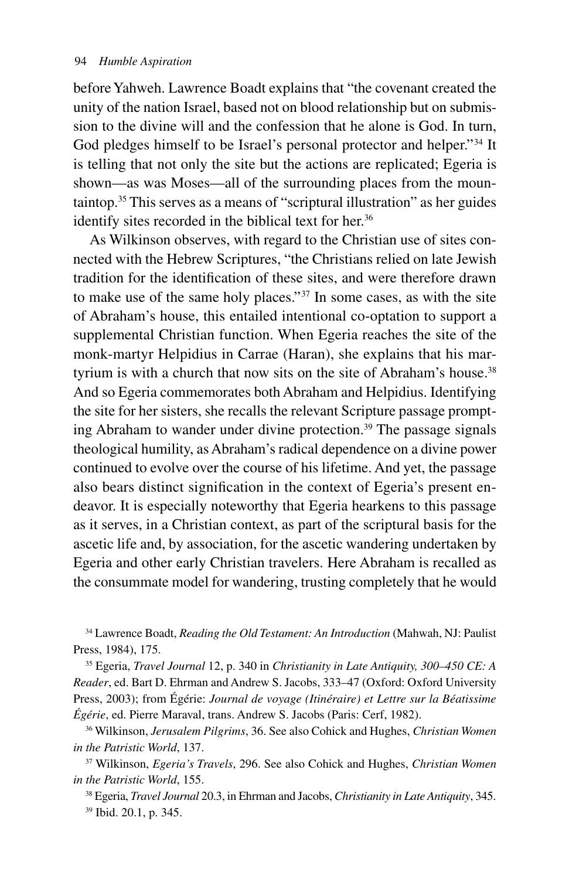before Yahweh. Lawrence Boadt explains that "the covenant created the unity of the nation Israel, based not on blood relationship but on submission to the divine will and the confession that he alone is God. In turn, God pledges himself to be Israel's personal protector and helper."[34] It is telling that not only the site but the actions are replicated; Egeria is shown—as was Moses—all of the surrounding places from the mountaintop.[35] This serves as a means of "scriptural illustration" as her guides identify sites recorded in the biblical text for her.[36]

As Wilkinson observes, with regard to the Christian use of sites connected with the Hebrew Scriptures, "the Christians relied on late Jewish tradition for the identification of these sites, and were therefore drawn to make use of the same holy places."[37] In some cases, as with the site of Abraham's house, this entailed intentional co-optation to support a supplemental Christian function. When Egeria reaches the site of the monk-martyr Helpidius in Carrae (Haran), she explains that his martyrium is with a church that now sits on the site of Abraham's house.[38] And so Egeria commemorates both Abraham and Helpidius. Identifying the site for her sisters, she recalls the relevant Scripture passage prompting Abraham to wander under divine protection.[39] The passage signals theological humility, as Abraham's radical dependence on a divine power continued to evolve over the course of his lifetime. And yet, the passage also bears distinct signification in the context of Egeria's present endeavor. It is especially noteworthy that Egeria hearkens to this passage as it serves, in a Christian context, as part of the scriptural basis for the ascetic life and, by association, for the ascetic wandering undertaken by Egeria and other early Christian travelers. Here Abraham is recalled as the consummate model for wandering, trusting completely that he would

[34] Lawrence Boadt, *Reading the Old Testament: An Introduction* (Mahwah, NJ: Paulist Press, 1984), 175.

[35] Egeria, *Travel Journal* 12, p. 340 in *Christianity in Late Antiquity, 300–450 CE: A Reader*, ed. Bart D. Ehrman and Andrew S. Jacobs, 333–47 (Oxford: Oxford University Press, 2003); from Égérie: *Journal de voyage (Itinéraire) et Lettre sur la Béatissime Égérie*, ed. Pierre Maraval, trans. Andrew S. Jacobs (Paris: Cerf, 1982).

[36] Wilkinson, *Jerusalem Pilgrims*, 36. See also Cohick and Hughes, *Christian Women in the Patristic World*, 137.

[37] Wilkinson, *Egeria's Travels*, 296. See also Cohick and Hughes, *Christian Women in the Patristic World*, 155.

[38] Egeria, *Travel Journal* 20.3, in Ehrman and Jacobs, *Christianity in Late Antiquity*, 345.

[39] Ibid. 20.1, p. 345.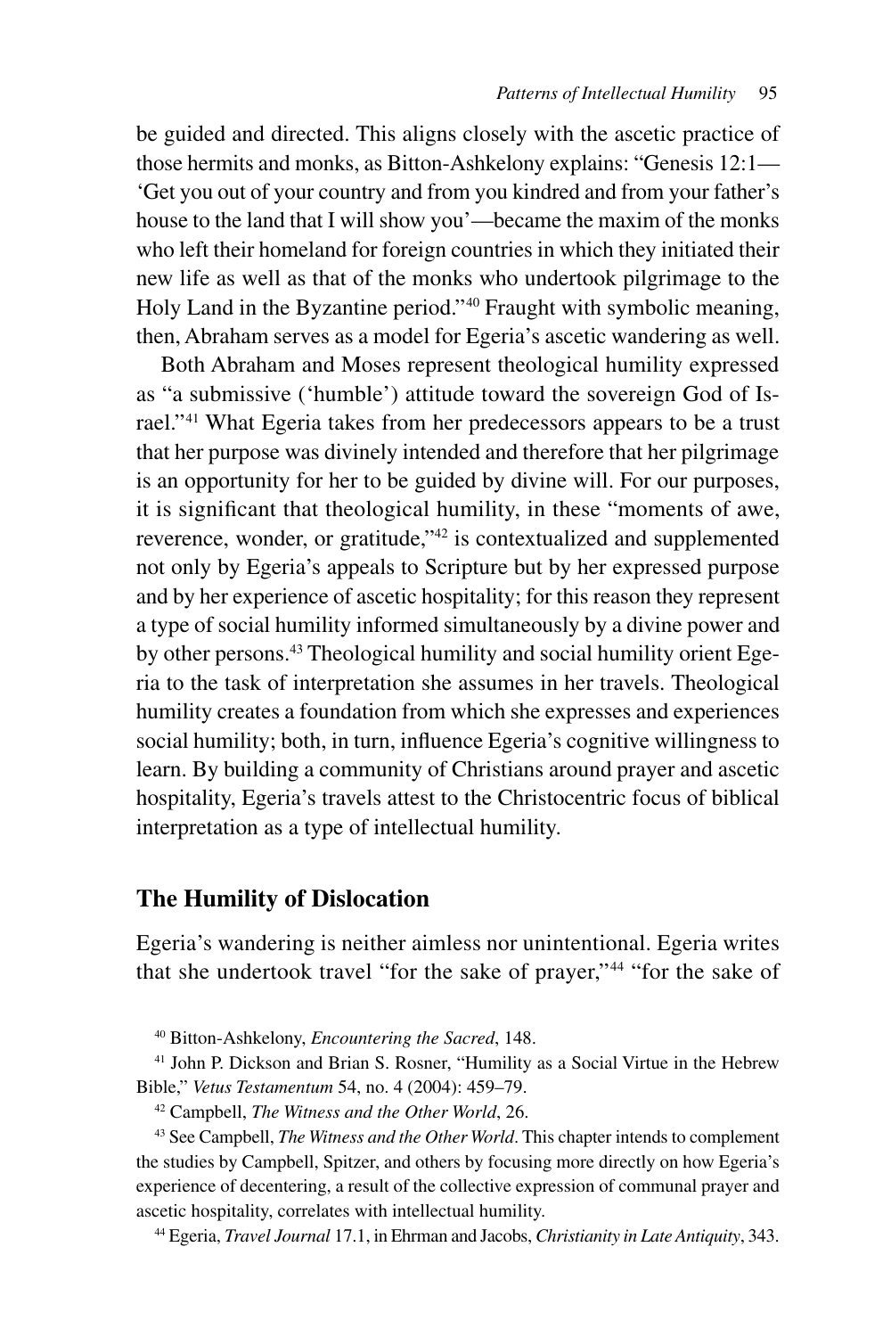be guided and directed. This aligns closely with the ascetic practice of those hermits and monks, as Bitton-Ashkelony explains: "Genesis 12:1—'Get you out of your country and from you kindred and from your father's house to the land that I will show you'—became the maxim of the monks who left their homeland for foreign countries in which they initiated their new life as well as that of the monks who undertook pilgrimage to the Holy Land in the Byzantine period."[40] Fraught with symbolic meaning, then, Abraham serves as a model for Egeria's ascetic wandering as well.

Both Abraham and Moses represent theological humility expressed as "a submissive ('humble') attitude toward the sovereign God of Israel."[41] What Egeria takes from her predecessors appears to be a trust that her purpose was divinely intended and therefore that her pilgrimage is an opportunity for her to be guided by divine will. For our purposes, it is significant that theological humility, in these "moments of awe, reverence, wonder, or gratitude,"[42] is contextualized and supplemented not only by Egeria's appeals to Scripture but by her expressed purpose and by her experience of ascetic hospitality; for this reason they represent a type of social humility informed simultaneously by a divine power and by other persons.[43] Theological humility and social humility orient Egeria to the task of interpretation she assumes in her travels. Theological humility creates a foundation from which she expresses and experiences social humility; both, in turn, influence Egeria's cognitive willingness to learn. By building a community of Christians around prayer and ascetic hospitality, Egeria's travels attest to the Christocentric focus of biblical interpretation as a type of intellectual humility.

## The Humility of Dislocation

Egeria's wandering is neither aimless nor unintentional. Egeria writes that she undertook travel "for the sake of prayer,"[44] "for the sake of

[40] Bitton-Ashkelony, *Encountering the Sacred*, 148.

[41] John P. Dickson and Brian S. Rosner, "Humility as a Social Virtue in the Hebrew Bible," *Vetus Testamentum* 54, no. 4 (2004): 459–79.

[42] Campbell, *The Witness and the Other World*, 26.

[43] See Campbell, *The Witness and the Other World*. This chapter intends to complement the studies by Campbell, Spitzer, and others by focusing more directly on how Egeria's experience of decentering, a result of the collective expression of communal prayer and ascetic hospitality, correlates with intellectual humility.

[44] Egeria, *Travel Journal* 17.1, in Ehrman and Jacobs, *Christianity in Late Antiquity*, 343.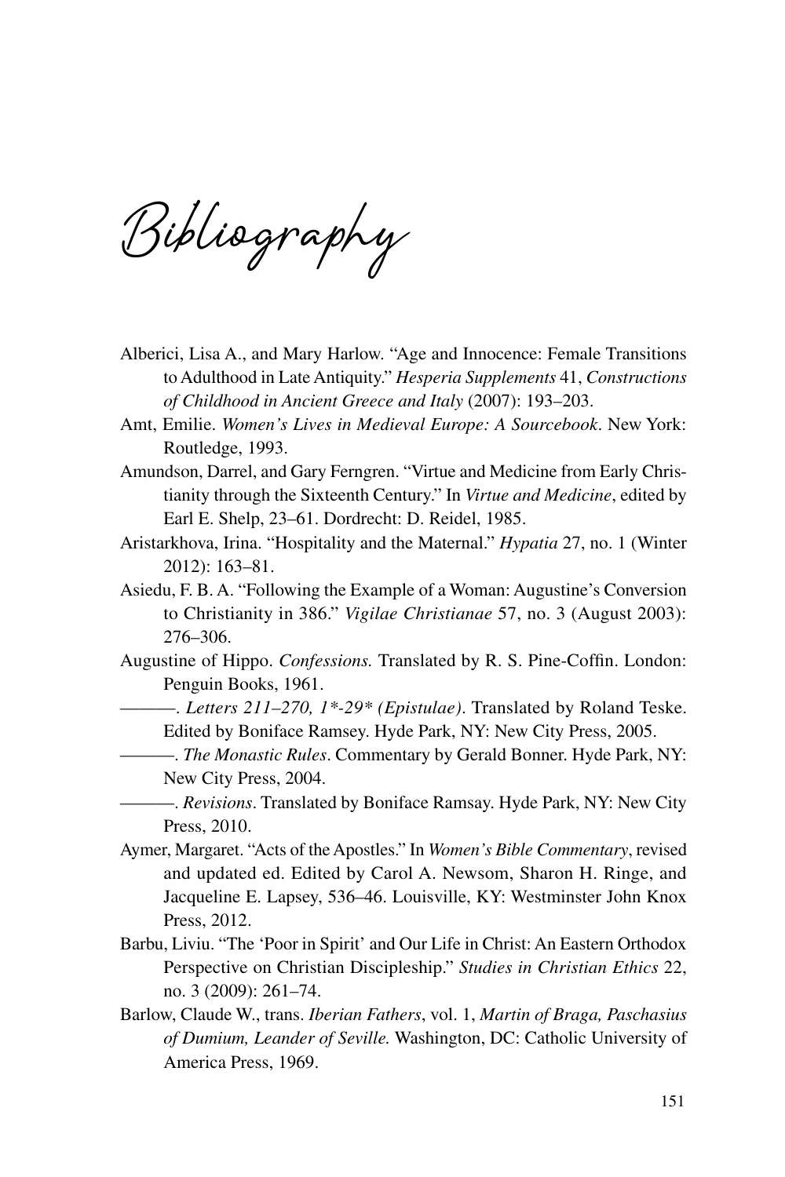# Bibliography

Alberici, Lisa A., and Mary Harlow. "Age and Innocence: Female Transitions to Adulthood in Late Antiquity." *Hesperia Supplements* 41, *Constructions of Childhood in Ancient Greece and Italy* (2007): 193–203.

Amt, Emilie. *Women's Lives in Medieval Europe: A Sourcebook*. New York: Routledge, 1993.

Amundson, Darrel, and Gary Ferngren. "Virtue and Medicine from Early Christianity through the Sixteenth Century." In *Virtue and Medicine*, edited by Earl E. Shelp, 23–61. Dordrecht: D. Reidel, 1985.

Aristarkhova, Irina. "Hospitality and the Maternal." *Hypatia* 27, no. 1 (Winter 2012): 163–81.

Asiedu, F. B. A. "Following the Example of a Woman: Augustine's Conversion to Christianity in 386." *Vigilae Christianae* 57, no. 3 (August 2003): 276–306.

Augustine of Hippo. *Confessions.* Translated by R. S. Pine-Coffin. London: Penguin Books, 1961.

———. *Letters 211–270, 1*-29* (Epistulae)*. Translated by Roland Teske. Edited by Boniface Ramsey. Hyde Park, NY: New City Press, 2005.

———. *The Monastic Rules*. Commentary by Gerald Bonner. Hyde Park, NY: New City Press, 2004.

———. *Revisions*. Translated by Boniface Ramsay. Hyde Park, NY: New City Press, 2010.

Aymer, Margaret. "Acts of the Apostles." In *Women's Bible Commentary*, revised and updated ed. Edited by Carol A. Newsom, Sharon H. Ringe, and Jacqueline E. Lapsey, 536–46. Louisville, KY: Westminster John Knox Press, 2012.

Barbu, Liviu. "The 'Poor in Spirit' and Our Life in Christ: An Eastern Orthodox Perspective on Christian Discipleship." *Studies in Christian Ethics* 22, no. 3 (2009): 261–74.

Barlow, Claude W., trans. *Iberian Fathers*, vol. 1, *Martin of Braga, Paschasius of Dumium, Leander of Seville.* Washington, DC: Catholic University of America Press, 1969.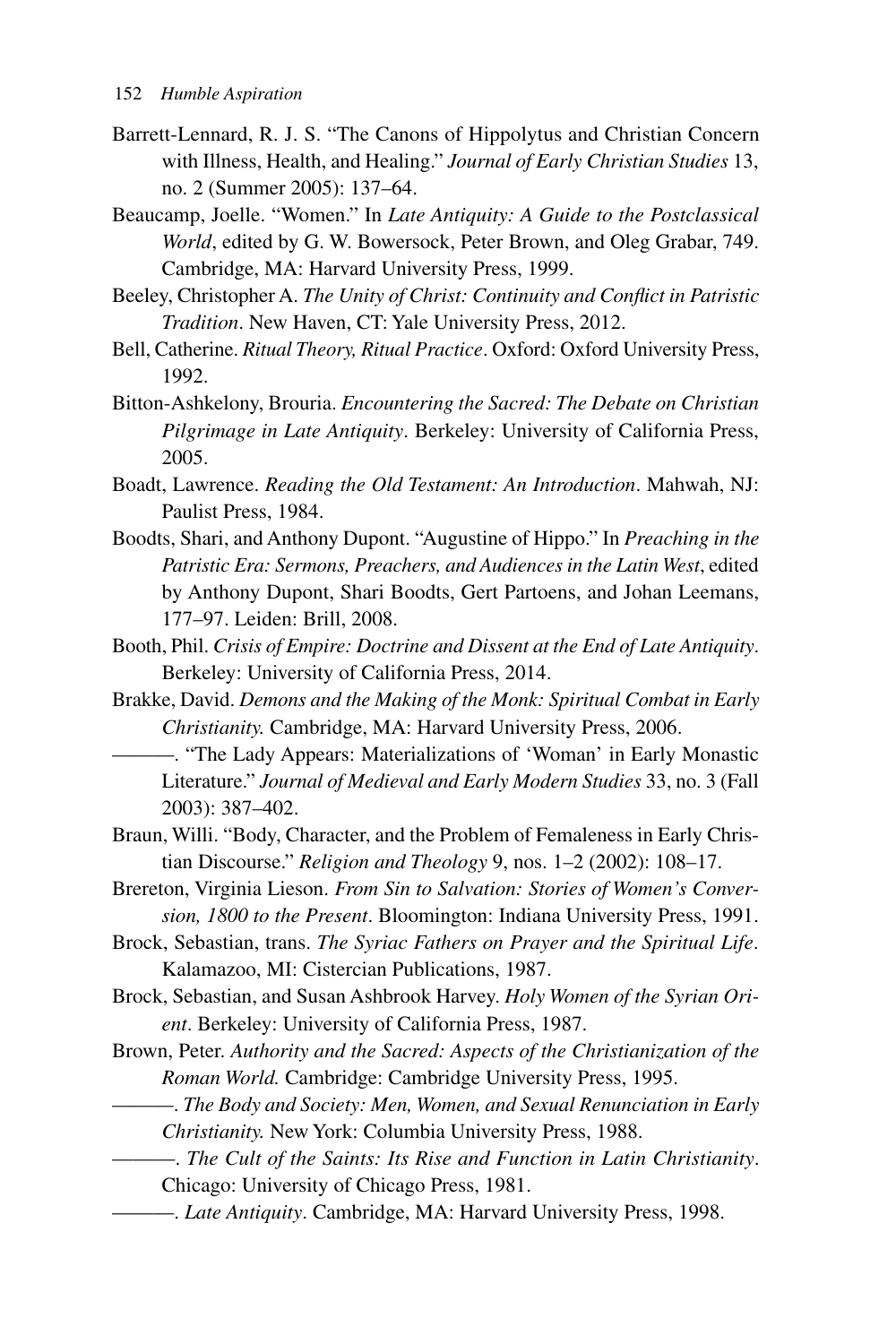Barrett-Lennard, R. J. S. "The Canons of Hippolytus and Christian Concern with Illness, Health, and Healing." *Journal of Early Christian Studies* 13, no. 2 (Summer 2005): 137–64.

Beaucamp, Joelle. "Women." In *Late Antiquity: A Guide to the Postclassical World*, edited by G. W. Bowersock, Peter Brown, and Oleg Grabar, 749. Cambridge, MA: Harvard University Press, 1999.

Beeley, Christopher A. *The Unity of Christ: Continuity and Conflict in Patristic Tradition*. New Haven, CT: Yale University Press, 2012.

Bell, Catherine. *Ritual Theory, Ritual Practice*. Oxford: Oxford University Press, 1992.

Bitton-Ashkelony, Brouria. *Encountering the Sacred: The Debate on Christian Pilgrimage in Late Antiquity*. Berkeley: University of California Press, 2005.

Boadt, Lawrence. *Reading the Old Testament: An Introduction*. Mahwah, NJ: Paulist Press, 1984.

Boodts, Shari, and Anthony Dupont. "Augustine of Hippo." In *Preaching in the Patristic Era: Sermons, Preachers, and Audiences in the Latin West*, edited by Anthony Dupont, Shari Boodts, Gert Partoens, and Johan Leemans, 177–97. Leiden: Brill, 2008.

Booth, Phil. *Crisis of Empire: Doctrine and Dissent at the End of Late Antiquity*. Berkeley: University of California Press, 2014.

Brakke, David. *Demons and the Making of the Monk: Spiritual Combat in Early Christianity.* Cambridge, MA: Harvard University Press, 2006.

———. "The Lady Appears: Materializations of 'Woman' in Early Monastic Literature." *Journal of Medieval and Early Modern Studies* 33, no. 3 (Fall 2003): 387–402.

Braun, Willi. "Body, Character, and the Problem of Femaleness in Early Christian Discourse." *Religion and Theology* 9, nos. 1–2 (2002): 108–17.

Brereton, Virginia Lieson. *From Sin to Salvation: Stories of Women's Conversion, 1800 to the Present*. Bloomington: Indiana University Press, 1991.

Brock, Sebastian, trans. *The Syriac Fathers on Prayer and the Spiritual Life*. Kalamazoo, MI: Cistercian Publications, 1987.

Brock, Sebastian, and Susan Ashbrook Harvey. *Holy Women of the Syrian Orient*. Berkeley: University of California Press, 1987.

Brown, Peter. *Authority and the Sacred: Aspects of the Christianization of the Roman World.* Cambridge: Cambridge University Press, 1995.

———. *The Body and Society: Men, Women, and Sexual Renunciation in Early Christianity.* New York: Columbia University Press, 1988.

———. *The Cult of the Saints: Its Rise and Function in Latin Christianity*. Chicago: University of Chicago Press, 1981.

———. *Late Antiquity*. Cambridge, MA: Harvard University Press, 1998.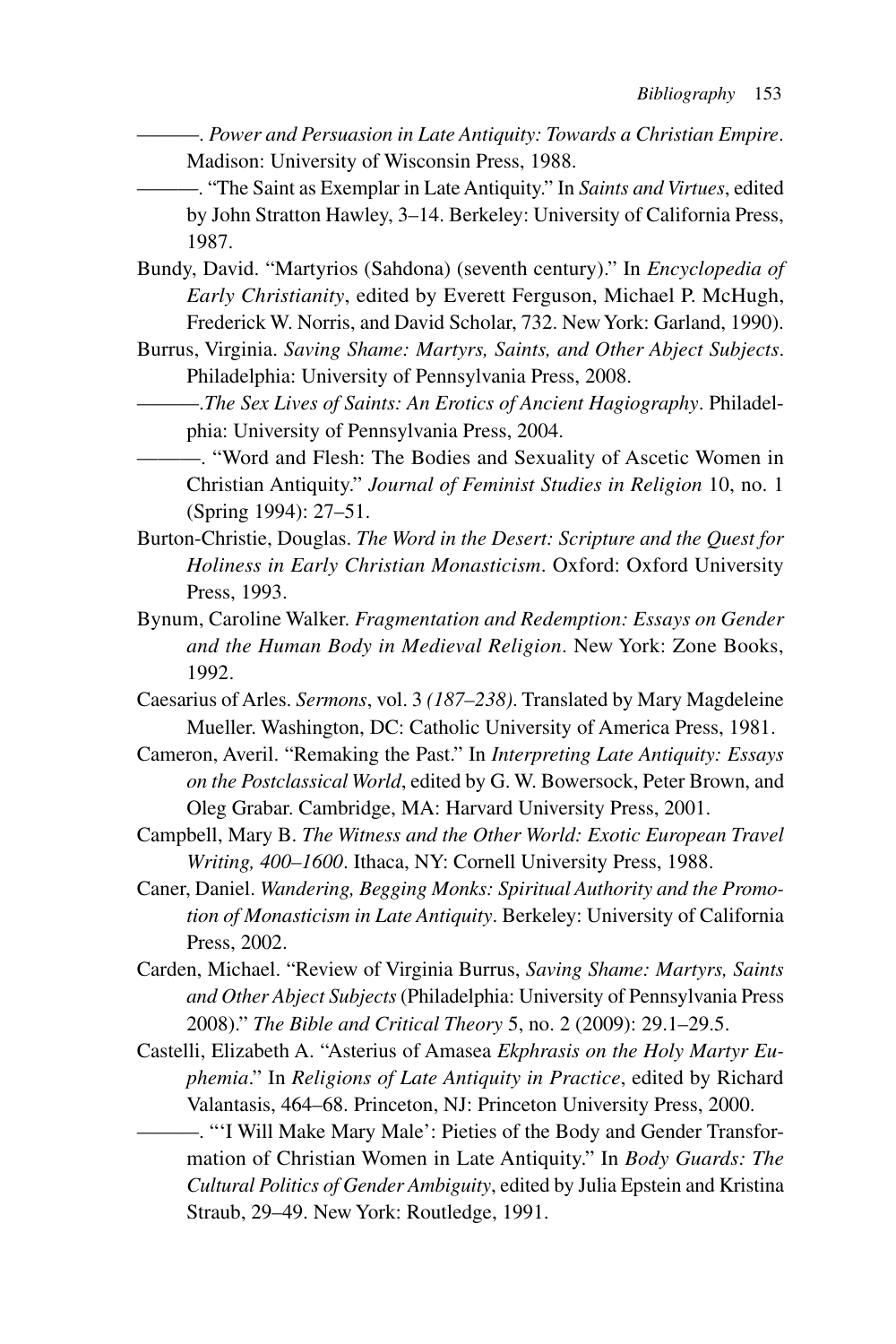———. *Power and Persuasion in Late Antiquity: Towards a Christian Empire*. Madison: University of Wisconsin Press, 1988.

———. "The Saint as Exemplar in Late Antiquity." In *Saints and Virtues*, edited by John Stratton Hawley, 3–14. Berkeley: University of California Press, 1987.

Bundy, David. "Martyrios (Sahdona) (seventh century)." In *Encyclopedia of Early Christianity*, edited by Everett Ferguson, Michael P. McHugh, Frederick W. Norris, and David Scholar, 732. New York: Garland, 1990).

Burrus, Virginia. *Saving Shame: Martyrs, Saints, and Other Abject Subjects*. Philadelphia: University of Pennsylvania Press, 2008.

———.*The Sex Lives of Saints: An Erotics of Ancient Hagiography*. Philadelphia: University of Pennsylvania Press, 2004.

———. "Word and Flesh: The Bodies and Sexuality of Ascetic Women in Christian Antiquity." *Journal of Feminist Studies in Religion* 10, no. 1 (Spring 1994): 27–51.

Burton-Christie, Douglas. *The Word in the Desert: Scripture and the Quest for Holiness in Early Christian Monasticism*. Oxford: Oxford University Press, 1993.

Bynum, Caroline Walker. *Fragmentation and Redemption: Essays on Gender and the Human Body in Medieval Religion*. New York: Zone Books, 1992.

Caesarius of Arles. *Sermons*, vol. 3 *(187–238)*. Translated by Mary Magdeleine Mueller. Washington, DC: Catholic University of America Press, 1981.

Cameron, Averil. "Remaking the Past." In *Interpreting Late Antiquity: Essays on the Postclassical World*, edited by G. W. Bowersock, Peter Brown, and Oleg Grabar. Cambridge, MA: Harvard University Press, 2001.

Campbell, Mary B. *The Witness and the Other World: Exotic European Travel Writing, 400–1600*. Ithaca, NY: Cornell University Press, 1988.

Caner, Daniel. *Wandering, Begging Monks: Spiritual Authority and the Promotion of Monasticism in Late Antiquity*. Berkeley: University of California Press, 2002.

Carden, Michael. "Review of Virginia Burrus, *Saving Shame: Martyrs, Saints and Other Abject Subjects* (Philadelphia: University of Pennsylvania Press 2008)." *The Bible and Critical Theory* 5, no. 2 (2009): 29.1–29.5.

Castelli, Elizabeth A. "Asterius of Amasea *Ekphrasis on the Holy Martyr Euphemia*." In *Religions of Late Antiquity in Practice*, edited by Richard Valantasis, 464–68. Princeton, NJ: Princeton University Press, 2000.

———. "'I Will Make Mary Male': Pieties of the Body and Gender Transformation of Christian Women in Late Antiquity." In *Body Guards: The Cultural Politics of Gender Ambiguity*, edited by Julia Epstein and Kristina Straub, 29–49. New York: Routledge, 1991.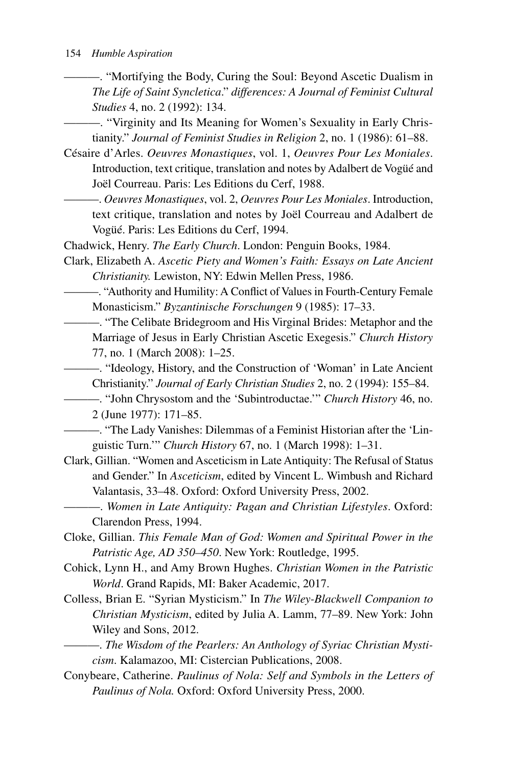———. "Mortifying the Body, Curing the Soul: Beyond Ascetic Dualism in *The Life of Saint Syncletica*." *differences: A Journal of Feminist Cultural Studies* 4, no. 2 (1992): 134.

———. "Virginity and Its Meaning for Women's Sexuality in Early Christianity." *Journal of Feminist Studies in Religion* 2, no. 1 (1986): 61–88.

Césaire d'Arles. *Oeuvres Monastiques*, vol. 1, *Oeuvres Pour Les Moniales*. Introduction, text critique, translation and notes by Adalbert de Vogüé and Joël Courreau. Paris: Les Editions du Cerf, 1988.

———. *Oeuvres Monastiques*, vol. 2, *Oeuvres Pour Les Moniales*. Introduction, text critique, translation and notes by Joël Courreau and Adalbert de Vogüé. Paris: Les Editions du Cerf, 1994.

Chadwick, Henry. *The Early Church*. London: Penguin Books, 1984.

Clark, Elizabeth A. *Ascetic Piety and Women's Faith: Essays on Late Ancient Christianity.* Lewiston, NY: Edwin Mellen Press, 1986.

———. "Authority and Humility: A Conflict of Values in Fourth-Century Female Monasticism." *Byzantinische Forschungen* 9 (1985): 17–33.

———. "The Celibate Bridegroom and His Virginal Brides: Metaphor and the Marriage of Jesus in Early Christian Ascetic Exegesis." *Church History* 77, no. 1 (March 2008): 1–25.

———. "Ideology, History, and the Construction of 'Woman' in Late Ancient Christianity." *Journal of Early Christian Studies* 2, no. 2 (1994): 155–84.

———. "John Chrysostom and the 'Subintroductae.'" *Church History* 46, no. 2 (June 1977): 171–85.

———. "The Lady Vanishes: Dilemmas of a Feminist Historian after the 'Linguistic Turn.'" *Church History* 67, no. 1 (March 1998): 1–31.

Clark, Gillian. "Women and Asceticism in Late Antiquity: The Refusal of Status and Gender." In *Asceticism*, edited by Vincent L. Wimbush and Richard Valantasis, 33–48. Oxford: Oxford University Press, 2002.

———. *Women in Late Antiquity: Pagan and Christian Lifestyles*. Oxford: Clarendon Press, 1994.

Cloke, Gillian. *This Female Man of God: Women and Spiritual Power in the Patristic Age, AD 350–450*. New York: Routledge, 1995.

Cohick, Lynn H., and Amy Brown Hughes. *Christian Women in the Patristic World*. Grand Rapids, MI: Baker Academic, 2017.

Colless, Brian E. "Syrian Mysticism." In *The Wiley-Blackwell Companion to Christian Mysticism*, edited by Julia A. Lamm, 77–89. New York: John Wiley and Sons, 2012.

———. *The Wisdom of the Pearlers: An Anthology of Syriac Christian Mysticism*. Kalamazoo, MI: Cistercian Publications, 2008.

Conybeare, Catherine. *Paulinus of Nola: Self and Symbols in the Letters of Paulinus of Nola.* Oxford: Oxford University Press, 2000.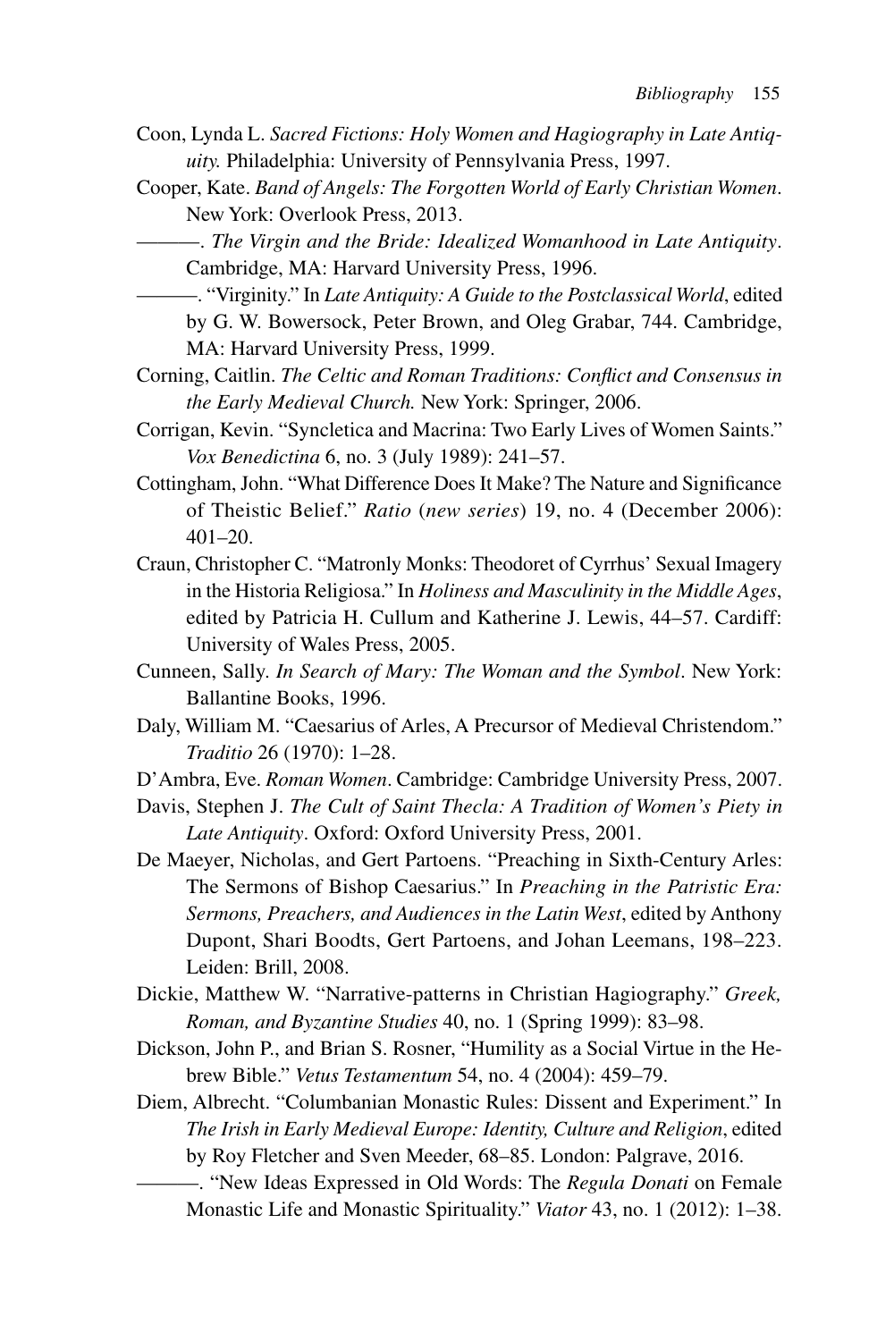Coon, Lynda L. *Sacred Fictions: Holy Women and Hagiography in Late Antiquity.* Philadelphia: University of Pennsylvania Press, 1997.

Cooper, Kate. *Band of Angels: The Forgotten World of Early Christian Women*. New York: Overlook Press, 2013.

———. *The Virgin and the Bride: Idealized Womanhood in Late Antiquity*. Cambridge, MA: Harvard University Press, 1996.

———. "Virginity." In *Late Antiquity: A Guide to the Postclassical World*, edited by G. W. Bowersock, Peter Brown, and Oleg Grabar, 744. Cambridge, MA: Harvard University Press, 1999.

Corning, Caitlin. *The Celtic and Roman Traditions: Conflict and Consensus in the Early Medieval Church.* New York: Springer, 2006.

Corrigan, Kevin. "Syncletica and Macrina: Two Early Lives of Women Saints." *Vox Benedictina* 6, no. 3 (July 1989): 241–57.

Cottingham, John. "What Difference Does It Make? The Nature and Significance of Theistic Belief." *Ratio* (*new series*) 19, no. 4 (December 2006): 401–20.

Craun, Christopher C. "Matronly Monks: Theodoret of Cyrrhus' Sexual Imagery in the Historia Religiosa." In *Holiness and Masculinity in the Middle Ages*, edited by Patricia H. Cullum and Katherine J. Lewis, 44–57. Cardiff: University of Wales Press, 2005.

Cunneen, Sally. *In Search of Mary: The Woman and the Symbol*. New York: Ballantine Books, 1996.

Daly, William M. "Caesarius of Arles, A Precursor of Medieval Christendom." *Traditio* 26 (1970): 1–28.

D'Ambra, Eve. *Roman Women*. Cambridge: Cambridge University Press, 2007.

Davis, Stephen J. *The Cult of Saint Thecla: A Tradition of Women's Piety in Late Antiquity*. Oxford: Oxford University Press, 2001.

De Maeyer, Nicholas, and Gert Partoens. "Preaching in Sixth-Century Arles: The Sermons of Bishop Caesarius." In *Preaching in the Patristic Era: Sermons, Preachers, and Audiences in the Latin West*, edited by Anthony Dupont, Shari Boodts, Gert Partoens, and Johan Leemans, 198–223. Leiden: Brill, 2008.

Dickie, Matthew W. "Narrative-patterns in Christian Hagiography." *Greek, Roman, and Byzantine Studies* 40, no. 1 (Spring 1999): 83–98.

Dickson, John P., and Brian S. Rosner, "Humility as a Social Virtue in the Hebrew Bible." *Vetus Testamentum* 54, no. 4 (2004): 459–79.

Diem, Albrecht. "Columbanian Monastic Rules: Dissent and Experiment." In *The Irish in Early Medieval Europe: Identity, Culture and Religion*, edited by Roy Fletcher and Sven Meeder, 68–85. London: Palgrave, 2016.

———. "New Ideas Expressed in Old Words: The *Regula Donati* on Female Monastic Life and Monastic Spirituality." *Viator* 43, no. 1 (2012): 1–38.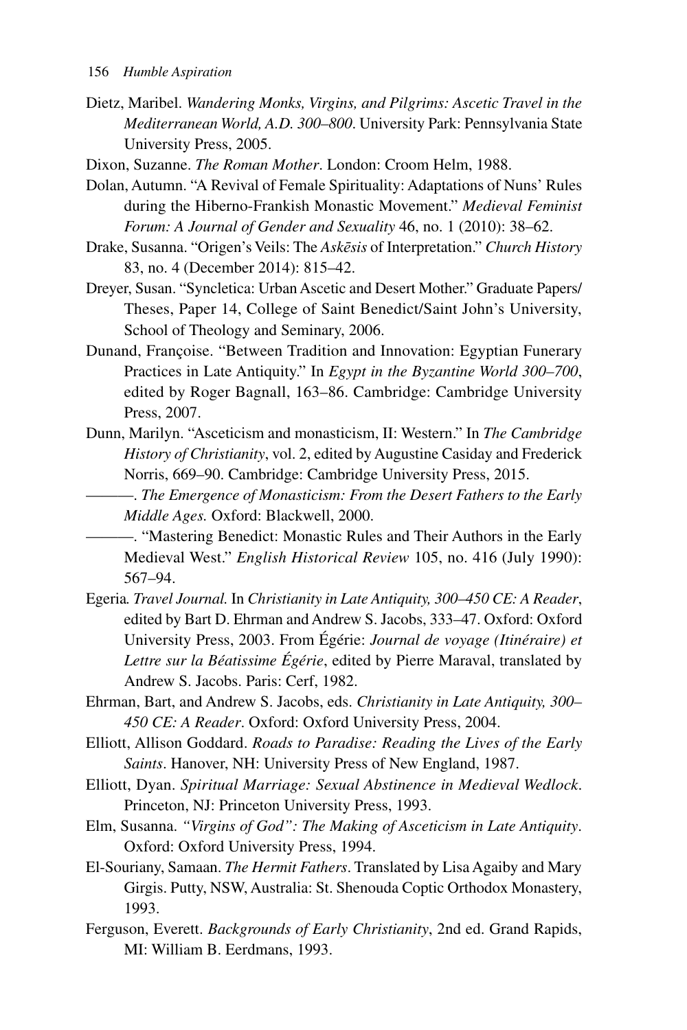Dietz, Maribel. *Wandering Monks, Virgins, and Pilgrims: Ascetic Travel in the Mediterranean World, A.D. 300–800*. University Park: Pennsylvania State University Press, 2005.

Dixon, Suzanne. *The Roman Mother*. London: Croom Helm, 1988.

Dolan, Autumn. "A Revival of Female Spirituality: Adaptations of Nuns' Rules during the Hiberno-Frankish Monastic Movement." *Medieval Feminist Forum: A Journal of Gender and Sexuality* 46, no. 1 (2010): 38–62.

Drake, Susanna. "Origen's Veils: The *Askēsis* of Interpretation." *Church History* 83, no. 4 (December 2014): 815–42.

Dreyer, Susan. "Syncletica: Urban Ascetic and Desert Mother." Graduate Papers/Theses, Paper 14, College of Saint Benedict/Saint John's University, School of Theology and Seminary, 2006.

Dunand, Françoise. "Between Tradition and Innovation: Egyptian Funerary Practices in Late Antiquity." In *Egypt in the Byzantine World 300–700*, edited by Roger Bagnall, 163–86. Cambridge: Cambridge University Press, 2007.

Dunn, Marilyn. "Asceticism and monasticism, II: Western." In *The Cambridge History of Christianity*, vol. 2, edited by Augustine Casiday and Frederick Norris, 669–90. Cambridge: Cambridge University Press, 2015.

———. *The Emergence of Monasticism: From the Desert Fathers to the Early Middle Ages.* Oxford: Blackwell, 2000.

———. "Mastering Benedict: Monastic Rules and Their Authors in the Early Medieval West." *English Historical Review* 105, no. 416 (July 1990): 567–94.

Egeria*. Travel Journal.* In *Christianity in Late Antiquity, 300–450 CE: A Reader*, edited by Bart D. Ehrman and Andrew S. Jacobs, 333–47. Oxford: Oxford University Press, 2003. From Égérie: *Journal de voyage (Itinéraire) et Lettre sur la Béatissime Égérie*, edited by Pierre Maraval, translated by Andrew S. Jacobs. Paris: Cerf, 1982.

Ehrman, Bart, and Andrew S. Jacobs, eds. *Christianity in Late Antiquity, 300–450 CE: A Reader*. Oxford: Oxford University Press, 2004.

Elliott, Allison Goddard. *Roads to Paradise: Reading the Lives of the Early Saints*. Hanover, NH: University Press of New England, 1987.

Elliott, Dyan. *Spiritual Marriage: Sexual Abstinence in Medieval Wedlock*. Princeton, NJ: Princeton University Press, 1993.

Elm, Susanna. *"Virgins of God": The Making of Asceticism in Late Antiquity*. Oxford: Oxford University Press, 1994.

El-Souriany, Samaan. *The Hermit Fathers*. Translated by Lisa Agaiby and Mary Girgis. Putty, NSW, Australia: St. Shenouda Coptic Orthodox Monastery, 1993.

Ferguson, Everett. *Backgrounds of Early Christianity*, 2nd ed. Grand Rapids, MI: William B. Eerdmans, 1993.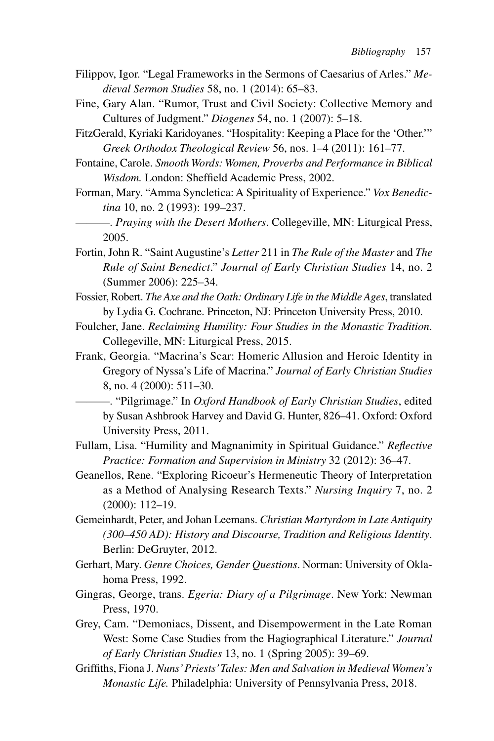Filippov, Igor. “Legal Frameworks in the Sermons of Caesarius of Arles.” *Medieval Sermon Studies* 58, no. 1 (2014): 65–83.

Fine, Gary Alan. “Rumor, Trust and Civil Society: Collective Memory and Cultures of Judgment.” *Diogenes* 54, no. 1 (2007): 5–18.

FitzGerald, Kyriaki Karidoyanes. “Hospitality: Keeping a Place for the ‘Other.’” *Greek Orthodox Theological Review* 56, nos. 1–4 (2011): 161–77.

Fontaine, Carole. *Smooth Words: Women, Proverbs and Performance in Biblical Wisdom.* London: Sheffield Academic Press, 2002.

Forman, Mary. “Amma Syncletica: A Spirituality of Experience.” *Vox Benedictina* 10, no. 2 (1993): 199–237.

———. *Praying with the Desert Mothers*. Collegeville, MN: Liturgical Press, 2005.

Fortin, John R. “Saint Augustine’s *Letter* 211 in *The Rule of the Master* and *The Rule of Saint Benedict*.” *Journal of Early Christian Studies* 14, no. 2 (Summer 2006): 225–34.

Fossier, Robert. *The Axe and the Oath: Ordinary Life in the Middle Ages*, translated by Lydia G. Cochrane. Princeton, NJ: Princeton University Press, 2010.

Foulcher, Jane. *Reclaiming Humility: Four Studies in the Monastic Tradition*. Collegeville, MN: Liturgical Press, 2015.

Frank, Georgia. “Macrina’s Scar: Homeric Allusion and Heroic Identity in Gregory of Nyssa’s Life of Macrina.” *Journal of Early Christian Studies* 8, no. 4 (2000): 511–30.

———. “Pilgrimage.” In *Oxford Handbook of Early Christian Studies*, edited by Susan Ashbrook Harvey and David G. Hunter, 826–41. Oxford: Oxford University Press, 2011.

Fullam, Lisa. “Humility and Magnanimity in Spiritual Guidance.” *Reflective Practice: Formation and Supervision in Ministry* 32 (2012): 36–47.

Geanellos, Rene. “Exploring Ricoeur’s Hermeneutic Theory of Interpretation as a Method of Analysing Research Texts.” *Nursing Inquiry* 7, no. 2 (2000): 112–19.

Gemeinhardt, Peter, and Johan Leemans. *Christian Martyrdom in Late Antiquity (300–450 AD): History and Discourse, Tradition and Religious Identity*. Berlin: DeGruyter, 2012.

Gerhart, Mary. *Genre Choices, Gender Questions*. Norman: University of Oklahoma Press, 1992.

Gingras, George, trans. *Egeria: Diary of a Pilgrimage*. New York: Newman Press, 1970.

Grey, Cam. “Demoniacs, Dissent, and Disempowerment in the Late Roman West: Some Case Studies from the Hagiographical Literature.” *Journal of Early Christian Studies* 13, no. 1 (Spring 2005): 39–69.

Griffiths, Fiona J. *Nuns’ Priests’ Tales: Men and Salvation in Medieval Women’s Monastic Life.* Philadelphia: University of Pennsylvania Press, 2018.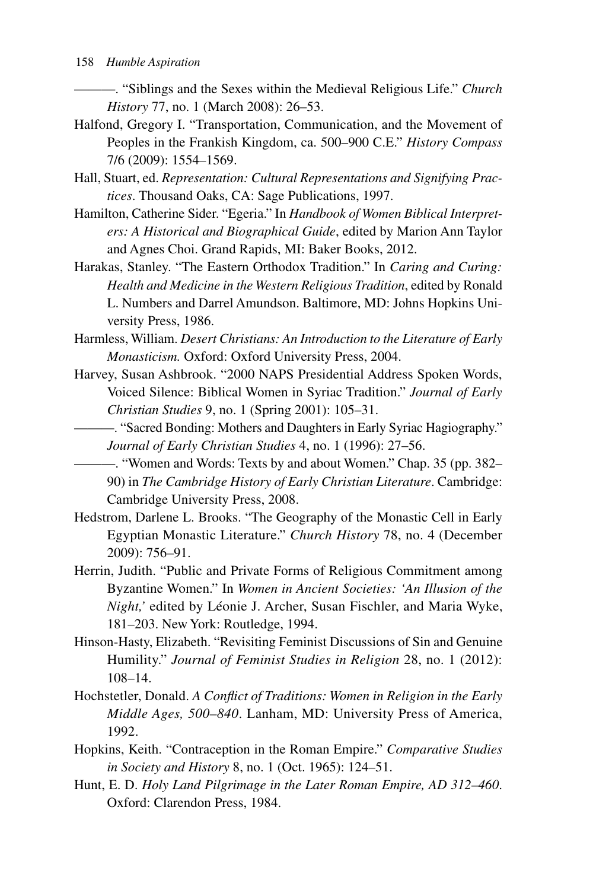———. "Siblings and the Sexes within the Medieval Religious Life." *Church History* 77, no. 1 (March 2008): 26–53.

Halfond, Gregory I. "Transportation, Communication, and the Movement of Peoples in the Frankish Kingdom, ca. 500–900 C.E." *History Compass* 7/6 (2009): 1554–1569.

Hall, Stuart, ed. *Representation: Cultural Representations and Signifying Practices*. Thousand Oaks, CA: Sage Publications, 1997.

Hamilton, Catherine Sider. "Egeria." In *Handbook of Women Biblical Interpreters: A Historical and Biographical Guide*, edited by Marion Ann Taylor and Agnes Choi. Grand Rapids, MI: Baker Books, 2012.

Harakas, Stanley. "The Eastern Orthodox Tradition." In *Caring and Curing: Health and Medicine in the Western Religious Tradition*, edited by Ronald L. Numbers and Darrel Amundson. Baltimore, MD: Johns Hopkins University Press, 1986.

Harmless, William. *Desert Christians: An Introduction to the Literature of Early Monasticism.* Oxford: Oxford University Press, 2004.

Harvey, Susan Ashbrook. "2000 NAPS Presidential Address Spoken Words, Voiced Silence: Biblical Women in Syriac Tradition." *Journal of Early Christian Studies* 9, no. 1 (Spring 2001): 105–31.

———. "Sacred Bonding: Mothers and Daughters in Early Syriac Hagiography." *Journal of Early Christian Studies* 4, no. 1 (1996): 27–56.

———. "Women and Words: Texts by and about Women." Chap. 35 (pp. 382–90) in *The Cambridge History of Early Christian Literature*. Cambridge: Cambridge University Press, 2008.

Hedstrom, Darlene L. Brooks. "The Geography of the Monastic Cell in Early Egyptian Monastic Literature." *Church History* 78, no. 4 (December 2009): 756–91.

Herrin, Judith. "Public and Private Forms of Religious Commitment among Byzantine Women." In *Women in Ancient Societies: 'An Illusion of the Night,'* edited by Léonie J. Archer, Susan Fischler, and Maria Wyke, 181–203. New York: Routledge, 1994.

Hinson-Hasty, Elizabeth. "Revisiting Feminist Discussions of Sin and Genuine Humility." *Journal of Feminist Studies in Religion* 28, no. 1 (2012): 108–14.

Hochstetler, Donald. *A Conflict of Traditions: Women in Religion in the Early Middle Ages, 500–840*. Lanham, MD: University Press of America, 1992.

Hopkins, Keith. "Contraception in the Roman Empire." *Comparative Studies in Society and History* 8, no. 1 (Oct. 1965): 124–51.

Hunt, E. D. *Holy Land Pilgrimage in the Later Roman Empire, AD 312–460*. Oxford: Clarendon Press, 1984.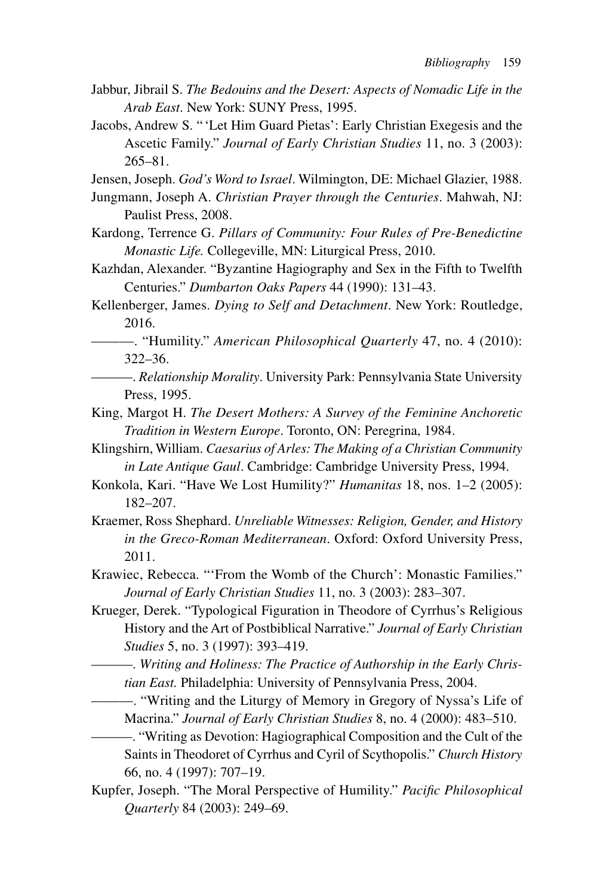Jabbur, Jibrail S. *The Bedouins and the Desert: Aspects of Nomadic Life in the Arab East*. New York: SUNY Press, 1995.

Jacobs, Andrew S. " 'Let Him Guard Pietas': Early Christian Exegesis and the Ascetic Family." *Journal of Early Christian Studies* 11, no. 3 (2003): 265–81.

Jensen, Joseph. *God's Word to Israel*. Wilmington, DE: Michael Glazier, 1988.

Jungmann, Joseph A. *Christian Prayer through the Centuries*. Mahwah, NJ: Paulist Press, 2008.

Kardong, Terrence G. *Pillars of Community: Four Rules of Pre-Benedictine Monastic Life.* Collegeville, MN: Liturgical Press, 2010.

Kazhdan, Alexander. "Byzantine Hagiography and Sex in the Fifth to Twelfth Centuries." *Dumbarton Oaks Papers* 44 (1990): 131–43.

Kellenberger, James. *Dying to Self and Detachment*. New York: Routledge, 2016.

———. "Humility." *American Philosophical Quarterly* 47, no. 4 (2010): 322–36.

———. *Relationship Morality*. University Park: Pennsylvania State University Press, 1995.

King, Margot H. *The Desert Mothers: A Survey of the Feminine Anchoretic Tradition in Western Europe*. Toronto, ON: Peregrina, 1984.

Klingshirn, William. *Caesarius of Arles: The Making of a Christian Community in Late Antique Gaul*. Cambridge: Cambridge University Press, 1994.

Konkola, Kari. "Have We Lost Humility?" *Humanitas* 18, nos. 1–2 (2005): 182–207.

Kraemer, Ross Shephard. *Unreliable Witnesses: Religion, Gender, and History in the Greco-Roman Mediterranean*. Oxford: Oxford University Press, 2011.

Krawiec, Rebecca. "'From the Womb of the Church': Monastic Families." *Journal of Early Christian Studies* 11, no. 3 (2003): 283–307.

Krueger, Derek. "Typological Figuration in Theodore of Cyrrhus's Religious History and the Art of Postbiblical Narrative." *Journal of Early Christian Studies* 5, no. 3 (1997): 393–419.

———. *Writing and Holiness: The Practice of Authorship in the Early Christian East.* Philadelphia: University of Pennsylvania Press, 2004.

———. "Writing and the Liturgy of Memory in Gregory of Nyssa's Life of Macrina." *Journal of Early Christian Studies* 8, no. 4 (2000): 483–510.

———. "Writing as Devotion: Hagiographical Composition and the Cult of the Saints in Theodoret of Cyrrhus and Cyril of Scythopolis." *Church History* 66, no. 4 (1997): 707–19.

Kupfer, Joseph. "The Moral Perspective of Humility." *Pacific Philosophical Quarterly* 84 (2003): 249–69.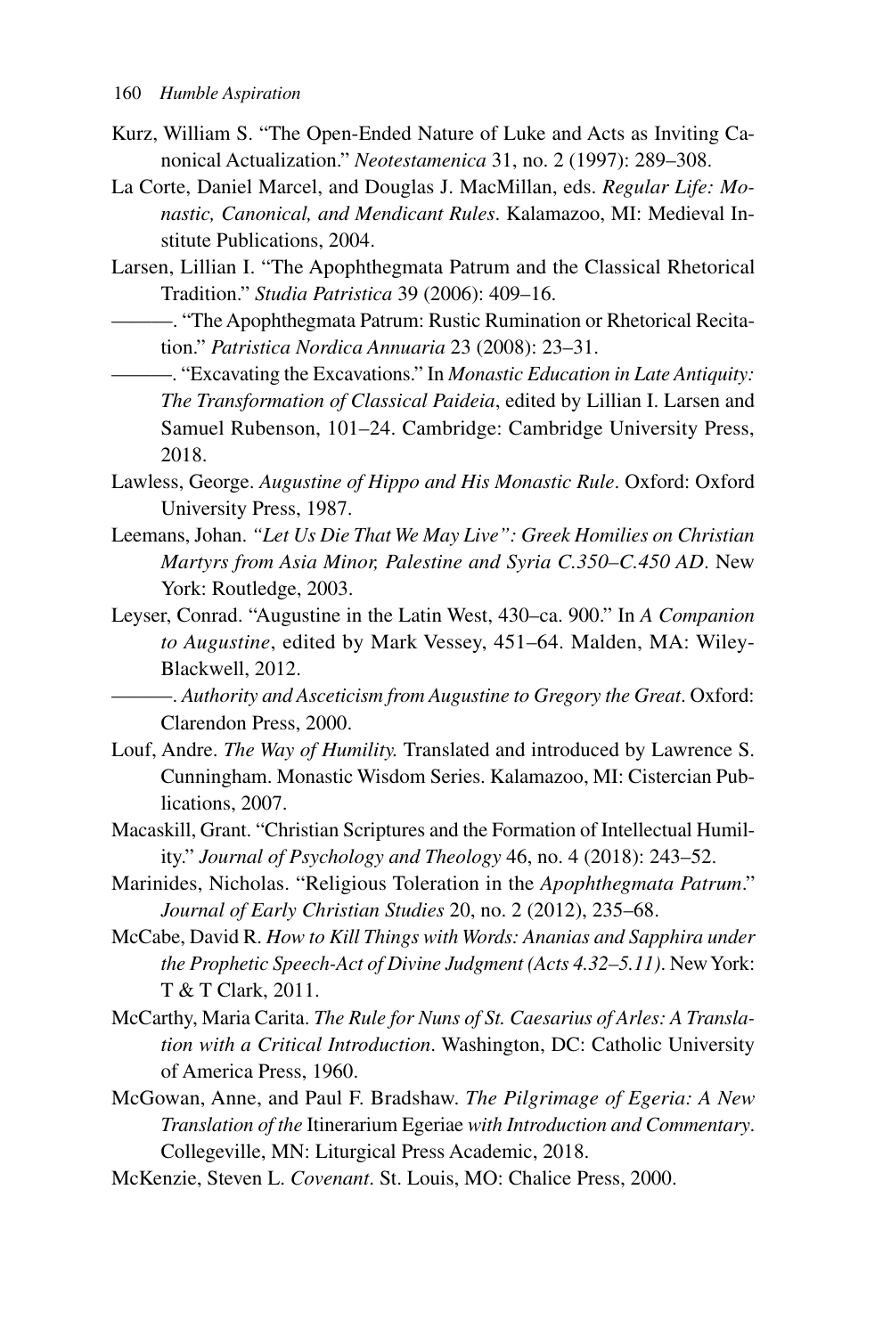Kurz, William S. "The Open-Ended Nature of Luke and Acts as Inviting Canonical Actualization." *Neotestamenica* 31, no. 2 (1997): 289–308.

La Corte, Daniel Marcel, and Douglas J. MacMillan, eds. *Regular Life: Monastic, Canonical, and Mendicant Rules*. Kalamazoo, MI: Medieval Institute Publications, 2004.

Larsen, Lillian I. "The Apophthegmata Patrum and the Classical Rhetorical Tradition." *Studia Patristica* 39 (2006): 409–16.

———. "The Apophthegmata Patrum: Rustic Rumination or Rhetorical Recitation." *Patristica Nordica Annuaria* 23 (2008): 23–31.

———. "Excavating the Excavations." In *Monastic Education in Late Antiquity: The Transformation of Classical Paideia*, edited by Lillian I. Larsen and Samuel Rubenson, 101–24. Cambridge: Cambridge University Press, 2018.

Lawless, George. *Augustine of Hippo and His Monastic Rule*. Oxford: Oxford University Press, 1987.

Leemans, Johan. *"Let Us Die That We May Live": Greek Homilies on Christian Martyrs from Asia Minor, Palestine and Syria C.350–C.450 AD*. New York: Routledge, 2003.

Leyser, Conrad. "Augustine in the Latin West, 430–ca. 900." In *A Companion to Augustine*, edited by Mark Vessey, 451–64. Malden, MA: Wiley-Blackwell, 2012.

———. *Authority and Asceticism from Augustine to Gregory the Great*. Oxford: Clarendon Press, 2000.

Louf, Andre. *The Way of Humility.* Translated and introduced by Lawrence S. Cunningham. Monastic Wisdom Series. Kalamazoo, MI: Cistercian Publications, 2007.

Macaskill, Grant. "Christian Scriptures and the Formation of Intellectual Humility." *Journal of Psychology and Theology* 46, no. 4 (2018): 243–52.

Marinides, Nicholas. "Religious Toleration in the *Apophthegmata Patrum*." *Journal of Early Christian Studies* 20, no. 2 (2012), 235–68.

McCabe, David R. *How to Kill Things with Words: Ananias and Sapphira under the Prophetic Speech-Act of Divine Judgment (Acts 4.32–5.11)*. New York: T & T Clark, 2011.

McCarthy, Maria Carita. *The Rule for Nuns of St. Caesarius of Arles: A Translation with a Critical Introduction*. Washington, DC: Catholic University of America Press, 1960.

McGowan, Anne, and Paul F. Bradshaw. *The Pilgrimage of Egeria: A New Translation of the* Itinerarium Egeriae *with Introduction and Commentary*. Collegeville, MN: Liturgical Press Academic, 2018.

McKenzie, Steven L. *Covenant*. St. Louis, MO: Chalice Press, 2000.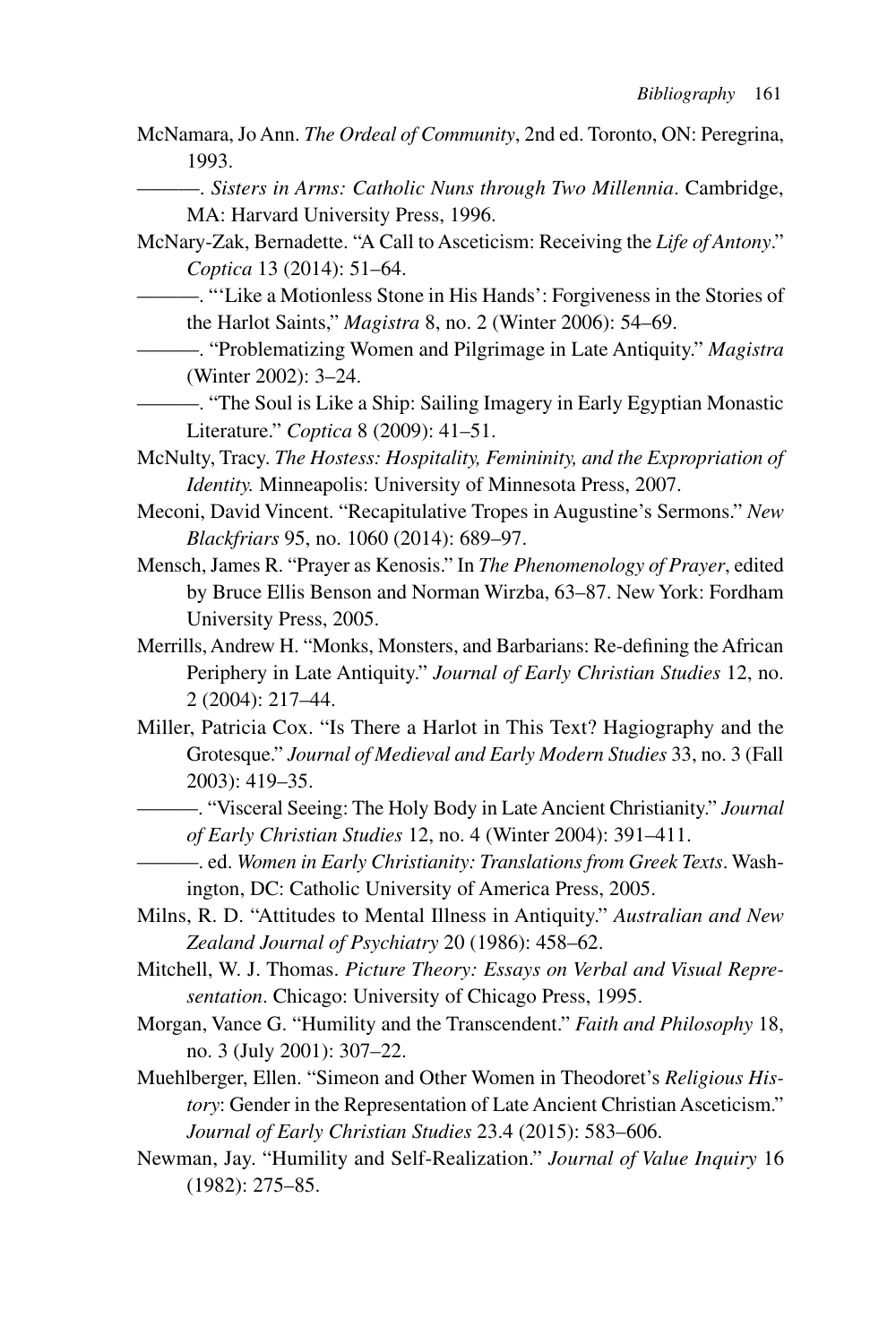McNamara, Jo Ann. *The Ordeal of Community*, 2nd ed. Toronto, ON: Peregrina, 1993.

———. *Sisters in Arms: Catholic Nuns through Two Millennia*. Cambridge, MA: Harvard University Press, 1996.

McNary-Zak, Bernadette. "A Call to Asceticism: Receiving the *Life of Antony*." *Coptica* 13 (2014): 51–64.

———. "'Like a Motionless Stone in His Hands': Forgiveness in the Stories of the Harlot Saints," *Magistra* 8, no. 2 (Winter 2006): 54–69.

———. "Problematizing Women and Pilgrimage in Late Antiquity." *Magistra* (Winter 2002): 3–24.

———. "The Soul is Like a Ship: Sailing Imagery in Early Egyptian Monastic Literature." *Coptica* 8 (2009): 41–51.

McNulty, Tracy. *The Hostess: Hospitality, Femininity, and the Expropriation of Identity.* Minneapolis: University of Minnesota Press, 2007.

Meconi, David Vincent. "Recapitulative Tropes in Augustine's Sermons." *New Blackfriars* 95, no. 1060 (2014): 689–97.

Mensch, James R. "Prayer as Kenosis." In *The Phenomenology of Prayer*, edited by Bruce Ellis Benson and Norman Wirzba, 63–87. New York: Fordham University Press, 2005.

Merrills, Andrew H. "Monks, Monsters, and Barbarians: Re-defining the African Periphery in Late Antiquity." *Journal of Early Christian Studies* 12, no. 2 (2004): 217–44.

Miller, Patricia Cox. "Is There a Harlot in This Text? Hagiography and the Grotesque." *Journal of Medieval and Early Modern Studies* 33, no. 3 (Fall 2003): 419–35.

———. "Visceral Seeing: The Holy Body in Late Ancient Christianity." *Journal of Early Christian Studies* 12, no. 4 (Winter 2004): 391–411.

———. ed. *Women in Early Christianity: Translations from Greek Texts*. Washington, DC: Catholic University of America Press, 2005.

Milns, R. D. "Attitudes to Mental Illness in Antiquity." *Australian and New Zealand Journal of Psychiatry* 20 (1986): 458–62.

Mitchell, W. J. Thomas. *Picture Theory: Essays on Verbal and Visual Representation*. Chicago: University of Chicago Press, 1995.

Morgan, Vance G. "Humility and the Transcendent." *Faith and Philosophy* 18, no. 3 (July 2001): 307–22.

Muehlberger, Ellen. "Simeon and Other Women in Theodoret's *Religious History*: Gender in the Representation of Late Ancient Christian Asceticism." *Journal of Early Christian Studies* 23.4 (2015): 583–606.

Newman, Jay. "Humility and Self-Realization." *Journal of Value Inquiry* 16 (1982): 275–85.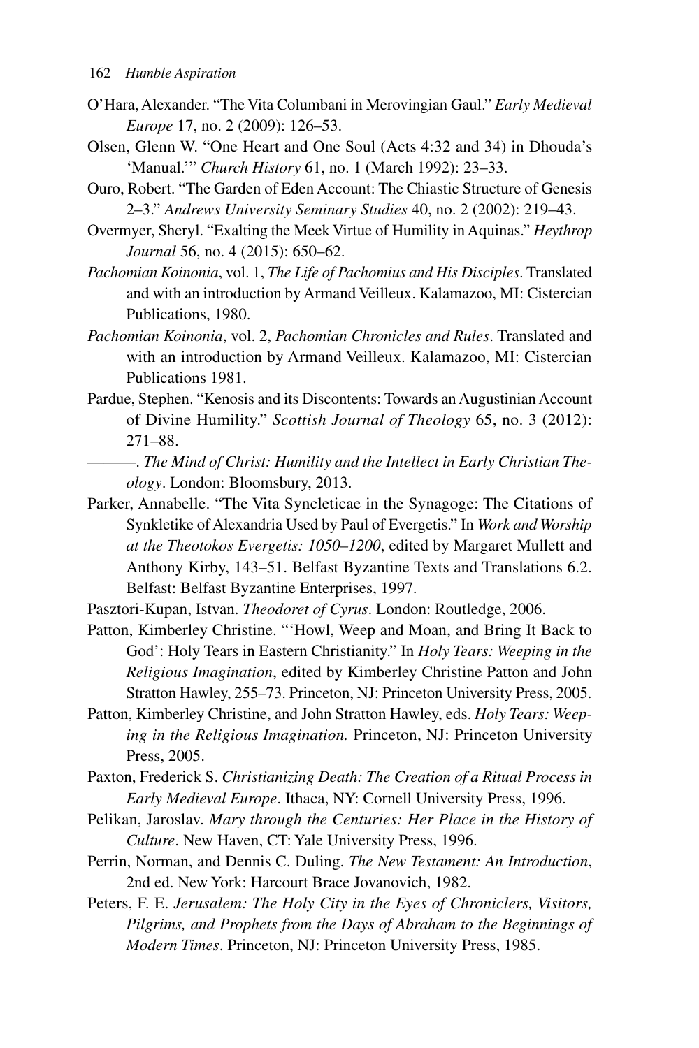O'Hara, Alexander. "The Vita Columbani in Merovingian Gaul." *Early Medieval Europe* 17, no. 2 (2009): 126–53.

Olsen, Glenn W. "One Heart and One Soul (Acts 4:32 and 34) in Dhouda's 'Manual.'" *Church History* 61, no. 1 (March 1992): 23–33.

Ouro, Robert. "The Garden of Eden Account: The Chiastic Structure of Genesis 2–3." *Andrews University Seminary Studies* 40, no. 2 (2002): 219–43.

Overmyer, Sheryl. "Exalting the Meek Virtue of Humility in Aquinas." *Heythrop Journal* 56, no. 4 (2015): 650–62.

*Pachomian Koinonia*, vol. 1, *The Life of Pachomius and His Disciples*. Translated and with an introduction by Armand Veilleux. Kalamazoo, MI: Cistercian Publications, 1980.

*Pachomian Koinonia*, vol. 2, *Pachomian Chronicles and Rules*. Translated and with an introduction by Armand Veilleux. Kalamazoo, MI: Cistercian Publications 1981.

Pardue, Stephen. "Kenosis and its Discontents: Towards an Augustinian Account of Divine Humility." *Scottish Journal of Theology* 65, no. 3 (2012): 271–88.

———. *The Mind of Christ: Humility and the Intellect in Early Christian Theology*. London: Bloomsbury, 2013.

Parker, Annabelle. "The Vita Syncleticae in the Synagoge: The Citations of Synkletike of Alexandria Used by Paul of Evergetis." In *Work and Worship at the Theotokos Evergetis: 1050–1200*, edited by Margaret Mullett and Anthony Kirby, 143–51. Belfast Byzantine Texts and Translations 6.2. Belfast: Belfast Byzantine Enterprises, 1997.

Pasztori-Kupan, Istvan. *Theodoret of Cyrus*. London: Routledge, 2006.

Patton, Kimberley Christine. "'Howl, Weep and Moan, and Bring It Back to God': Holy Tears in Eastern Christianity." In *Holy Tears: Weeping in the Religious Imagination*, edited by Kimberley Christine Patton and John Stratton Hawley, 255–73. Princeton, NJ: Princeton University Press, 2005.

Patton, Kimberley Christine, and John Stratton Hawley, eds. *Holy Tears: Weeping in the Religious Imagination.* Princeton, NJ: Princeton University Press, 2005.

Paxton, Frederick S. *Christianizing Death: The Creation of a Ritual Process in Early Medieval Europe*. Ithaca, NY: Cornell University Press, 1996.

Pelikan, Jaroslav. *Mary through the Centuries: Her Place in the History of Culture*. New Haven, CT: Yale University Press, 1996.

Perrin, Norman, and Dennis C. Duling. *The New Testament: An Introduction*, 2nd ed. New York: Harcourt Brace Jovanovich, 1982.

Peters, F. E. *Jerusalem: The Holy City in the Eyes of Chroniclers, Visitors, Pilgrims, and Prophets from the Days of Abraham to the Beginnings of Modern Times*. Princeton, NJ: Princeton University Press, 1985.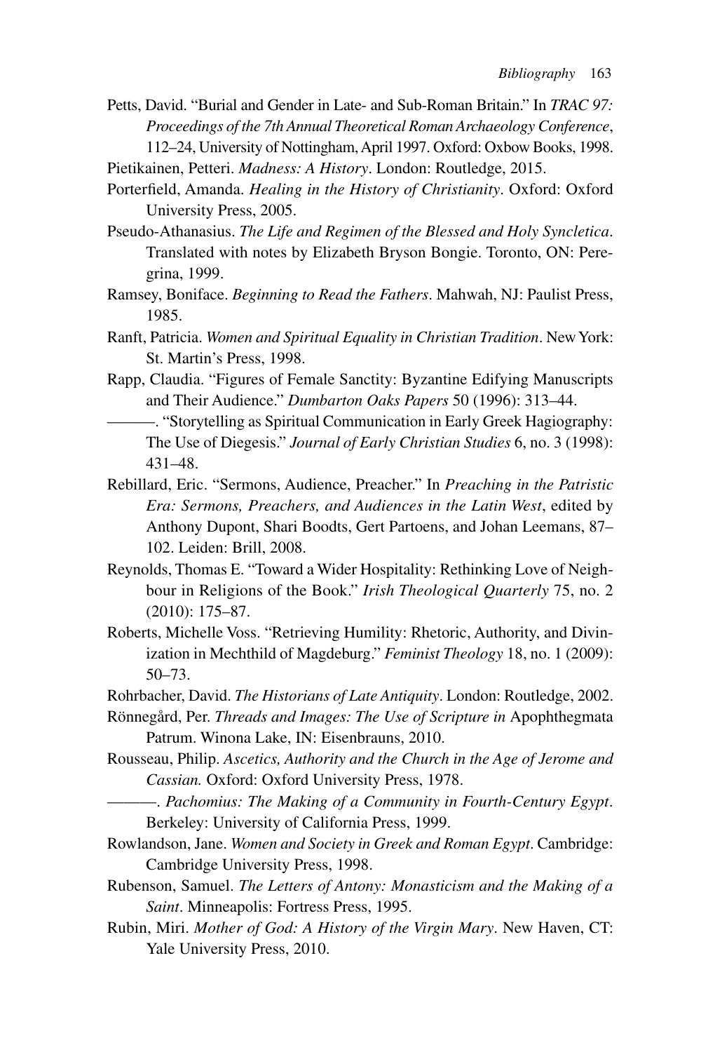Petts, David. "Burial and Gender in Late- and Sub-Roman Britain." In *TRAC 97: Proceedings of the 7th Annual Theoretical Roman Archaeology Conference*, 112–24, University of Nottingham, April 1997. Oxford: Oxbow Books, 1998.

Pietikainen, Petteri. *Madness: A History*. London: Routledge, 2015.

Porterfield, Amanda. *Healing in the History of Christianity*. Oxford: Oxford University Press, 2005.

Pseudo-Athanasius. *The Life and Regimen of the Blessed and Holy Syncletica*. Translated with notes by Elizabeth Bryson Bongie. Toronto, ON: Peregrina, 1999.

Ramsey, Boniface. *Beginning to Read the Fathers*. Mahwah, NJ: Paulist Press, 1985.

Ranft, Patricia. *Women and Spiritual Equality in Christian Tradition*. New York: St. Martin's Press, 1998.

Rapp, Claudia. "Figures of Female Sanctity: Byzantine Edifying Manuscripts and Their Audience." *Dumbarton Oaks Papers* 50 (1996): 313–44.

———. "Storytelling as Spiritual Communication in Early Greek Hagiography: The Use of Diegesis." *Journal of Early Christian Studies* 6, no. 3 (1998): 431–48.

Rebillard, Eric. "Sermons, Audience, Preacher." In *Preaching in the Patristic Era: Sermons, Preachers, and Audiences in the Latin West*, edited by Anthony Dupont, Shari Boodts, Gert Partoens, and Johan Leemans, 87–102. Leiden: Brill, 2008.

Reynolds, Thomas E. "Toward a Wider Hospitality: Rethinking Love of Neighbour in Religions of the Book." *Irish Theological Quarterly* 75, no. 2 (2010): 175–87.

Roberts, Michelle Voss. "Retrieving Humility: Rhetoric, Authority, and Divinization in Mechthild of Magdeburg." *Feminist Theology* 18, no. 1 (2009): 50–73.

Rohrbacher, David. *The Historians of Late Antiquity*. London: Routledge, 2002.

Rönnegård, Per. *Threads and Images: The Use of Scripture in* Apophthegmata Patrum. Winona Lake, IN: Eisenbrauns, 2010.

Rousseau, Philip. *Ascetics, Authority and the Church in the Age of Jerome and Cassian.* Oxford: Oxford University Press, 1978.

———. *Pachomius: The Making of a Community in Fourth-Century Egypt*. Berkeley: University of California Press, 1999.

Rowlandson, Jane. *Women and Society in Greek and Roman Egypt*. Cambridge: Cambridge University Press, 1998.

Rubenson, Samuel. *The Letters of Antony: Monasticism and the Making of a Saint*. Minneapolis: Fortress Press, 1995.

Rubin, Miri. *Mother of God: A History of the Virgin Mary*. New Haven, CT: Yale University Press, 2010.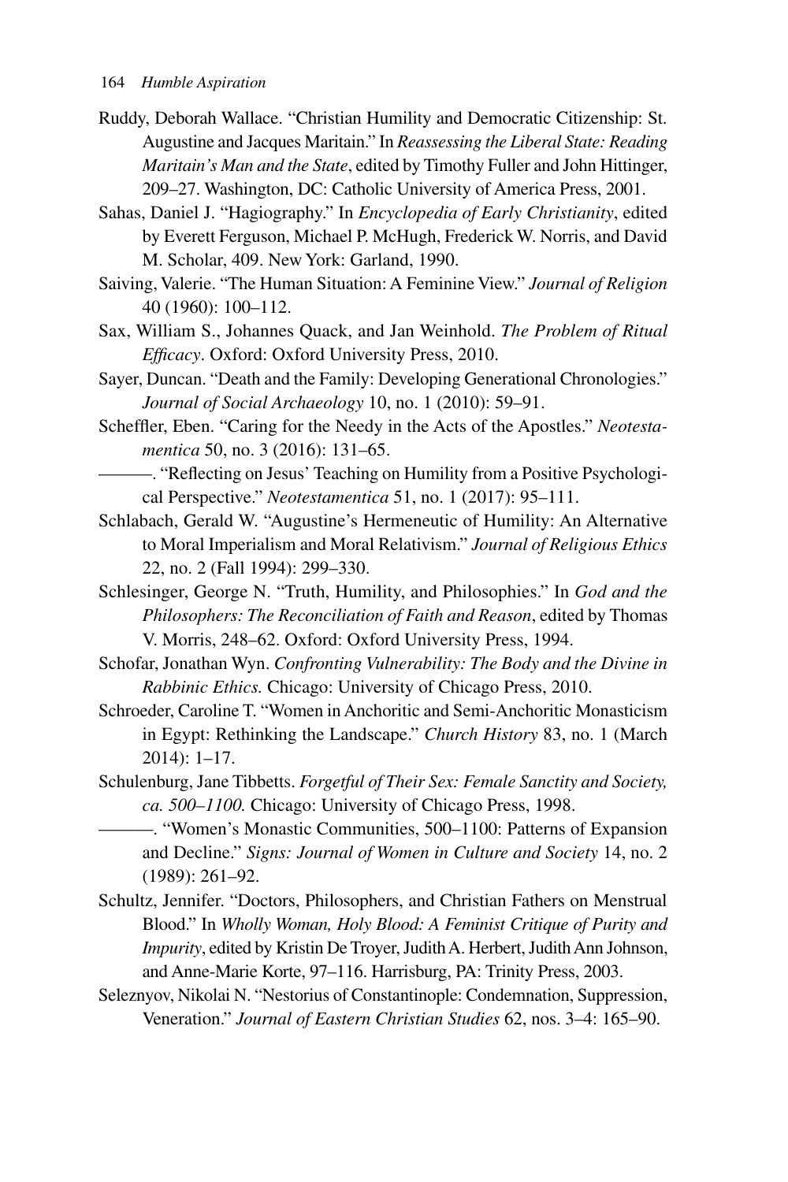Ruddy, Deborah Wallace. "Christian Humility and Democratic Citizenship: St. Augustine and Jacques Maritain." In *Reassessing the Liberal State: Reading Maritain's Man and the State*, edited by Timothy Fuller and John Hittinger, 209–27. Washington, DC: Catholic University of America Press, 2001.

Sahas, Daniel J. "Hagiography." In *Encyclopedia of Early Christianity*, edited by Everett Ferguson, Michael P. McHugh, Frederick W. Norris, and David M. Scholar, 409. New York: Garland, 1990.

Saiving, Valerie. "The Human Situation: A Feminine View." *Journal of Religion* 40 (1960): 100–112.

Sax, William S., Johannes Quack, and Jan Weinhold. *The Problem of Ritual Efficacy*. Oxford: Oxford University Press, 2010.

Sayer, Duncan. "Death and the Family: Developing Generational Chronologies." *Journal of Social Archaeology* 10, no. 1 (2010): 59–91.

Scheffler, Eben. "Caring for the Needy in the Acts of the Apostles." *Neotestamentica* 50, no. 3 (2016): 131–65.

———. "Reflecting on Jesus' Teaching on Humility from a Positive Psychological Perspective." *Neotestamentica* 51, no. 1 (2017): 95–111.

Schlabach, Gerald W. "Augustine's Hermeneutic of Humility: An Alternative to Moral Imperialism and Moral Relativism." *Journal of Religious Ethics* 22, no. 2 (Fall 1994): 299–330.

Schlesinger, George N. "Truth, Humility, and Philosophies." In *God and the Philosophers: The Reconciliation of Faith and Reason*, edited by Thomas V. Morris, 248–62. Oxford: Oxford University Press, 1994.

Schofar, Jonathan Wyn. *Confronting Vulnerability: The Body and the Divine in Rabbinic Ethics.* Chicago: University of Chicago Press, 2010.

Schroeder, Caroline T. "Women in Anchoritic and Semi-Anchoritic Monasticism in Egypt: Rethinking the Landscape." *Church History* 83, no. 1 (March 2014): 1–17.

Schulenburg, Jane Tibbetts. *Forgetful of Their Sex: Female Sanctity and Society, ca. 500–1100.* Chicago: University of Chicago Press, 1998.

———. "Women's Monastic Communities, 500–1100: Patterns of Expansion and Decline." *Signs: Journal of Women in Culture and Society* 14, no. 2 (1989): 261–92.

Schultz, Jennifer. "Doctors, Philosophers, and Christian Fathers on Menstrual Blood." In *Wholly Woman, Holy Blood: A Feminist Critique of Purity and Impurity*, edited by Kristin De Troyer, Judith A. Herbert, Judith Ann Johnson, and Anne-Marie Korte, 97–116. Harrisburg, PA: Trinity Press, 2003.

Seleznyov, Nikolai N. "Nestorius of Constantinople: Condemnation, Suppression, Veneration." *Journal of Eastern Christian Studies* 62, nos. 3–4: 165–90.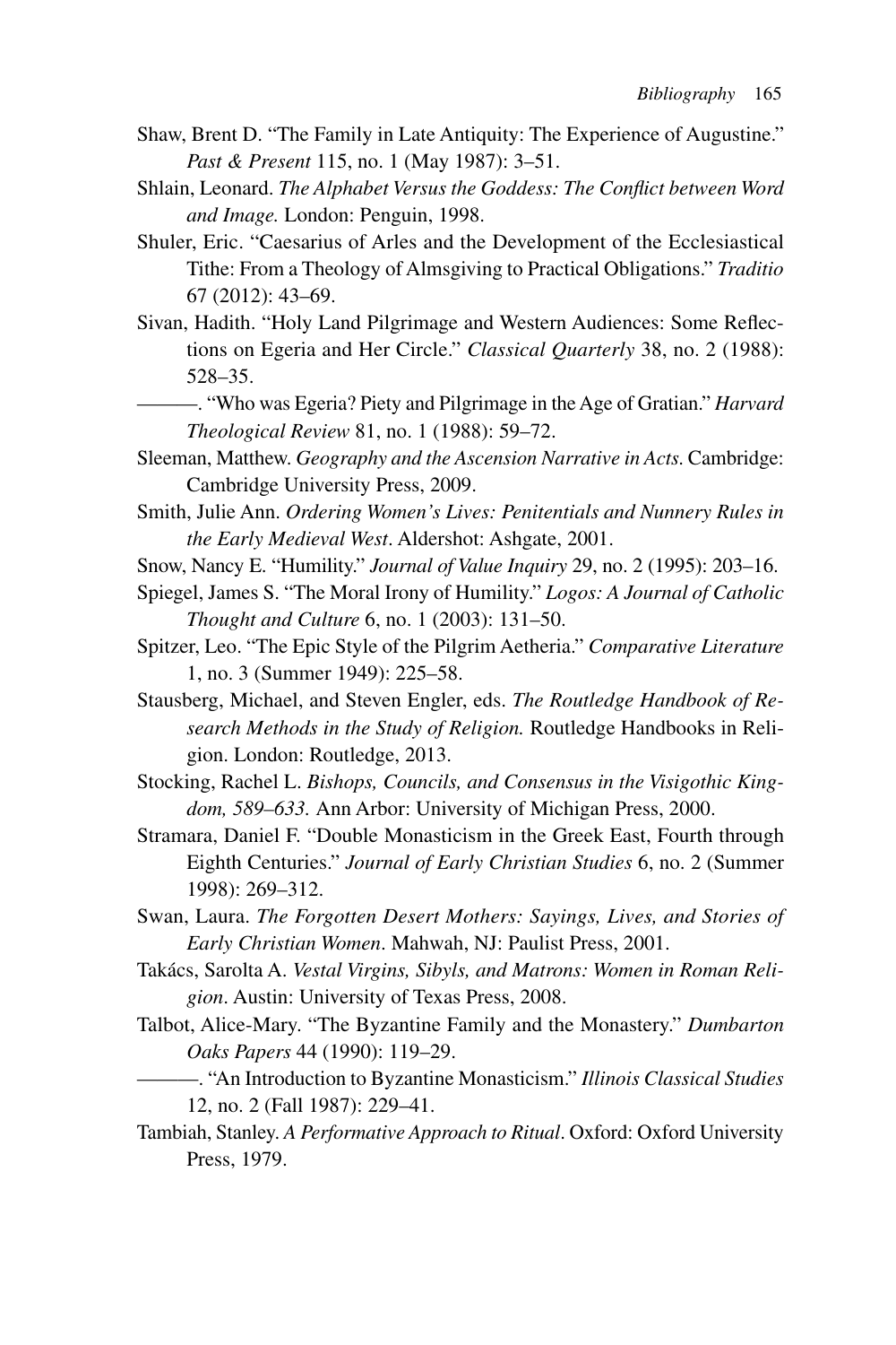Shaw, Brent D. "The Family in Late Antiquity: The Experience of Augustine." *Past & Present* 115, no. 1 (May 1987): 3–51.

Shlain, Leonard. *The Alphabet Versus the Goddess: The Conflict between Word and Image.* London: Penguin, 1998.

Shuler, Eric. "Caesarius of Arles and the Development of the Ecclesiastical Tithe: From a Theology of Almsgiving to Practical Obligations." *Traditio* 67 (2012): 43–69.

Sivan, Hadith. "Holy Land Pilgrimage and Western Audiences: Some Reflections on Egeria and Her Circle." *Classical Quarterly* 38, no. 2 (1988): 528–35.

———. "Who was Egeria? Piety and Pilgrimage in the Age of Gratian." *Harvard Theological Review* 81, no. 1 (1988): 59–72.

Sleeman, Matthew. *Geography and the Ascension Narrative in Acts*. Cambridge: Cambridge University Press, 2009.

Smith, Julie Ann. *Ordering Women's Lives: Penitentials and Nunnery Rules in the Early Medieval West*. Aldershot: Ashgate, 2001.

Snow, Nancy E. "Humility." *Journal of Value Inquiry* 29, no. 2 (1995): 203–16.

Spiegel, James S. "The Moral Irony of Humility." *Logos: A Journal of Catholic Thought and Culture* 6, no. 1 (2003): 131–50.

Spitzer, Leo. "The Epic Style of the Pilgrim Aetheria." *Comparative Literature* 1, no. 3 (Summer 1949): 225–58.

Stausberg, Michael, and Steven Engler, eds. *The Routledge Handbook of Research Methods in the Study of Religion.* Routledge Handbooks in Religion. London: Routledge, 2013.

Stocking, Rachel L. *Bishops, Councils, and Consensus in the Visigothic Kingdom, 589–633.* Ann Arbor: University of Michigan Press, 2000.

Stramara, Daniel F. "Double Monasticism in the Greek East, Fourth through Eighth Centuries." *Journal of Early Christian Studies* 6, no. 2 (Summer 1998): 269–312.

Swan, Laura. *The Forgotten Desert Mothers: Sayings, Lives, and Stories of Early Christian Women*. Mahwah, NJ: Paulist Press, 2001.

Takács, Sarolta A. *Vestal Virgins, Sibyls, and Matrons: Women in Roman Religion*. Austin: University of Texas Press, 2008.

Talbot, Alice-Mary. "The Byzantine Family and the Monastery." *Dumbarton Oaks Papers* 44 (1990): 119–29.

———. "An Introduction to Byzantine Monasticism." *Illinois Classical Studies* 12, no. 2 (Fall 1987): 229–41.

Tambiah, Stanley. *A Performative Approach to Ritual*. Oxford: Oxford University Press, 1979.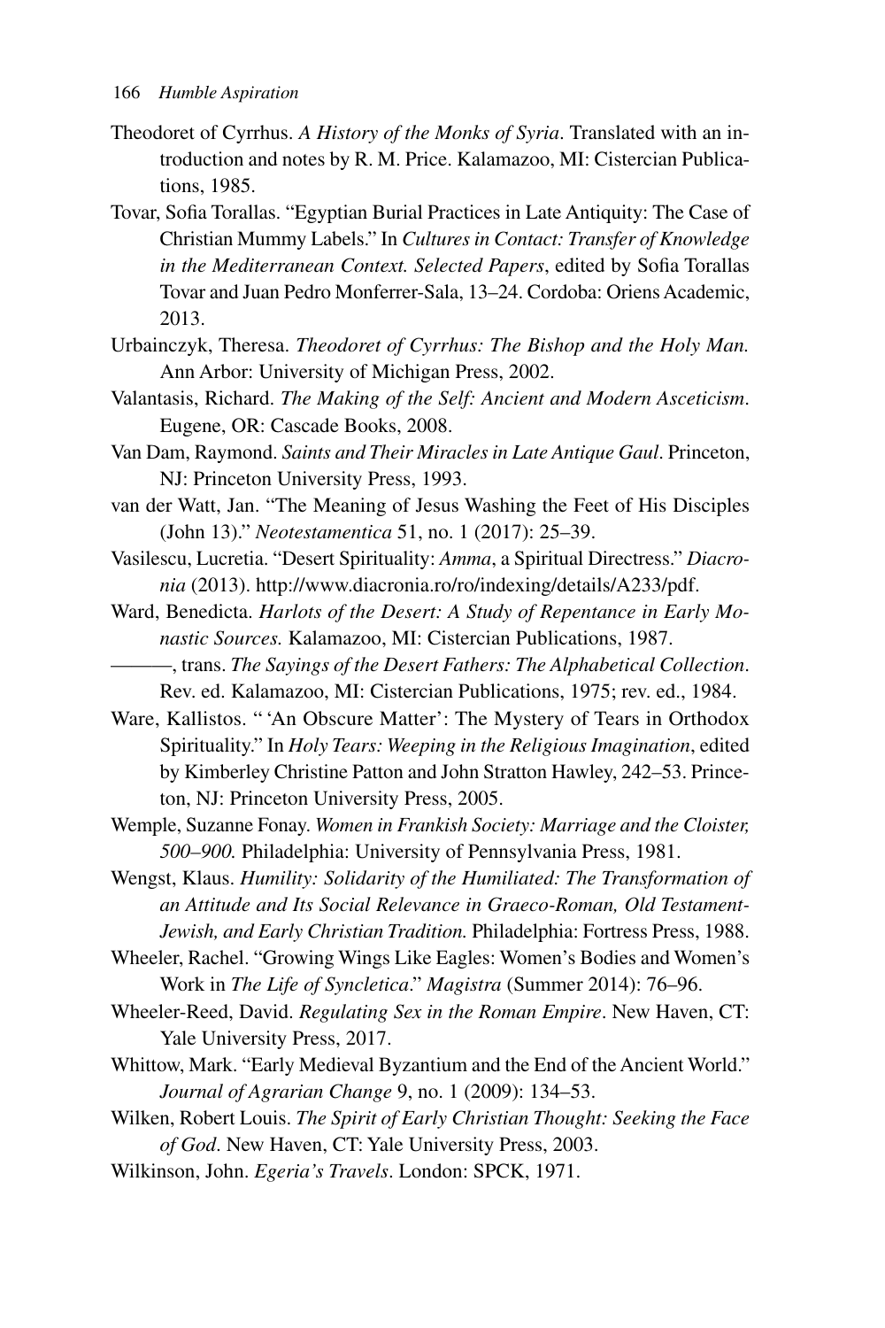Theodoret of Cyrrhus. *A History of the Monks of Syria*. Translated with an introduction and notes by R. M. Price. Kalamazoo, MI: Cistercian Publications, 1985.

Tovar, Sofia Torallas. "Egyptian Burial Practices in Late Antiquity: The Case of Christian Mummy Labels." In *Cultures in Contact: Transfer of Knowledge in the Mediterranean Context. Selected Papers*, edited by Sofia Torallas Tovar and Juan Pedro Monferrer-Sala, 13–24. Cordoba: Oriens Academic, 2013.

Urbainczyk, Theresa. *Theodoret of Cyrrhus: The Bishop and the Holy Man.* Ann Arbor: University of Michigan Press, 2002.

Valantasis, Richard. *The Making of the Self: Ancient and Modern Asceticism*. Eugene, OR: Cascade Books, 2008.

Van Dam, Raymond. *Saints and Their Miracles in Late Antique Gaul*. Princeton, NJ: Princeton University Press, 1993.

van der Watt, Jan. "The Meaning of Jesus Washing the Feet of His Disciples (John 13)." *Neotestamentica* 51, no. 1 (2017): 25–39.

Vasilescu, Lucretia. "Desert Spirituality: *Amma*, a Spiritual Directress." *Diacronia* (2013). http://www.diacronia.ro/ro/indexing/details/A233/pdf.

Ward, Benedicta. *Harlots of the Desert: A Study of Repentance in Early Monastic Sources.* Kalamazoo, MI: Cistercian Publications, 1987.

———, trans. *The Sayings of the Desert Fathers: The Alphabetical Collection*. Rev. ed. Kalamazoo, MI: Cistercian Publications, 1975; rev. ed., 1984.

Ware, Kallistos. " 'An Obscure Matter': The Mystery of Tears in Orthodox Spirituality." In *Holy Tears: Weeping in the Religious Imagination*, edited by Kimberley Christine Patton and John Stratton Hawley, 242–53. Princeton, NJ: Princeton University Press, 2005.

Wemple, Suzanne Fonay. *Women in Frankish Society: Marriage and the Cloister, 500–900.* Philadelphia: University of Pennsylvania Press, 1981.

Wengst, Klaus. *Humility: Solidarity of the Humiliated: The Transformation of an Attitude and Its Social Relevance in Graeco-Roman, Old Testament-Jewish, and Early Christian Tradition.* Philadelphia: Fortress Press, 1988.

Wheeler, Rachel. "Growing Wings Like Eagles: Women's Bodies and Women's Work in *The Life of Syncletica*." *Magistra* (Summer 2014): 76–96.

Wheeler-Reed, David. *Regulating Sex in the Roman Empire*. New Haven, CT: Yale University Press, 2017.

Whittow, Mark. "Early Medieval Byzantium and the End of the Ancient World." *Journal of Agrarian Change* 9, no. 1 (2009): 134–53.

Wilken, Robert Louis. *The Spirit of Early Christian Thought: Seeking the Face of God*. New Haven, CT: Yale University Press, 2003.

Wilkinson, John. *Egeria's Travels*. London: SPCK, 1971.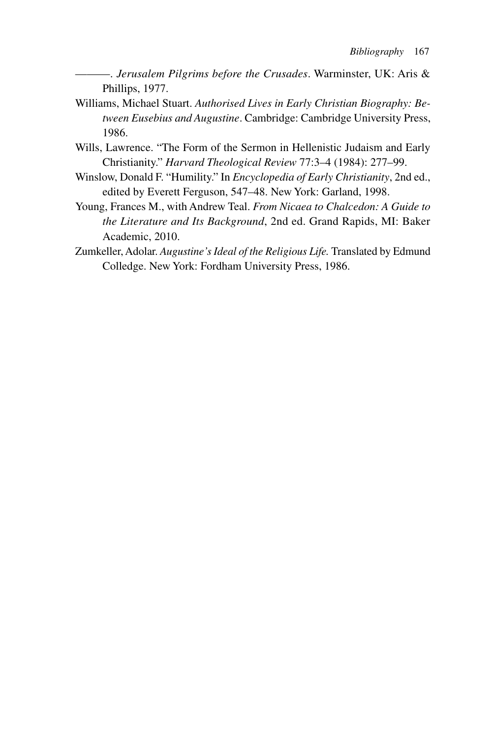———. *Jerusalem Pilgrims before the Crusades*. Warminster, UK: Aris & Phillips, 1977.

Williams, Michael Stuart. *Authorised Lives in Early Christian Biography: Between Eusebius and Augustine*. Cambridge: Cambridge University Press, 1986.

Wills, Lawrence. "The Form of the Sermon in Hellenistic Judaism and Early Christianity." *Harvard Theological Review* 77:3–4 (1984): 277–99.

Winslow, Donald F. "Humility." In *Encyclopedia of Early Christianity*, 2nd ed., edited by Everett Ferguson, 547–48. New York: Garland, 1998.

Young, Frances M., with Andrew Teal. *From Nicaea to Chalcedon: A Guide to the Literature and Its Background*, 2nd ed. Grand Rapids, MI: Baker Academic, 2010.

Zumkeller, Adolar. *Augustine's Ideal of the Religious Life.* Translated by Edmund Colledge. New York: Fordham University Press, 1986.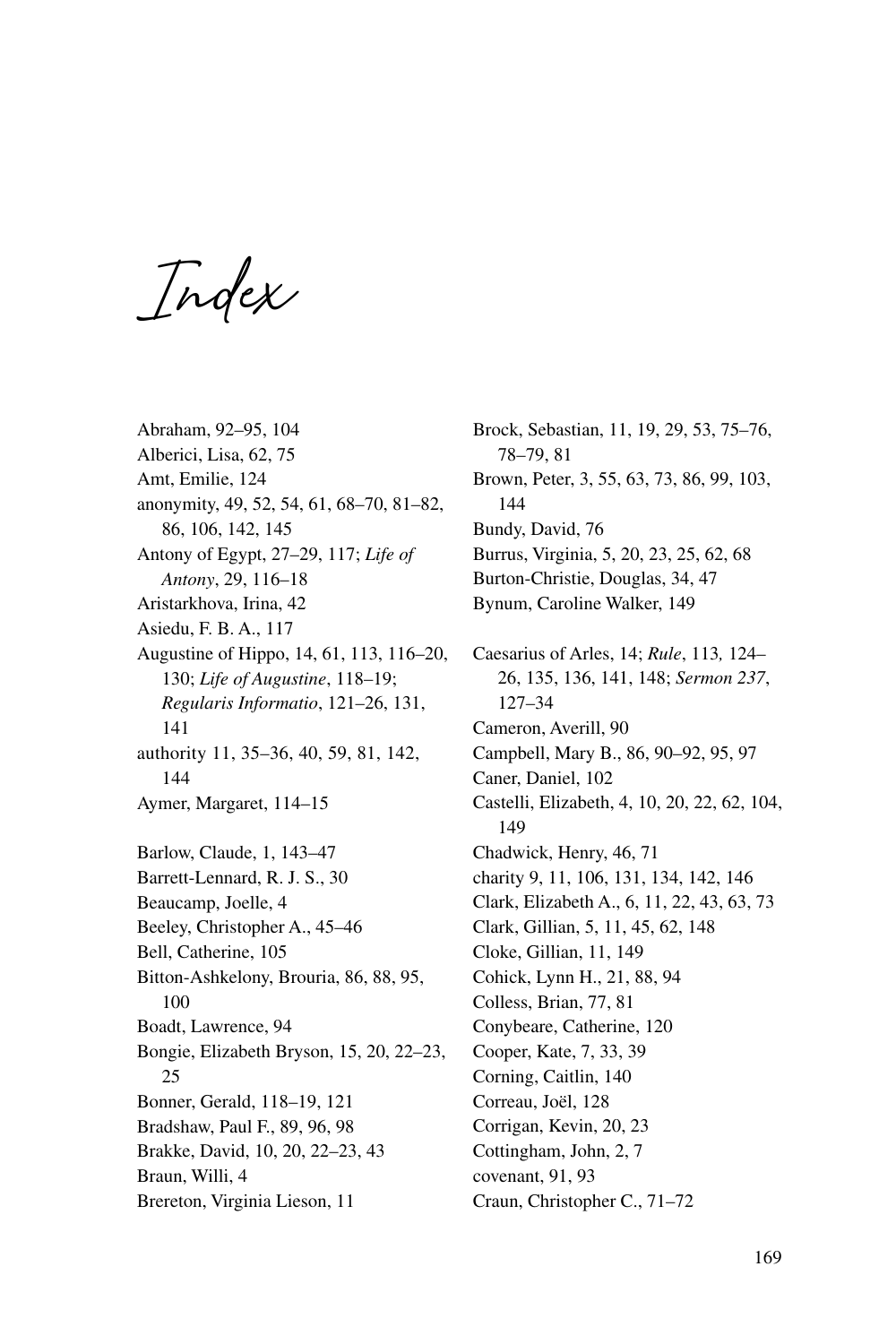# Index

Abraham, 92–95, 104
Alberici, Lisa, 62, 75
Amt, Emilie, 124
anonymity, 49, 52, 54, 61, 68–70, 81–82, 86, 106, 142, 145
Antony of Egypt, 27–29, 117; *Life of Antony*, 29, 116–18
Aristarkhova, Irina, 42
Asiedu, F. B. A., 117
Augustine of Hippo, 14, 61, 113, 116–20, 130; *Life of Augustine*, 118–19; *Regularis Informatio*, 121–26, 131, 141
authority 11, 35–36, 40, 59, 81, 142, 144
Aymer, Margaret, 114–15

Barlow, Claude, 1, 143–47
Barrett-Lennard, R. J. S., 30
Beaucamp, Joelle, 4
Beeley, Christopher A., 45–46
Bell, Catherine, 105
Bitton-Ashkelony, Brouria, 86, 88, 95, 100
Boadt, Lawrence, 94
Bongie, Elizabeth Bryson, 15, 20, 22–23, 25
Bonner, Gerald, 118–19, 121
Bradshaw, Paul F., 89, 96, 98
Brakke, David, 10, 20, 22–23, 43
Braun, Willi, 4
Brereton, Virginia Lieson, 11
Brock, Sebastian, 11, 19, 29, 53, 75–76, 78–79, 81
Brown, Peter, 3, 55, 63, 73, 86, 99, 103, 144
Bundy, David, 76
Burrus, Virginia, 5, 20, 23, 25, 62, 68
Burton-Christie, Douglas, 34, 47
Bynum, Caroline Walker, 149

Caesarius of Arles, 14; *Rule*, 113, 124–26, 135, 136, 141, 148; *Sermon 237*, 127–34
Cameron, Averill, 90
Campbell, Mary B., 86, 90–92, 95, 97
Caner, Daniel, 102
Castelli, Elizabeth, 4, 10, 20, 22, 62, 104, 149
Chadwick, Henry, 46, 71
charity 9, 11, 106, 131, 134, 142, 146
Clark, Elizabeth A., 6, 11, 22, 43, 63, 73
Clark, Gillian, 5, 11, 45, 62, 148
Cloke, Gillian, 11, 149
Cohick, Lynn H., 21, 88, 94
Colless, Brian, 77, 81
Conybeare, Catherine, 120
Cooper, Kate, 7, 33, 39
Corning, Caitlin, 140
Correau, Joël, 128
Corrigan, Kevin, 20, 23
Cottingham, John, 2, 7
covenant, 91, 93
Craun, Christopher C., 71–72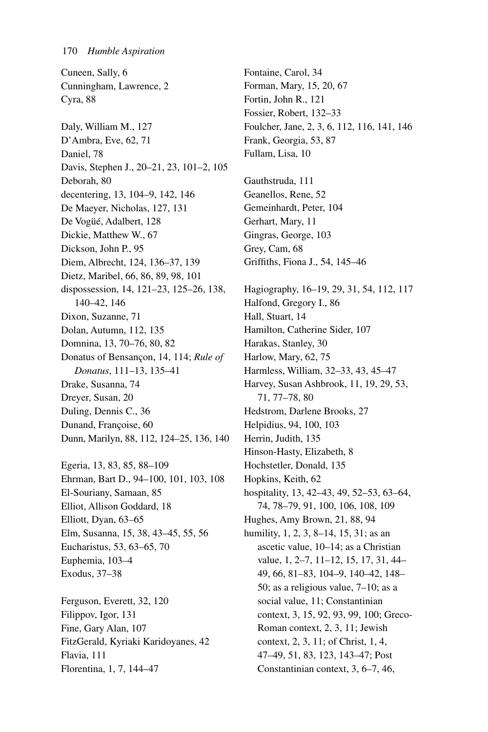Cuneen, Sally, 6
Cunningham, Lawrence, 2
Cyra, 88

Daly, William M., 127
D'Ambra, Eve, 62, 71
Daniel, 78
Davis, Stephen J., 20–21, 23, 101–2, 105
Deborah, 80
decentering, 13, 104–9, 142, 146
De Maeyer, Nicholas, 127, 131
De Vogüé, Adalbert, 128
Dickie, Matthew W., 67
Dickson, John P., 95
Diem, Albrecht, 124, 136–37, 139
Dietz, Maribel, 66, 86, 89, 98, 101
dispossession, 14, 121–23, 125–26, 138, 140–42, 146
Dixon, Suzanne, 71
Dolan, Autumn, 112, 135
Domnina, 13, 70–76, 80, 82
Donatus of Bensançon, 14, 114; *Rule of Donatus*, 111–13, 135–41
Drake, Susanna, 74
Dreyer, Susan, 20
Duling, Dennis C., 36
Dunand, Françoise, 60
Dunn, Marilyn, 88, 112, 124–25, 136, 140

Egeria, 13, 83, 85, 88–109
Ehrman, Bart D., 94–100, 101, 103, 108
El-Souriany, Samaan, 85
Elliot, Allison Goddard, 18
Elliott, Dyan, 63–65
Elm, Susanna, 15, 38, 43–45, 55, 56
Eucharistus, 53, 63–65, 70
Euphemia, 103–4
Exodus, 37–38

Ferguson, Everett, 32, 120
Filippov, Igor, 131
Fine, Gary Alan, 107
FitzGerald, Kyriaki Karidoyanes, 42
Flavia, 111
Florentina, 1, 7, 144–47

Fontaine, Carol, 34
Forman, Mary, 15, 20, 67
Fortin, John R., 121
Fossier, Robert, 132–33
Foulcher, Jane, 2, 3, 6, 112, 116, 141, 146
Frank, Georgia, 53, 87
Fullam, Lisa, 10

Gauthstruda, 111
Geanellos, Rene, 52
Gemeinhardt, Peter, 104
Gerhart, Mary, 11
Gingras, George, 103
Grey, Cam, 68
Griffiths, Fiona J., 54, 145–46

Hagiography, 16–19, 29, 31, 54, 112, 117
Halfond, Gregory I., 86
Hall, Stuart, 14
Hamilton, Catherine Sider, 107
Harakas, Stanley, 30
Harlow, Mary, 62, 75
Harmless, William, 32–33, 43, 45–47
Harvey, Susan Ashbrook, 11, 19, 29, 53, 71, 77–78, 80
Hedstrom, Darlene Brooks, 27
Helpidius, 94, 100, 103
Herrin, Judith, 135
Hinson-Hasty, Elizabeth, 8
Hochstetler, Donald, 135
Hopkins, Keith, 62
hospitality, 13, 42–43, 49, 52–53, 63–64, 74, 78–79, 91, 100, 106, 108, 109
Hughes, Amy Brown, 21, 88, 94
humility, 1, 2, 3, 8–14, 15, 31; as an ascetic value, 10–14; as a Christian value, 1, 2–7, 11–12, 15, 17, 31, 44–49, 66, 81–83, 104–9, 140–42, 148–50; as a religious value, 7–10; as a social value, 11; Constantinian context, 3, 15, 92, 93, 99, 100; Greco-Roman context, 2, 3, 11; Jewish context, 2, 3, 11; of Christ, 1, 4, 47–49, 51, 83, 123, 143–47; Post Constantinian context, 3, 6–7, 46,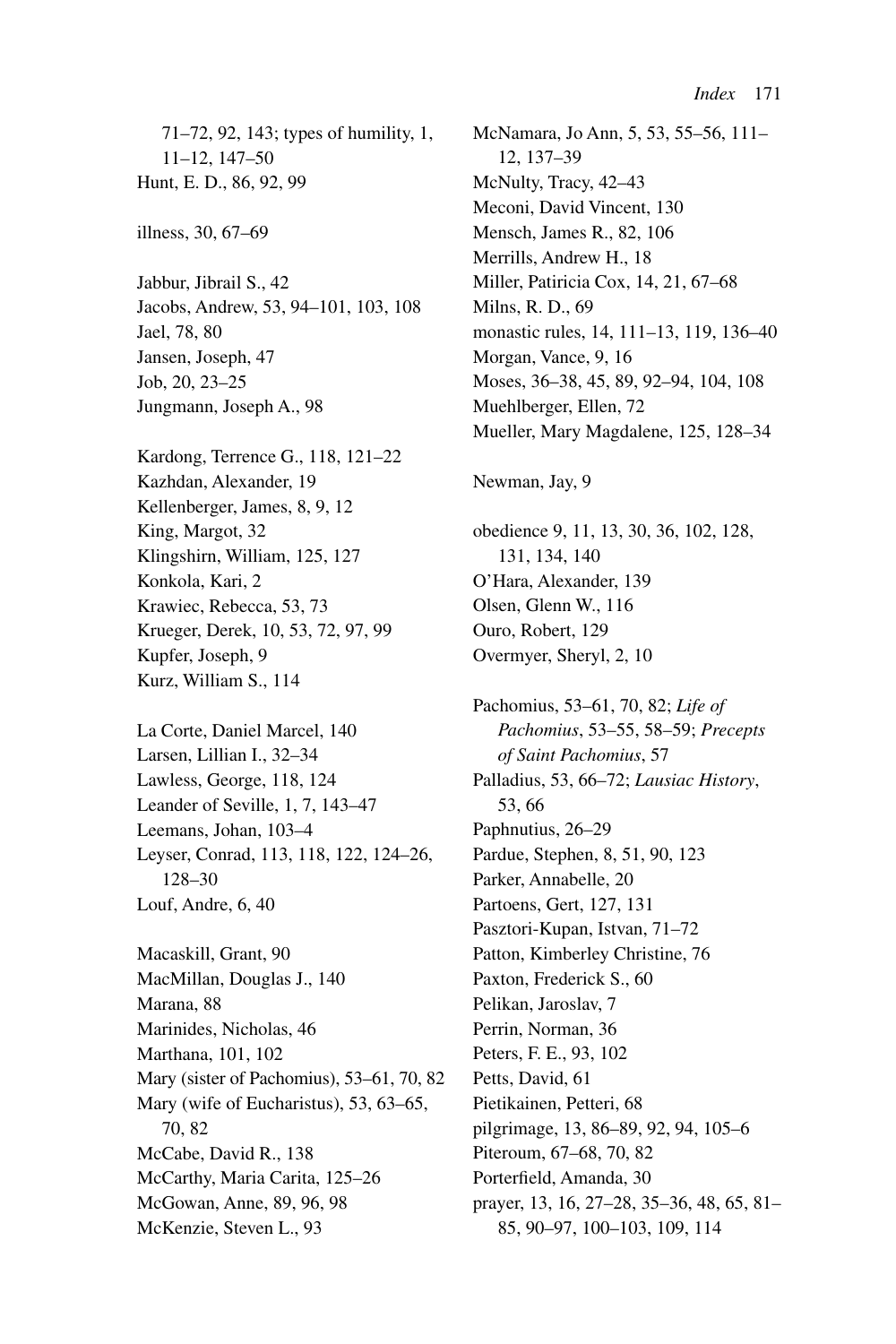71–72, 92, 143; types of humility, 1, 11–12, 147–50

Hunt, E. D., 86, 92, 99

illness, 30, 67–69

Jabbur, Jibrail S., 42

Jacobs, Andrew, 53, 94–101, 103, 108

Jael, 78, 80

Jansen, Joseph, 47

Job, 20, 23–25

Jungmann, Joseph A., 98

Kardong, Terrence G., 118, 121–22

Kazhdan, Alexander, 19

Kellenberger, James, 8, 9, 12

King, Margot, 32

Klingshirn, William, 125, 127

Konkola, Kari, 2

Krawiec, Rebecca, 53, 73

Krueger, Derek, 10, 53, 72, 97, 99

Kupfer, Joseph, 9

Kurz, William S., 114

La Corte, Daniel Marcel, 140

Larsen, Lillian I., 32–34

Lawless, George, 118, 124

Leander of Seville, 1, 7, 143–47

Leemans, Johan, 103–4

Leyser, Conrad, 113, 118, 122, 124–26, 128–30

Louf, Andre, 6, 40

Macaskill, Grant, 90

MacMillan, Douglas J., 140

Marana, 88

Marinides, Nicholas, 46

Marthana, 101, 102

Mary (sister of Pachomius), 53–61, 70, 82

Mary (wife of Eucharistus), 53, 63–65, 70, 82

McCabe, David R., 138

McCarthy, Maria Carita, 125–26

McGowan, Anne, 89, 96, 98

McKenzie, Steven L., 93

McNamara, Jo Ann, 5, 53, 55–56, 111–12, 137–39

McNulty, Tracy, 42–43

Meconi, David Vincent, 130

Mensch, James R., 82, 106

Merrills, Andrew H., 18

Miller, Patiricia Cox, 14, 21, 67–68

Milns, R. D., 69

monastic rules, 14, 111–13, 119, 136–40

Morgan, Vance, 9, 16

Moses, 36–38, 45, 89, 92–94, 104, 108

Muehlberger, Ellen, 72

Mueller, Mary Magdalene, 125, 128–34

Newman, Jay, 9

obedience 9, 11, 13, 30, 36, 102, 128, 131, 134, 140

O'Hara, Alexander, 139

Olsen, Glenn W., 116

Ouro, Robert, 129

Overmyer, Sheryl, 2, 10

Pachomius, 53–61, 70, 82; *Life of Pachomius*, 53–55, 58–59; *Precepts of Saint Pachomius*, 57

Palladius, 53, 66–72; *Lausiac History*, 53, 66

Paphnutius, 26–29

Pardue, Stephen, 8, 51, 90, 123

Parker, Annabelle, 20

Partoens, Gert, 127, 131

Pasztori-Kupan, Istvan, 71–72

Patton, Kimberley Christine, 76

Paxton, Frederick S., 60

Pelikan, Jaroslav, 7

Perrin, Norman, 36

Peters, F. E., 93, 102

Petts, David, 61

Pietikainen, Petteri, 68

pilgrimage, 13, 86–89, 92, 94, 105–6

Piteroum, 67–68, 70, 82

Porterfield, Amanda, 30

prayer, 13, 16, 27–28, 35–36, 48, 65, 81–85, 90–97, 100–103, 109, 114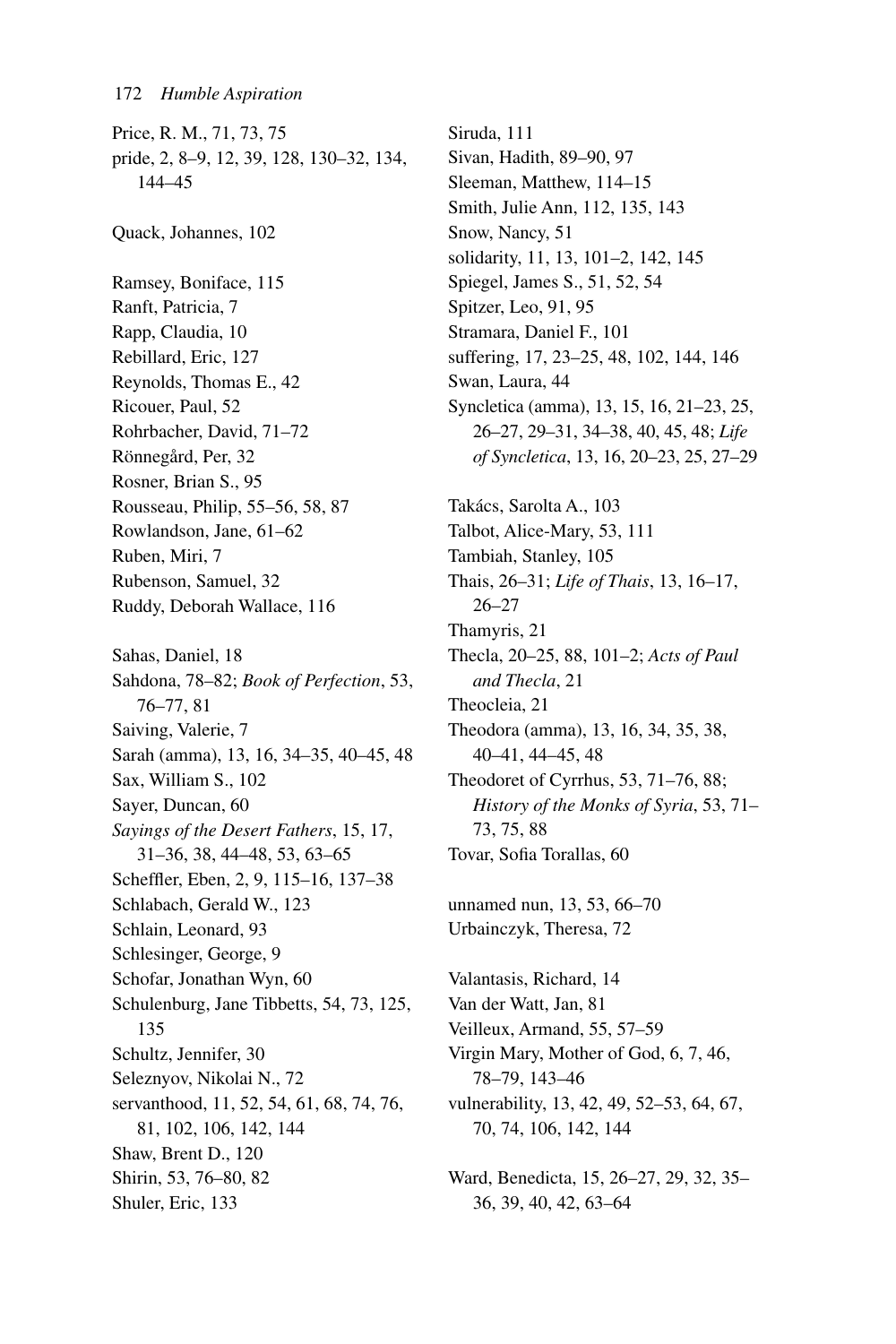Price, R. M., 71, 73, 75
pride, 2, 8–9, 12, 39, 128, 130–32, 134, 144–45

Quack, Johannes, 102

Ramsey, Boniface, 115
Ranft, Patricia, 7
Rapp, Claudia, 10
Rebillard, Eric, 127
Reynolds, Thomas E., 42
Ricouer, Paul, 52
Rohrbacher, David, 71–72
Rönnegård, Per, 32
Rosner, Brian S., 95
Rousseau, Philip, 55–56, 58, 87
Rowlandson, Jane, 61–62
Ruben, Miri, 7
Rubenson, Samuel, 32
Ruddy, Deborah Wallace, 116

Sahas, Daniel, 18
Sahdona, 78–82; *Book of Perfection*, 53, 76–77, 81
Saiving, Valerie, 7
Sarah (amma), 13, 16, 34–35, 40–45, 48
Sax, William S., 102
Sayer, Duncan, 60
*Sayings of the Desert Fathers*, 15, 17, 31–36, 38, 44–48, 53, 63–65
Scheffler, Eben, 2, 9, 115–16, 137–38
Schlabach, Gerald W., 123
Schlain, Leonard, 93
Schlesinger, George, 9
Schofar, Jonathan Wyn, 60
Schulenburg, Jane Tibbetts, 54, 73, 125, 135
Schultz, Jennifer, 30
Seleznyov, Nikolai N., 72
servanthood, 11, 52, 54, 61, 68, 74, 76, 81, 102, 106, 142, 144
Shaw, Brent D., 120
Shirin, 53, 76–80, 82
Shuler, Eric, 133

Siruda, 111
Sivan, Hadith, 89–90, 97
Sleeman, Matthew, 114–15
Smith, Julie Ann, 112, 135, 143
Snow, Nancy, 51
solidarity, 11, 13, 101–2, 142, 145
Spiegel, James S., 51, 52, 54
Spitzer, Leo, 91, 95
Stramara, Daniel F., 101
suffering, 17, 23–25, 48, 102, 144, 146
Swan, Laura, 44
Syncletica (amma), 13, 15, 16, 21–23, 25, 26–27, 29–31, 34–38, 40, 45, 48; *Life of Syncletica*, 13, 16, 20–23, 25, 27–29

Takács, Sarolta A., 103
Talbot, Alice-Mary, 53, 111
Tambiah, Stanley, 105
Thais, 26–31; *Life of Thais*, 13, 16–17, 26–27
Thamyris, 21
Thecla, 20–25, 88, 101–2; *Acts of Paul and Thecla*, 21
Theocleia, 21
Theodora (amma), 13, 16, 34, 35, 38, 40–41, 44–45, 48
Theodoret of Cyrrhus, 53, 71–76, 88; *History of the Monks of Syria*, 53, 71–73, 75, 88
Tovar, Sofia Torallas, 60

unnamed nun, 13, 53, 66–70
Urbainczyk, Theresa, 72

Valantasis, Richard, 14
Van der Watt, Jan, 81
Veilleux, Armand, 55, 57–59
Virgin Mary, Mother of God, 6, 7, 46, 78–79, 143–46
vulnerability, 13, 42, 49, 52–53, 64, 67, 70, 74, 106, 142, 144

Ward, Benedicta, 15, 26–27, 29, 32, 35–36, 39, 40, 42, 63–64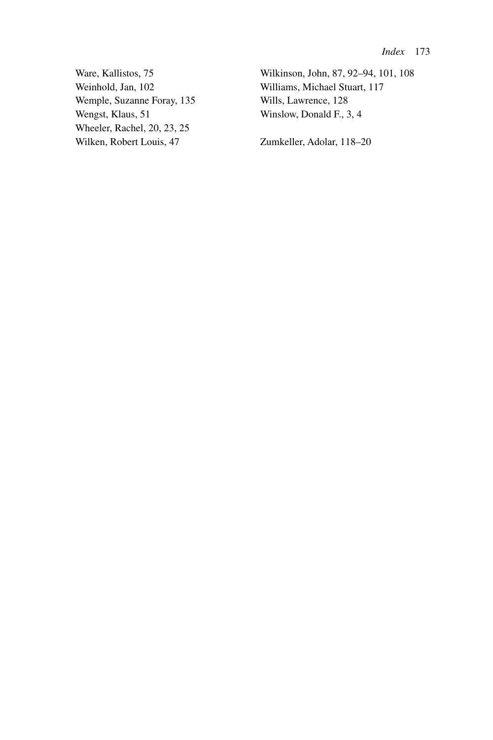Ware, Kallistos, 75
Weinhold, Jan, 102
Wemple, Suzanne Foray, 135
Wengst, Klaus, 51
Wheeler, Rachel, 20, 23, 25
Wilken, Robert Louis, 47
Wilkinson, John, 87, 92–94, 101, 108
Williams, Michael Stuart, 117
Wills, Lawrence, 128
Winslow, Donald F., 3, 4

Zumkeller, Adolar, 118–20